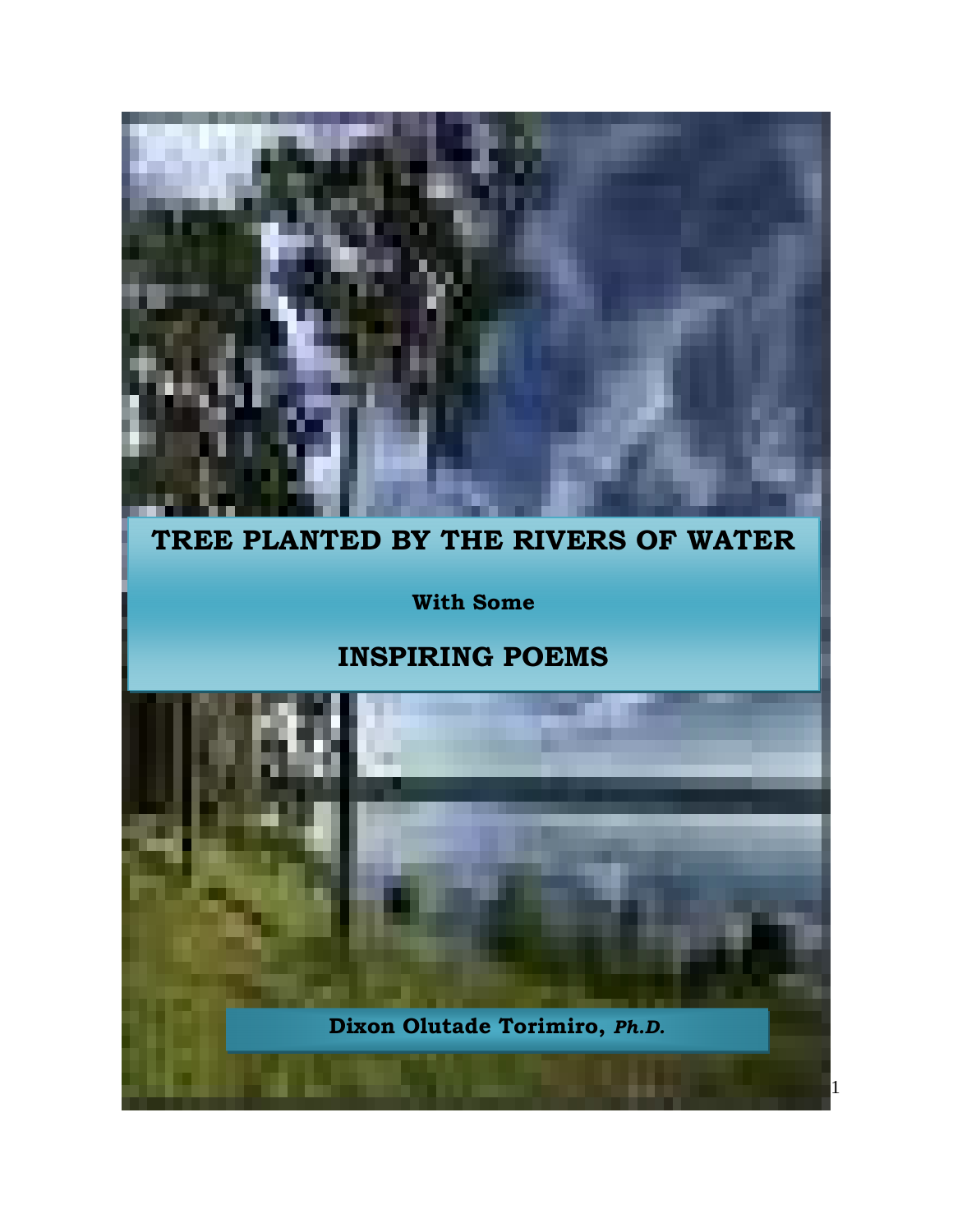# TREE PLANTED BY THE RIVERS OF WATER

**With Some**

## INSPIRING POEMS

**Dixon Olutade Torimiro,** ***Ph.D.***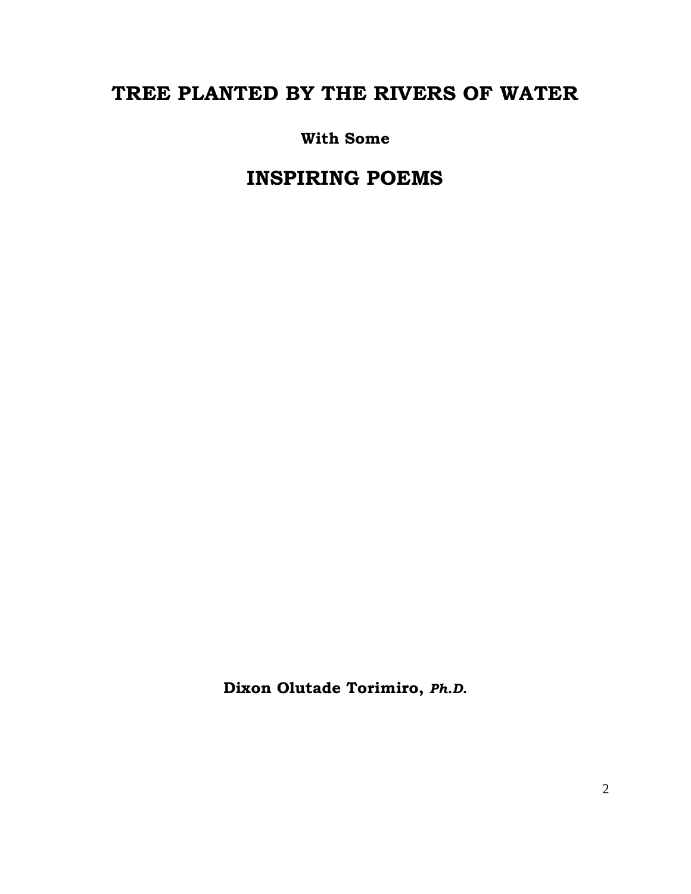# TREE PLANTED BY THE RIVERS OF WATER

**With Some**

## INSPIRING POEMS

**Dixon Olutade Torimiro,** ***Ph.D.***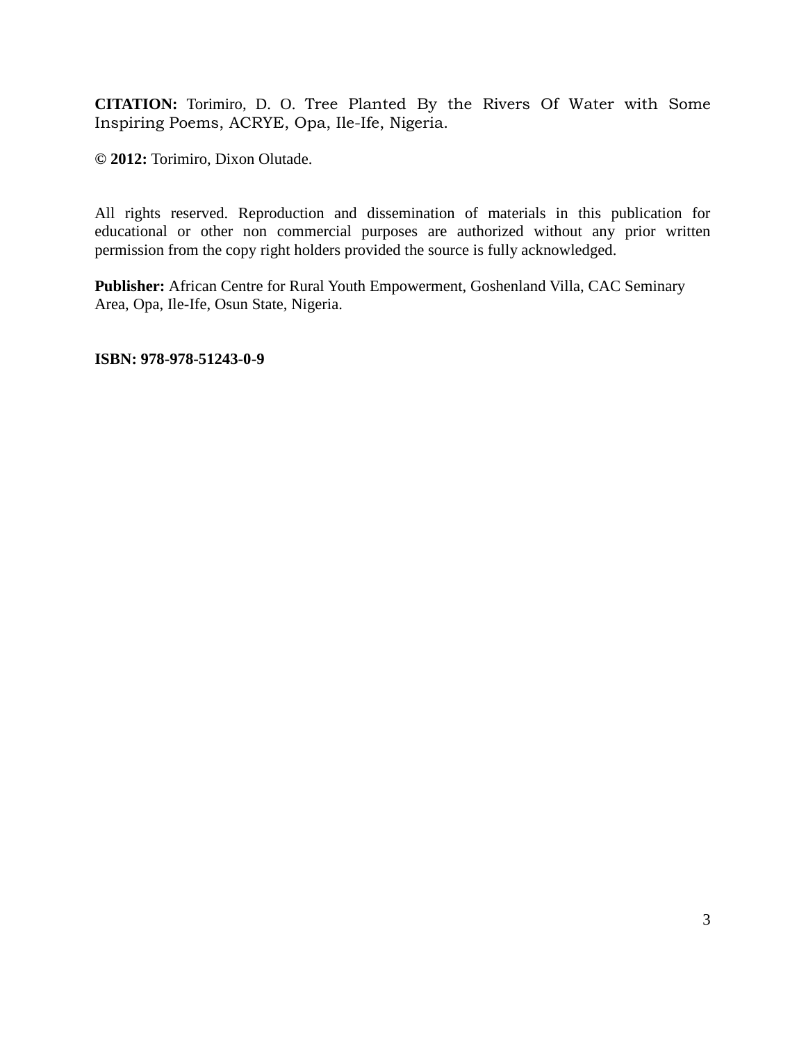**CITATION:** Torimiro, D. O. Tree Planted By the Rivers Of Water with Some Inspiring Poems, ACRYE, Opa, Ile-Ife, Nigeria.

**© 2012:** Torimiro, Dixon Olutade.

All rights reserved. Reproduction and dissemination of materials in this publication for educational or other non commercial purposes are authorized without any prior written permission from the copy right holders provided the source is fully acknowledged.

**Publisher:** African Centre for Rural Youth Empowerment, Goshenland Villa, CAC Seminary Area, Opa, Ile-Ife, Osun State, Nigeria.

**ISBN: 978-978-51243-0-9**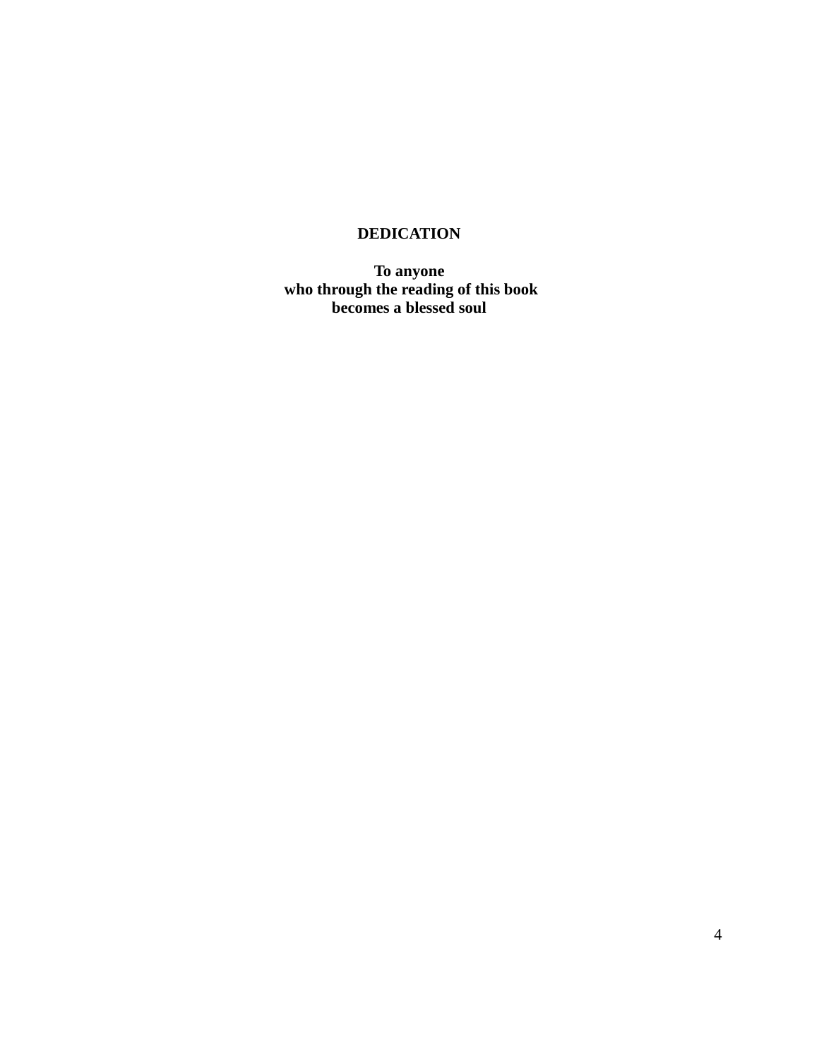# DEDICATION

**To anyone**
**who through the reading of this book**
**becomes a blessed soul**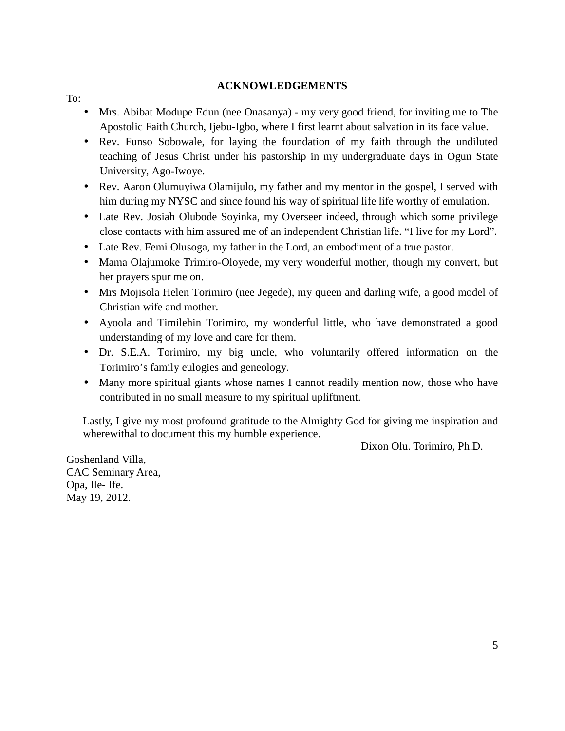## ACKNOWLEDGEMENTS

To:

- Mrs. Abibat Modupe Edun (nee Onasanya) - my very good friend, for inviting me to The Apostolic Faith Church, Ijebu-Igbo, where I first learnt about salvation in its face value.
- Rev. Funso Sobowale, for laying the foundation of my faith through the undiluted teaching of Jesus Christ under his pastorship in my undergraduate days in Ogun State University, Ago-Iwoye.
- Rev. Aaron Olumuyiwa Olamijulo, my father and my mentor in the gospel, I served with him during my NYSC and since found his way of spiritual life life worthy of emulation.
- Late Rev. Josiah Olubode Soyinka, my Overseer indeed, through which some privilege close contacts with him assured me of an independent Christian life. "I live for my Lord".
- Late Rev. Femi Olusoga, my father in the Lord, an embodiment of a true pastor.
- Mama Olajumoke Trimiro-Oloyede, my very wonderful mother, though my convert, but her prayers spur me on.
- Mrs Mojisola Helen Torimiro (nee Jegede), my queen and darling wife, a good model of Christian wife and mother.
- Ayoola and Timilehin Torimiro, my wonderful little, who have demonstrated a good understanding of my love and care for them.
- Dr. S.E.A. Torimiro, my big uncle, who voluntarily offered information on the Torimiro's family eulogies and geneology.
- Many more spiritual giants whose names I cannot readily mention now, those who have contributed in no small measure to my spiritual upliftment.

Lastly, I give my most profound gratitude to the Almighty God for giving me inspiration and wherewithal to document this my humble experience.

Dixon Olu. Torimiro, Ph.D.

Goshenland Villa,  
CAC Seminary Area,  
Opa, Ile- Ife.  
May 19, 2012.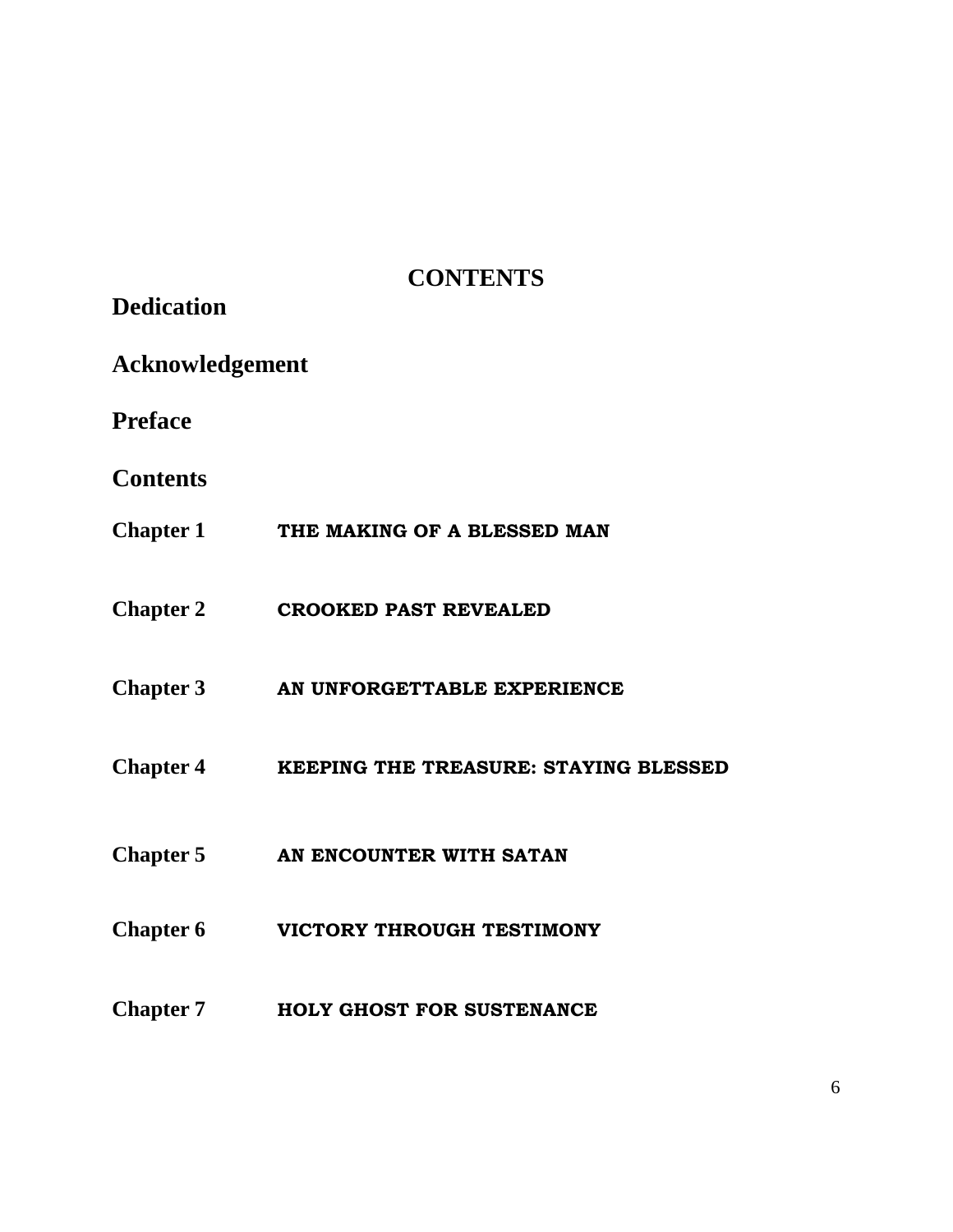# CONTENTS

**Dedication**

**Acknowledgement**

**Preface**

**Contents**

**Chapter 1** **THE MAKING OF A BLESSED MAN**

**Chapter 2** **CROOKED PAST REVEALED**

**Chapter 3** **AN UNFORGETTABLE EXPERIENCE**

**Chapter 4** **KEEPING THE TREASURE: STAYING BLESSED**

**Chapter 5** **AN ENCOUNTER WITH SATAN**

**Chapter 6** **VICTORY THROUGH TESTIMONY**

**Chapter 7** **HOLY GHOST FOR SUSTENANCE**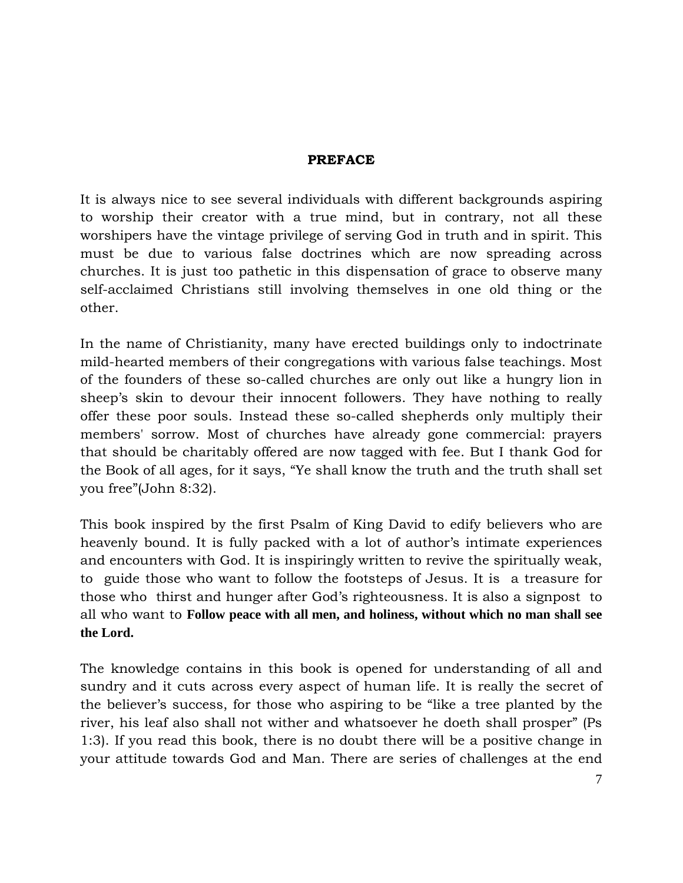## PREFACE

It is always nice to see several individuals with different backgrounds aspiring to worship their creator with a true mind, but in contrary, not all these worshipers have the vintage privilege of serving God in truth and in spirit. This must be due to various false doctrines which are now spreading across churches. It is just too pathetic in this dispensation of grace to observe many self-acclaimed Christians still involving themselves in one old thing or the other.

In the name of Christianity, many have erected buildings only to indoctrinate mild-hearted members of their congregations with various false teachings. Most of the founders of these so-called churches are only out like a hungry lion in sheep's skin to devour their innocent followers. They have nothing to really offer these poor souls. Instead these so-called shepherds only multiply their members' sorrow. Most of churches have already gone commercial: prayers that should be charitably offered are now tagged with fee. But I thank God for the Book of all ages, for it says, "Ye shall know the truth and the truth shall set you free"(John 8:32).

This book inspired by the first Psalm of King David to edify believers who are heavenly bound. It is fully packed with a lot of author's intimate experiences and encounters with God. It is inspiringly written to revive the spiritually weak, to guide those who want to follow the footsteps of Jesus. It is a treasure for those who thirst and hunger after God's righteousness. It is also a signpost to all who want to **Follow peace with all men, and holiness, without which no man shall see the Lord.**

The knowledge contains in this book is opened for understanding of all and sundry and it cuts across every aspect of human life. It is really the secret of the believer's success, for those who aspiring to be "like a tree planted by the river, his leaf also shall not wither and whatsoever he doeth shall prosper" (Ps 1:3). If you read this book, there is no doubt there will be a positive change in your attitude towards God and Man. There are series of challenges at the end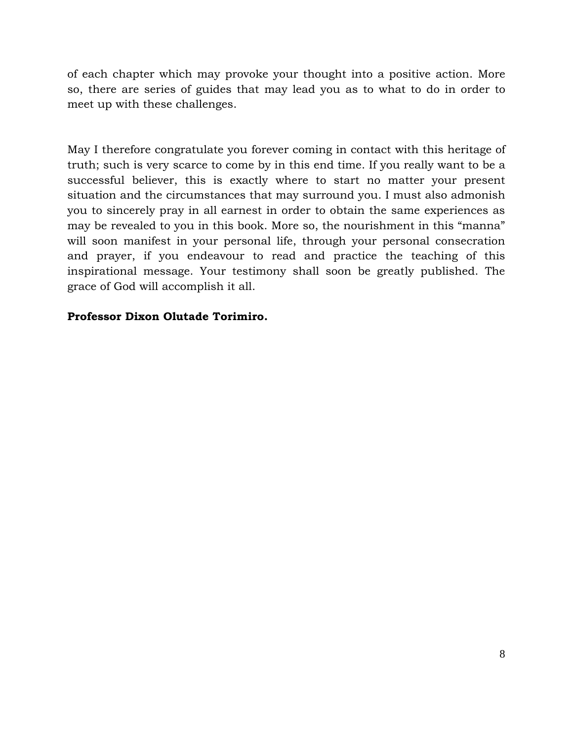of each chapter which may provoke your thought into a positive action. More so, there are series of guides that may lead you as to what to do in order to meet up with these challenges.

May I therefore congratulate you forever coming in contact with this heritage of truth; such is very scarce to come by in this end time. If you really want to be a successful believer, this is exactly where to start no matter your present situation and the circumstances that may surround you. I must also admonish you to sincerely pray in all earnest in order to obtain the same experiences as may be revealed to you in this book. More so, the nourishment in this "manna" will soon manifest in your personal life, through your personal consecration and prayer, if you endeavour to read and practice the teaching of this inspirational message. Your testimony shall soon be greatly published. The grace of God will accomplish it all.

**Professor Dixon Olutade Torimiro.**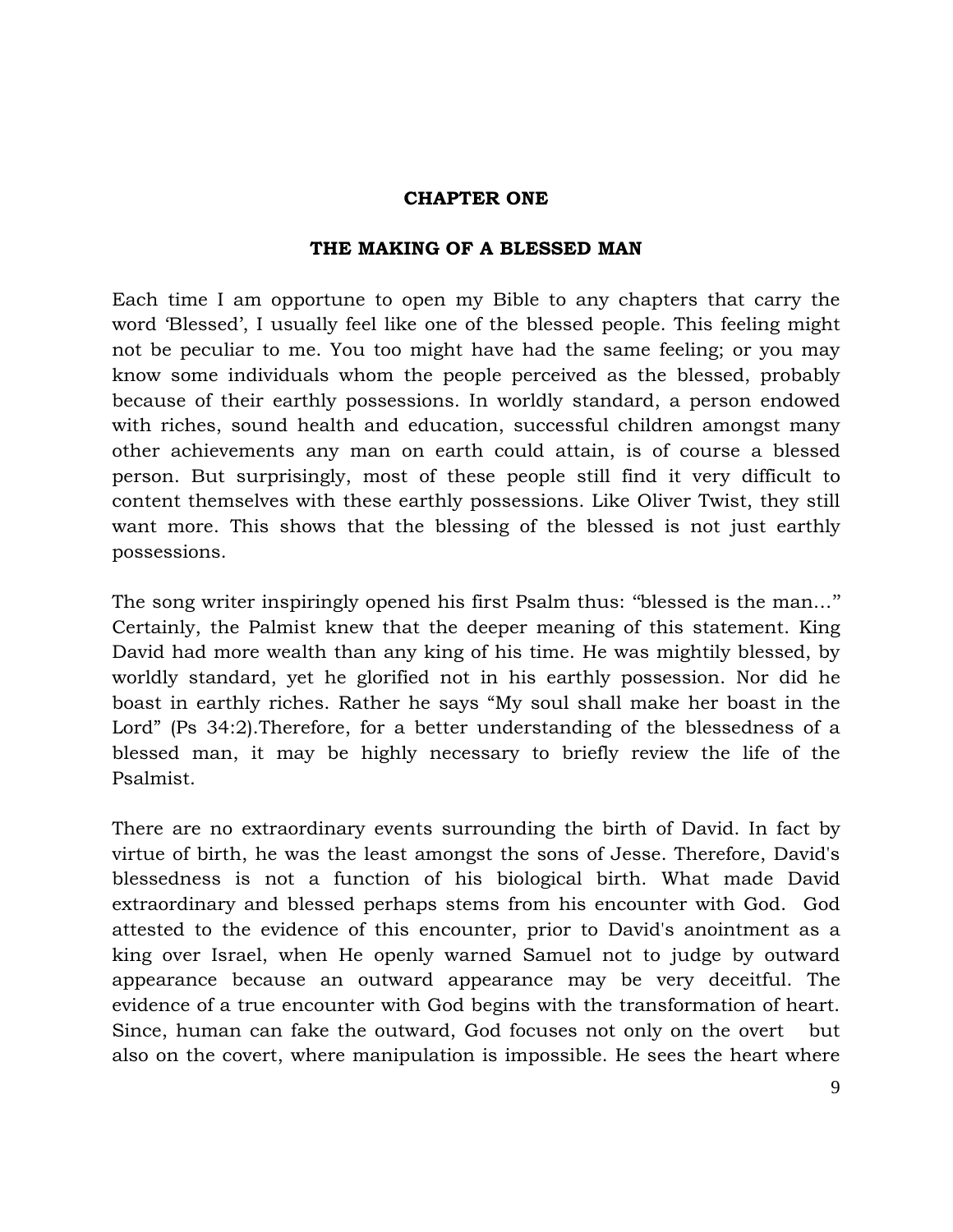# CHAPTER ONE

## THE MAKING OF A BLESSED MAN

Each time I am opportune to open my Bible to any chapters that carry the word 'Blessed', I usually feel like one of the blessed people. This feeling might not be peculiar to me. You too might have had the same feeling; or you may know some individuals whom the people perceived as the blessed, probably because of their earthly possessions. In worldly standard, a person endowed with riches, sound health and education, successful children amongst many other achievements any man on earth could attain, is of course a blessed person. But surprisingly, most of these people still find it very difficult to content themselves with these earthly possessions. Like Oliver Twist, they still want more. This shows that the blessing of the blessed is not just earthly possessions.

The song writer inspiringly opened his first Psalm thus: "blessed is the man…" Certainly, the Palmist knew that the deeper meaning of this statement. King David had more wealth than any king of his time. He was mightily blessed, by worldly standard, yet he glorified not in his earthly possession. Nor did he boast in earthly riches. Rather he says "My soul shall make her boast in the Lord" (Ps 34:2).Therefore, for a better understanding of the blessedness of a blessed man, it may be highly necessary to briefly review the life of the Psalmist.

There are no extraordinary events surrounding the birth of David. In fact by virtue of birth, he was the least amongst the sons of Jesse. Therefore, David's blessedness is not a function of his biological birth. What made David extraordinary and blessed perhaps stems from his encounter with God. God attested to the evidence of this encounter, prior to David's anointment as a king over Israel, when He openly warned Samuel not to judge by outward appearance because an outward appearance may be very deceitful. The evidence of a true encounter with God begins with the transformation of heart. Since, human can fake the outward, God focuses not only on the overt but also on the covert, where manipulation is impossible. He sees the heart where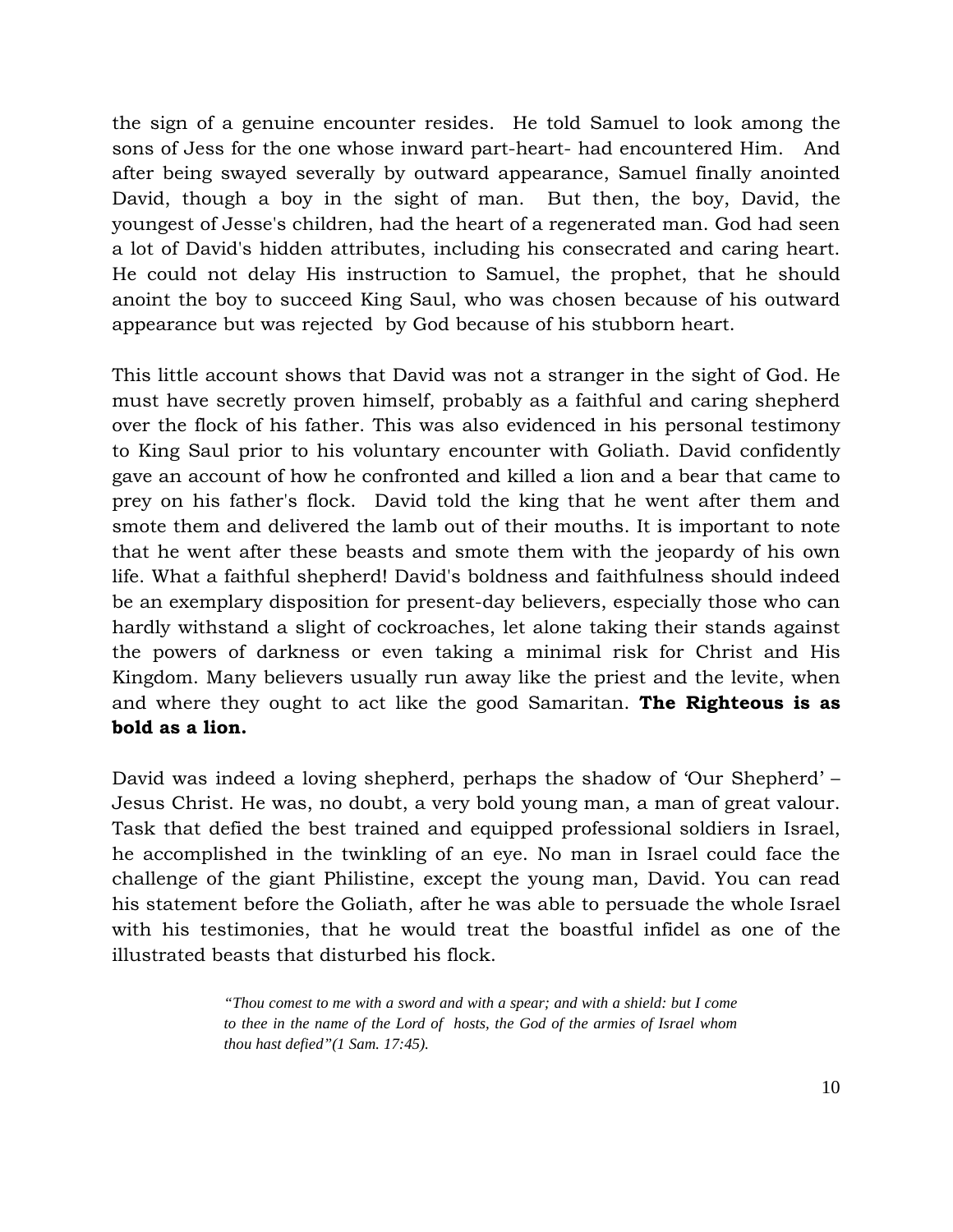the sign of a genuine encounter resides. He told Samuel to look among the sons of Jess for the one whose inward part-heart- had encountered Him. And after being swayed severally by outward appearance, Samuel finally anointed David, though a boy in the sight of man. But then, the boy, David, the youngest of Jesse's children, had the heart of a regenerated man. God had seen a lot of David's hidden attributes, including his consecrated and caring heart. He could not delay His instruction to Samuel, the prophet, that he should anoint the boy to succeed King Saul, who was chosen because of his outward appearance but was rejected by God because of his stubborn heart.

This little account shows that David was not a stranger in the sight of God. He must have secretly proven himself, probably as a faithful and caring shepherd over the flock of his father. This was also evidenced in his personal testimony to King Saul prior to his voluntary encounter with Goliath. David confidently gave an account of how he confronted and killed a lion and a bear that came to prey on his father's flock. David told the king that he went after them and smote them and delivered the lamb out of their mouths. It is important to note that he went after these beasts and smote them with the jeopardy of his own life. What a faithful shepherd! David's boldness and faithfulness should indeed be an exemplary disposition for present-day believers, especially those who can hardly withstand a slight of cockroaches, let alone taking their stands against the powers of darkness or even taking a minimal risk for Christ and His Kingdom. Many believers usually run away like the priest and the levite, when and where they ought to act like the good Samaritan. **The Righteous is as bold as a lion.**

David was indeed a loving shepherd, perhaps the shadow of 'Our Shepherd' – Jesus Christ. He was, no doubt, a very bold young man, a man of great valour. Task that defied the best trained and equipped professional soldiers in Israel, he accomplished in the twinkling of an eye. No man in Israel could face the challenge of the giant Philistine, except the young man, David. You can read his statement before the Goliath, after he was able to persuade the whole Israel with his testimonies, that he would treat the boastful infidel as one of the illustrated beasts that disturbed his flock.

> *"Thou comest to me with a sword and with a spear; and with a shield: but I come to thee in the name of the Lord of hosts, the God of the armies of Israel whom thou hast defied"(1 Sam. 17:45).*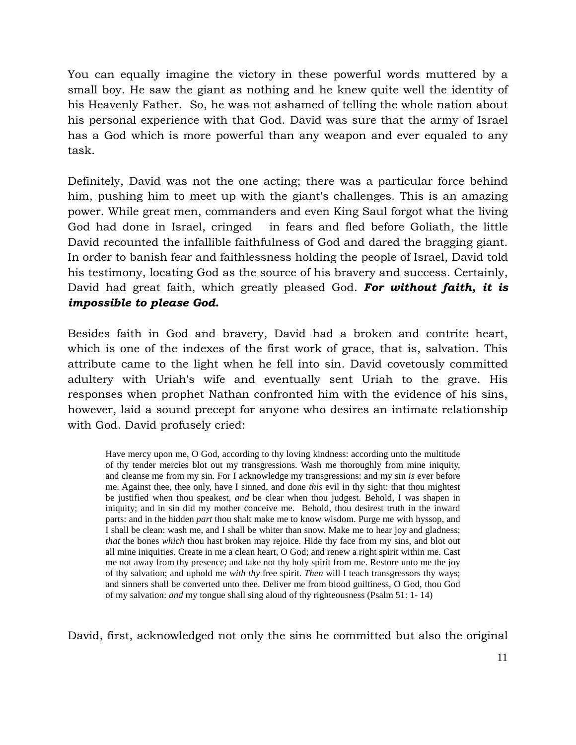You can equally imagine the victory in these powerful words muttered by a small boy. He saw the giant as nothing and he knew quite well the identity of his Heavenly Father. So, he was not ashamed of telling the whole nation about his personal experience with that God. David was sure that the army of Israel has a God which is more powerful than any weapon and ever equaled to any task.

Definitely, David was not the one acting; there was a particular force behind him, pushing him to meet up with the giant's challenges. This is an amazing power. While great men, commanders and even King Saul forgot what the living God had done in Israel, cringed in fears and fled before Goliath, the little David recounted the infallible faithfulness of God and dared the bragging giant. In order to banish fear and faithlessness holding the people of Israel, David told his testimony, locating God as the source of his bravery and success. Certainly, David had great faith, which greatly pleased God. ***For without faith, it is impossible to please God.***

Besides faith in God and bravery, David had a broken and contrite heart, which is one of the indexes of the first work of grace, that is, salvation. This attribute came to the light when he fell into sin. David covetously committed adultery with Uriah's wife and eventually sent Uriah to the grave. His responses when prophet Nathan confronted him with the evidence of his sins, however, laid a sound precept for anyone who desires an intimate relationship with God. David profusely cried:

> Have mercy upon me, O God, according to thy loving kindness: according unto the multitude of thy tender mercies blot out my transgressions. Wash me thoroughly from mine iniquity, and cleanse me from my sin. For I acknowledge my transgressions: and my sin *is* ever before me. Against thee, thee only, have I sinned, and done *this* evil in thy sight: that thou mightest be justified when thou speakest, *and* be clear when thou judgest. Behold, I was shapen in iniquity; and in sin did my mother conceive me. Behold, thou desirest truth in the inward parts: and in the hidden *part* thou shalt make me to know wisdom. Purge me with hyssop, and I shall be clean: wash me, and I shall be whiter than snow. Make me to hear joy and gladness; *that* the bones *which* thou hast broken may rejoice. Hide thy face from my sins, and blot out all mine iniquities. Create in me a clean heart, O God; and renew a right spirit within me. Cast me not away from thy presence; and take not thy holy spirit from me. Restore unto me the joy of thy salvation; and uphold me *with thy* free spirit. *Then* will I teach transgressors thy ways; and sinners shall be converted unto thee. Deliver me from blood guiltiness, O God, thou God of my salvation: *and* my tongue shall sing aloud of thy righteousness (Psalm 51: 1- 14)

David, first, acknowledged not only the sins he committed but also the original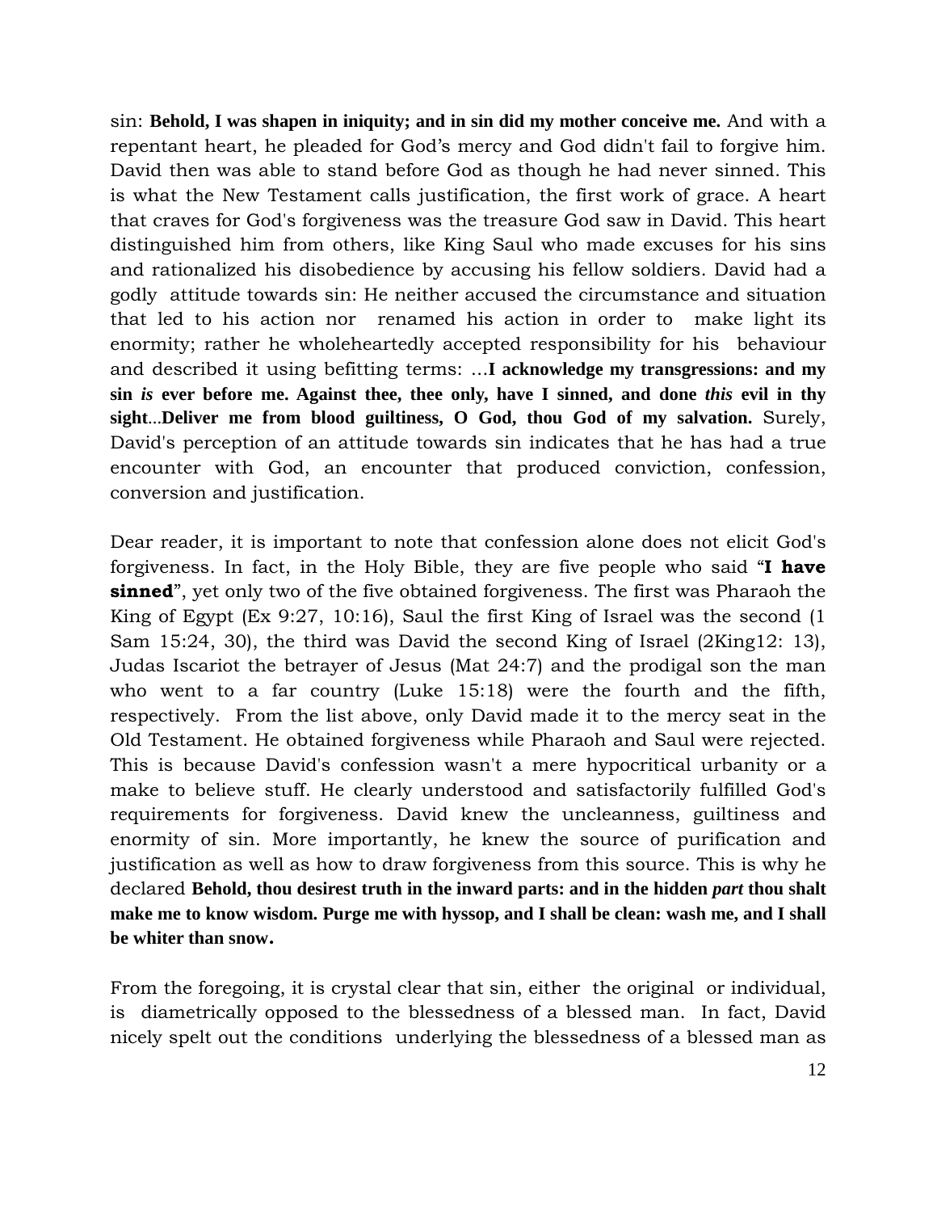sin: **Behold, I was shapen in iniquity; and in sin did my mother conceive me.** And with a repentant heart, he pleaded for God's mercy and God didn't fail to forgive him. David then was able to stand before God as though he had never sinned. This is what the New Testament calls justification, the first work of grace. A heart that craves for God's forgiveness was the treasure God saw in David. This heart distinguished him from others, like King Saul who made excuses for his sins and rationalized his disobedience by accusing his fellow soldiers. David had a godly attitude towards sin: He neither accused the circumstance and situation that led to his action nor renamed his action in order to make light its enormity; rather he wholeheartedly accepted responsibility for his behaviour and described it using befitting terms: …**I acknowledge my transgressions: and my sin *is* ever before me. Against thee, thee only, have I sinned, and done *this* evil in thy sight**...**Deliver me from blood guiltiness, O God, thou God of my salvation.** Surely, David's perception of an attitude towards sin indicates that he has had a true encounter with God, an encounter that produced conviction, confession, conversion and justification.

Dear reader, it is important to note that confession alone does not elicit God's forgiveness. In fact, in the Holy Bible, they are five people who said "**I have sinned**", yet only two of the five obtained forgiveness. The first was Pharaoh the King of Egypt (Ex 9:27, 10:16), Saul the first King of Israel was the second (1 Sam 15:24, 30), the third was David the second King of Israel (2King12: 13), Judas Iscariot the betrayer of Jesus (Mat 24:7) and the prodigal son the man who went to a far country (Luke 15:18) were the fourth and the fifth, respectively. From the list above, only David made it to the mercy seat in the Old Testament. He obtained forgiveness while Pharaoh and Saul were rejected. This is because David's confession wasn't a mere hypocritical urbanity or a make to believe stuff. He clearly understood and satisfactorily fulfilled God's requirements for forgiveness. David knew the uncleanness, guiltiness and enormity of sin. More importantly, he knew the source of purification and justification as well as how to draw forgiveness from this source. This is why he declared **Behold, thou desirest truth in the inward parts: and in the hidden *part* thou shalt make me to know wisdom. Purge me with hyssop, and I shall be clean: wash me, and I shall be whiter than snow.**

From the foregoing, it is crystal clear that sin, either the original or individual, is diametrically opposed to the blessedness of a blessed man. In fact, David nicely spelt out the conditions underlying the blessedness of a blessed man as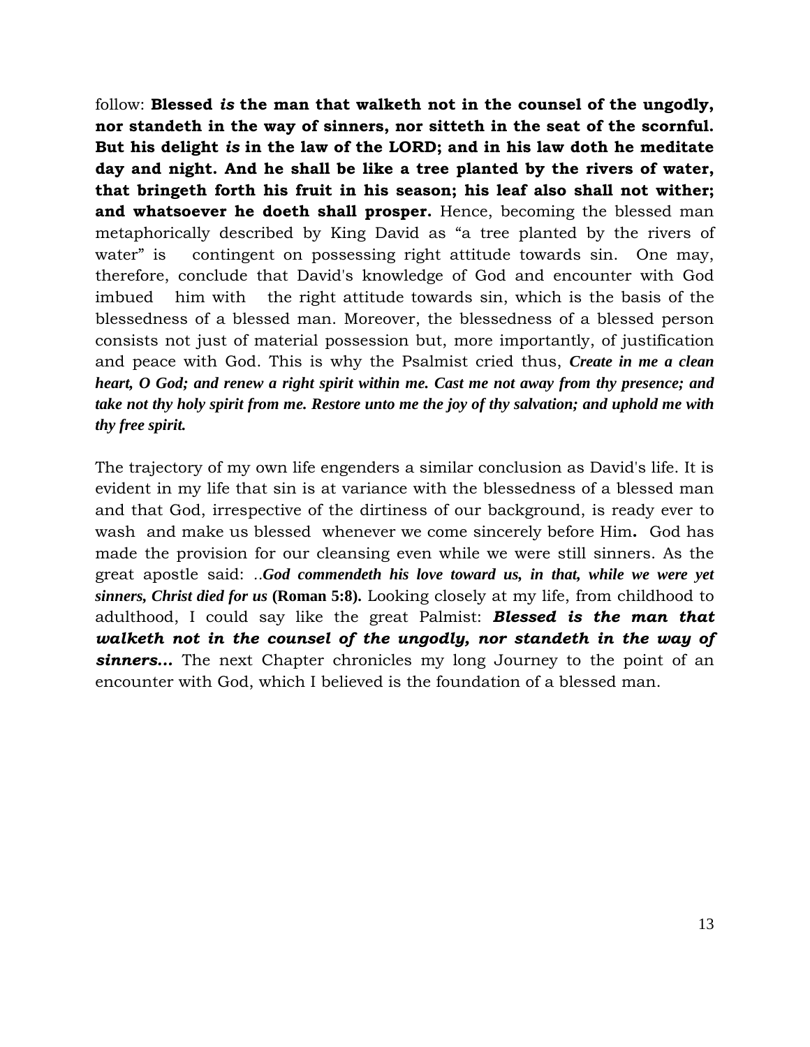follow: **Blessed *is* the man that walketh not in the counsel of the ungodly, nor standeth in the way of sinners, nor sitteth in the seat of the scornful. But his delight *is* in the law of the LORD; and in his law doth he meditate day and night. And he shall be like a tree planted by the rivers of water, that bringeth forth his fruit in his season; his leaf also shall not wither; and whatsoever he doeth shall prosper.** Hence, becoming the blessed man metaphorically described by King David as "a tree planted by the rivers of water" is contingent on possessing right attitude towards sin. One may, therefore, conclude that David's knowledge of God and encounter with God imbued him with the right attitude towards sin, which is the basis of the blessedness of a blessed man. Moreover, the blessedness of a blessed person consists not just of material possession but, more importantly, of justification and peace with God. This is why the Psalmist cried thus, ***Create in me a clean heart, O God; and renew a right spirit within me. Cast me not away from thy presence; and take not thy holy spirit from me. Restore unto me the joy of thy salvation; and uphold me with thy free spirit.***

The trajectory of my own life engenders a similar conclusion as David's life. It is evident in my life that sin is at variance with the blessedness of a blessed man and that God, irrespective of the dirtiness of our background, is ready ever to wash and make us blessed whenever we come sincerely before Him**.** God has made the provision for our cleansing even while we were still sinners. As the great apostle said: ..***God commendeth his love toward us, in that, while we were yet sinners, Christ died for us*** **(Roman 5:8).** Looking closely at my life, from childhood to adulthood, I could say like the great Palmist: ***Blessed is the man that walketh not in the counsel of the ungodly, nor standeth in the way of sinners…*** The next Chapter chronicles my long Journey to the point of an encounter with God, which I believed is the foundation of a blessed man.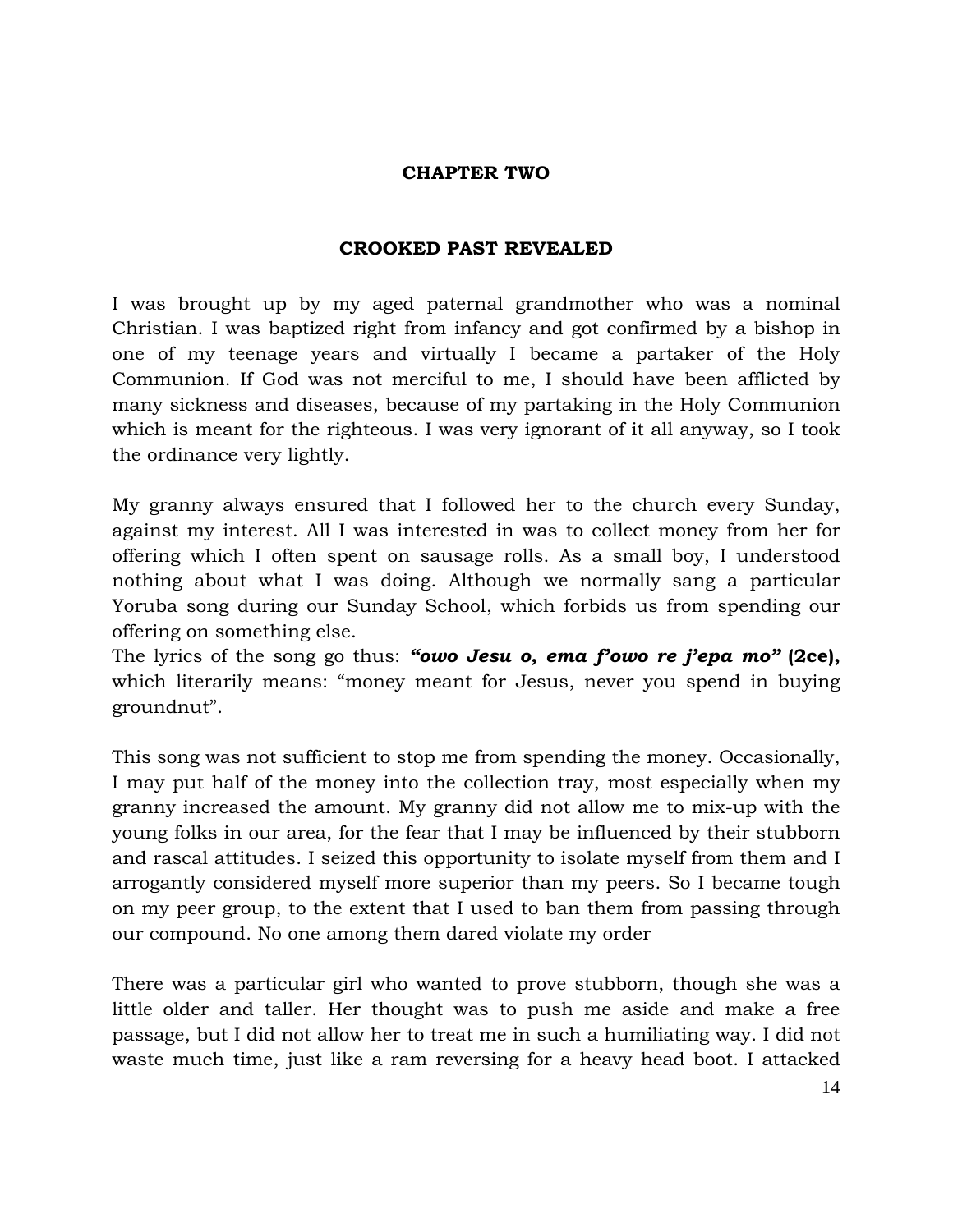# CHAPTER TWO

## CROOKED PAST REVEALED

I was brought up by my aged paternal grandmother who was a nominal Christian. I was baptized right from infancy and got confirmed by a bishop in one of my teenage years and virtually I became a partaker of the Holy Communion. If God was not merciful to me, I should have been afflicted by many sickness and diseases, because of my partaking in the Holy Communion which is meant for the righteous. I was very ignorant of it all anyway, so I took the ordinance very lightly.

My granny always ensured that I followed her to the church every Sunday, against my interest. All I was interested in was to collect money from her for offering which I often spent on sausage rolls. As a small boy, I understood nothing about what I was doing. Although we normally sang a particular Yoruba song during our Sunday School, which forbids us from spending our offering on something else.
The lyrics of the song go thus: ***"owo Jesu o, ema f'owo re j'epa mo"*** **(2ce),** which literarily means: "money meant for Jesus, never you spend in buying groundnut".

This song was not sufficient to stop me from spending the money. Occasionally, I may put half of the money into the collection tray, most especially when my granny increased the amount. My granny did not allow me to mix-up with the young folks in our area, for the fear that I may be influenced by their stubborn and rascal attitudes. I seized this opportunity to isolate myself from them and I arrogantly considered myself more superior than my peers. So I became tough on my peer group, to the extent that I used to ban them from passing through our compound. No one among them dared violate my order

There was a particular girl who wanted to prove stubborn, though she was a little older and taller. Her thought was to push me aside and make a free passage, but I did not allow her to treat me in such a humiliating way. I did not waste much time, just like a ram reversing for a heavy head boot. I attacked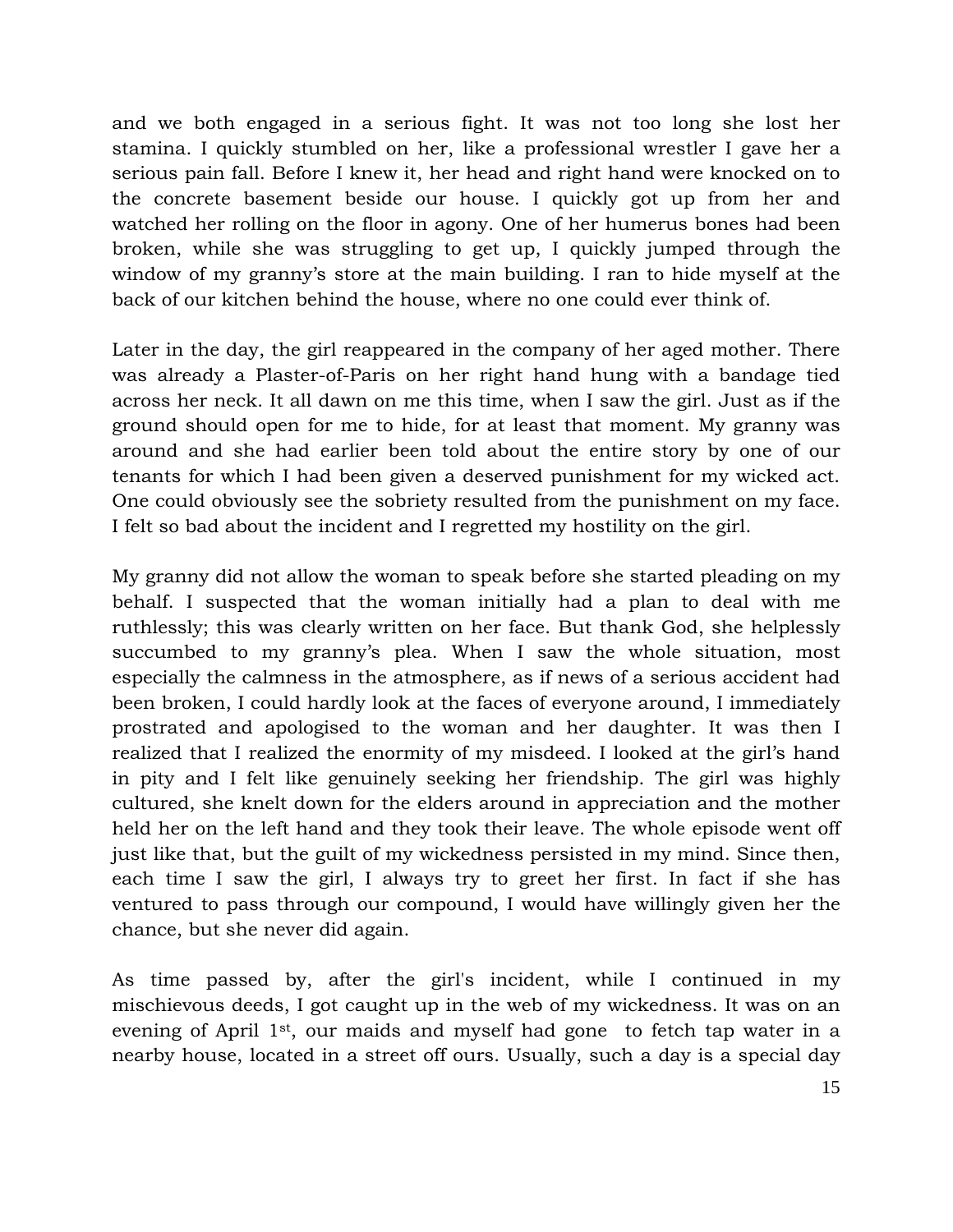and we both engaged in a serious fight. It was not too long she lost her stamina. I quickly stumbled on her, like a professional wrestler I gave her a serious pain fall. Before I knew it, her head and right hand were knocked on to the concrete basement beside our house. I quickly got up from her and watched her rolling on the floor in agony. One of her humerus bones had been broken, while she was struggling to get up, I quickly jumped through the window of my granny's store at the main building. I ran to hide myself at the back of our kitchen behind the house, where no one could ever think of.

Later in the day, the girl reappeared in the company of her aged mother. There was already a Plaster-of-Paris on her right hand hung with a bandage tied across her neck. It all dawn on me this time, when I saw the girl. Just as if the ground should open for me to hide, for at least that moment. My granny was around and she had earlier been told about the entire story by one of our tenants for which I had been given a deserved punishment for my wicked act. One could obviously see the sobriety resulted from the punishment on my face. I felt so bad about the incident and I regretted my hostility on the girl.

My granny did not allow the woman to speak before she started pleading on my behalf. I suspected that the woman initially had a plan to deal with me ruthlessly; this was clearly written on her face. But thank God, she helplessly succumbed to my granny's plea. When I saw the whole situation, most especially the calmness in the atmosphere, as if news of a serious accident had been broken, I could hardly look at the faces of everyone around, I immediately prostrated and apologised to the woman and her daughter. It was then I realized that I realized the enormity of my misdeed. I looked at the girl's hand in pity and I felt like genuinely seeking her friendship. The girl was highly cultured, she knelt down for the elders around in appreciation and the mother held her on the left hand and they took their leave. The whole episode went off just like that, but the guilt of my wickedness persisted in my mind. Since then, each time I saw the girl, I always try to greet her first. In fact if she has ventured to pass through our compound, I would have willingly given her the chance, but she never did again.

As time passed by, after the girl's incident, while I continued in my mischievous deeds, I got caught up in the web of my wickedness. It was on an evening of April 1st, our maids and myself had gone to fetch tap water in a nearby house, located in a street off ours. Usually, such a day is a special day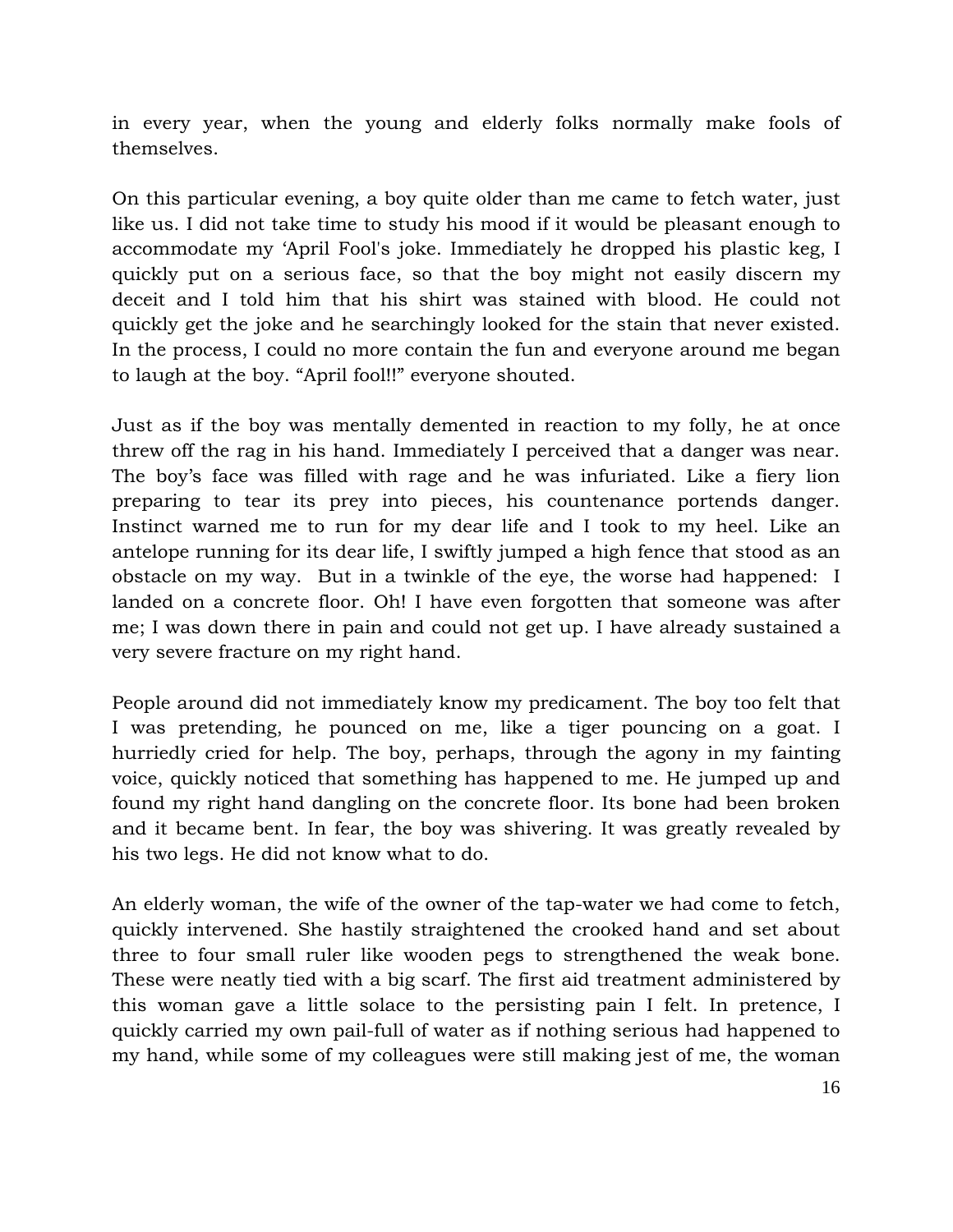in every year, when the young and elderly folks normally make fools of themselves.

On this particular evening, a boy quite older than me came to fetch water, just like us. I did not take time to study his mood if it would be pleasant enough to accommodate my 'April Fool's joke. Immediately he dropped his plastic keg, I quickly put on a serious face, so that the boy might not easily discern my deceit and I told him that his shirt was stained with blood. He could not quickly get the joke and he searchingly looked for the stain that never existed. In the process, I could no more contain the fun and everyone around me began to laugh at the boy. "April fool!!" everyone shouted.

Just as if the boy was mentally demented in reaction to my folly, he at once threw off the rag in his hand. Immediately I perceived that a danger was near. The boy's face was filled with rage and he was infuriated. Like a fiery lion preparing to tear its prey into pieces, his countenance portends danger. Instinct warned me to run for my dear life and I took to my heel. Like an antelope running for its dear life, I swiftly jumped a high fence that stood as an obstacle on my way. But in a twinkle of the eye, the worse had happened: I landed on a concrete floor. Oh! I have even forgotten that someone was after me; I was down there in pain and could not get up. I have already sustained a very severe fracture on my right hand.

People around did not immediately know my predicament. The boy too felt that I was pretending, he pounced on me, like a tiger pouncing on a goat. I hurriedly cried for help. The boy, perhaps, through the agony in my fainting voice, quickly noticed that something has happened to me. He jumped up and found my right hand dangling on the concrete floor. Its bone had been broken and it became bent. In fear, the boy was shivering. It was greatly revealed by his two legs. He did not know what to do.

An elderly woman, the wife of the owner of the tap-water we had come to fetch, quickly intervened. She hastily straightened the crooked hand and set about three to four small ruler like wooden pegs to strengthened the weak bone. These were neatly tied with a big scarf. The first aid treatment administered by this woman gave a little solace to the persisting pain I felt. In pretence, I quickly carried my own pail-full of water as if nothing serious had happened to my hand, while some of my colleagues were still making jest of me, the woman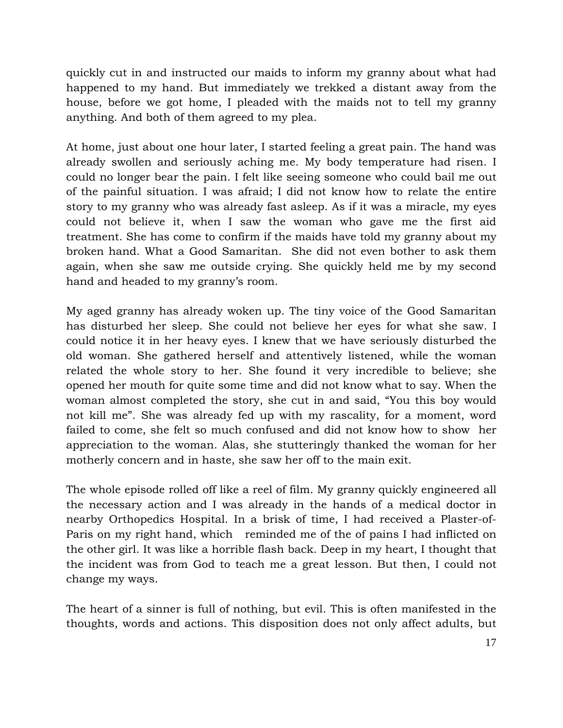quickly cut in and instructed our maids to inform my granny about what had happened to my hand. But immediately we trekked a distant away from the house, before we got home, I pleaded with the maids not to tell my granny anything. And both of them agreed to my plea.

At home, just about one hour later, I started feeling a great pain. The hand was already swollen and seriously aching me. My body temperature had risen. I could no longer bear the pain. I felt like seeing someone who could bail me out of the painful situation. I was afraid; I did not know how to relate the entire story to my granny who was already fast asleep. As if it was a miracle, my eyes could not believe it, when I saw the woman who gave me the first aid treatment. She has come to confirm if the maids have told my granny about my broken hand. What a Good Samaritan. She did not even bother to ask them again, when she saw me outside crying. She quickly held me by my second hand and headed to my granny's room.

My aged granny has already woken up. The tiny voice of the Good Samaritan has disturbed her sleep. She could not believe her eyes for what she saw. I could notice it in her heavy eyes. I knew that we have seriously disturbed the old woman. She gathered herself and attentively listened, while the woman related the whole story to her. She found it very incredible to believe; she opened her mouth for quite some time and did not know what to say. When the woman almost completed the story, she cut in and said, "You this boy would not kill me". She was already fed up with my rascality, for a moment, word failed to come, she felt so much confused and did not know how to show her appreciation to the woman. Alas, she stutteringly thanked the woman for her motherly concern and in haste, she saw her off to the main exit.

The whole episode rolled off like a reel of film. My granny quickly engineered all the necessary action and I was already in the hands of a medical doctor in nearby Orthopedics Hospital. In a brisk of time, I had received a Plaster-of-Paris on my right hand, which reminded me of the of pains I had inflicted on the other girl. It was like a horrible flash back. Deep in my heart, I thought that the incident was from God to teach me a great lesson. But then, I could not change my ways.

The heart of a sinner is full of nothing, but evil. This is often manifested in the thoughts, words and actions. This disposition does not only affect adults, but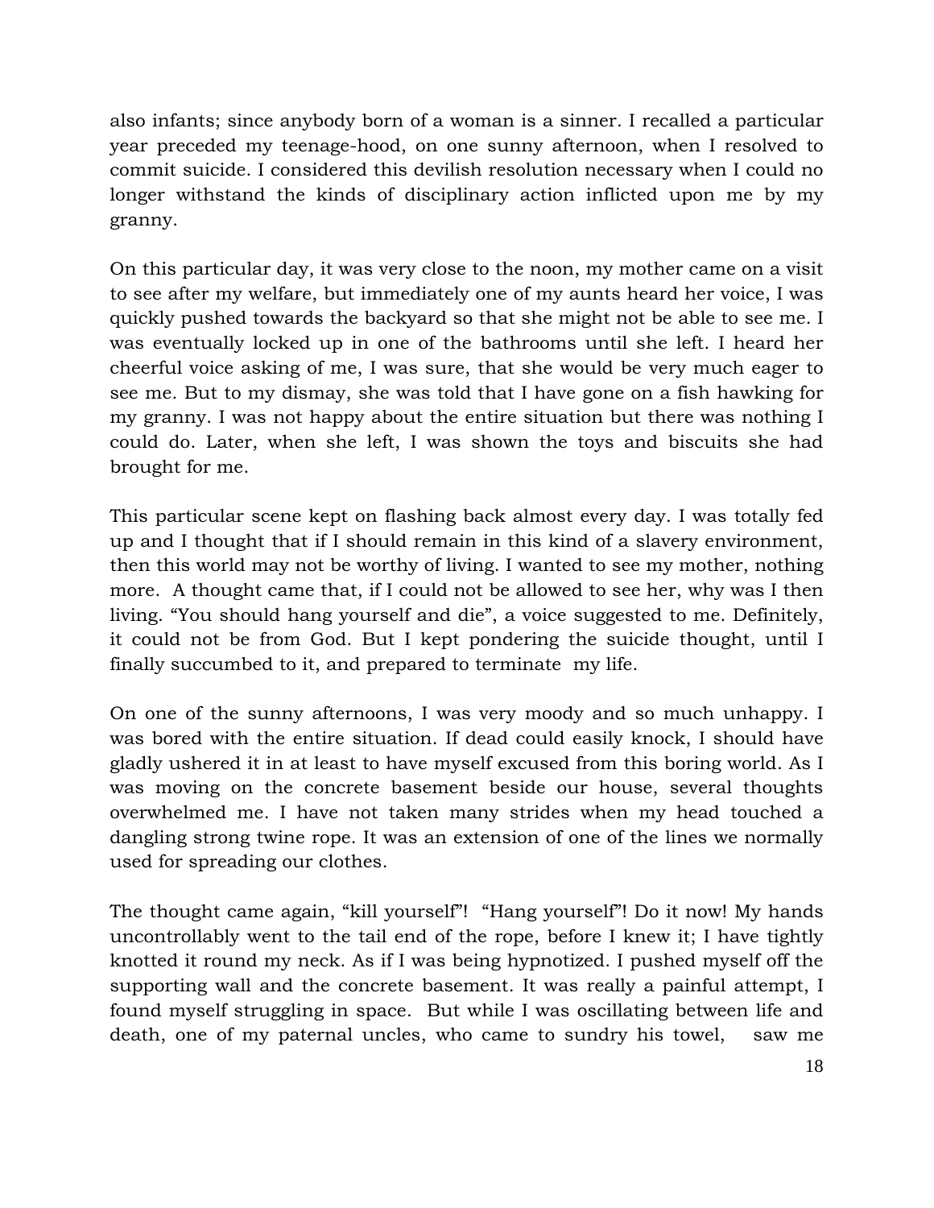also infants; since anybody born of a woman is a sinner. I recalled a particular year preceded my teenage-hood, on one sunny afternoon, when I resolved to commit suicide. I considered this devilish resolution necessary when I could no longer withstand the kinds of disciplinary action inflicted upon me by my granny.

On this particular day, it was very close to the noon, my mother came on a visit to see after my welfare, but immediately one of my aunts heard her voice, I was quickly pushed towards the backyard so that she might not be able to see me. I was eventually locked up in one of the bathrooms until she left. I heard her cheerful voice asking of me, I was sure, that she would be very much eager to see me. But to my dismay, she was told that I have gone on a fish hawking for my granny. I was not happy about the entire situation but there was nothing I could do. Later, when she left, I was shown the toys and biscuits she had brought for me.

This particular scene kept on flashing back almost every day. I was totally fed up and I thought that if I should remain in this kind of a slavery environment, then this world may not be worthy of living. I wanted to see my mother, nothing more. A thought came that, if I could not be allowed to see her, why was I then living. "You should hang yourself and die", a voice suggested to me. Definitely, it could not be from God. But I kept pondering the suicide thought, until I finally succumbed to it, and prepared to terminate my life.

On one of the sunny afternoons, I was very moody and so much unhappy. I was bored with the entire situation. If dead could easily knock, I should have gladly ushered it in at least to have myself excused from this boring world. As I was moving on the concrete basement beside our house, several thoughts overwhelmed me. I have not taken many strides when my head touched a dangling strong twine rope. It was an extension of one of the lines we normally used for spreading our clothes.

The thought came again, "kill yourself"! "Hang yourself"! Do it now! My hands uncontrollably went to the tail end of the rope, before I knew it; I have tightly knotted it round my neck. As if I was being hypnotized. I pushed myself off the supporting wall and the concrete basement. It was really a painful attempt, I found myself struggling in space. But while I was oscillating between life and death, one of my paternal uncles, who came to sundry his towel, saw me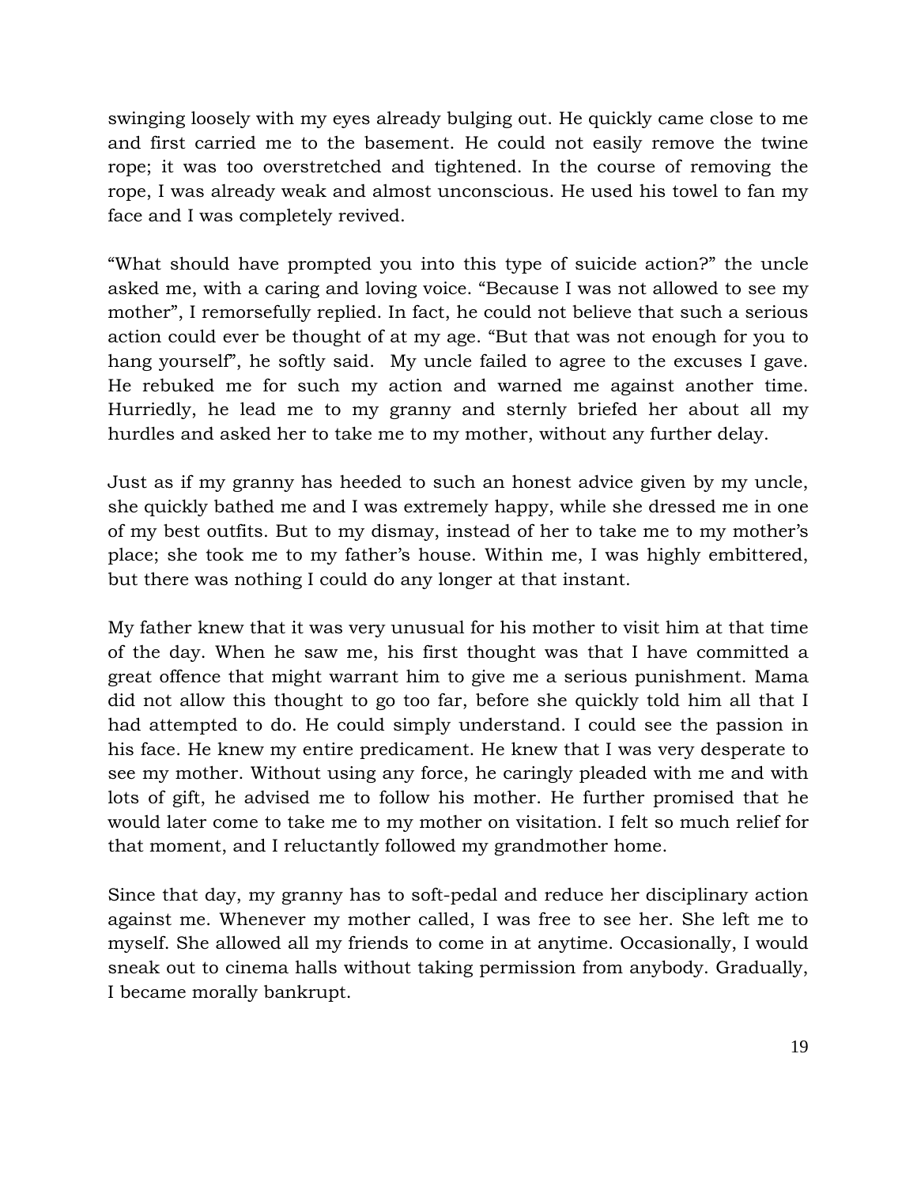swinging loosely with my eyes already bulging out. He quickly came close to me and first carried me to the basement. He could not easily remove the twine rope; it was too overstretched and tightened. In the course of removing the rope, I was already weak and almost unconscious. He used his towel to fan my face and I was completely revived.

"What should have prompted you into this type of suicide action?" the uncle asked me, with a caring and loving voice. "Because I was not allowed to see my mother", I remorsefully replied. In fact, he could not believe that such a serious action could ever be thought of at my age. "But that was not enough for you to hang yourself", he softly said. My uncle failed to agree to the excuses I gave. He rebuked me for such my action and warned me against another time. Hurriedly, he lead me to my granny and sternly briefed her about all my hurdles and asked her to take me to my mother, without any further delay.

Just as if my granny has heeded to such an honest advice given by my uncle, she quickly bathed me and I was extremely happy, while she dressed me in one of my best outfits. But to my dismay, instead of her to take me to my mother's place; she took me to my father's house. Within me, I was highly embittered, but there was nothing I could do any longer at that instant.

My father knew that it was very unusual for his mother to visit him at that time of the day. When he saw me, his first thought was that I have committed a great offence that might warrant him to give me a serious punishment. Mama did not allow this thought to go too far, before she quickly told him all that I had attempted to do. He could simply understand. I could see the passion in his face. He knew my entire predicament. He knew that I was very desperate to see my mother. Without using any force, he caringly pleaded with me and with lots of gift, he advised me to follow his mother. He further promised that he would later come to take me to my mother on visitation. I felt so much relief for that moment, and I reluctantly followed my grandmother home.

Since that day, my granny has to soft-pedal and reduce her disciplinary action against me. Whenever my mother called, I was free to see her. She left me to myself. She allowed all my friends to come in at anytime. Occasionally, I would sneak out to cinema halls without taking permission from anybody. Gradually, I became morally bankrupt.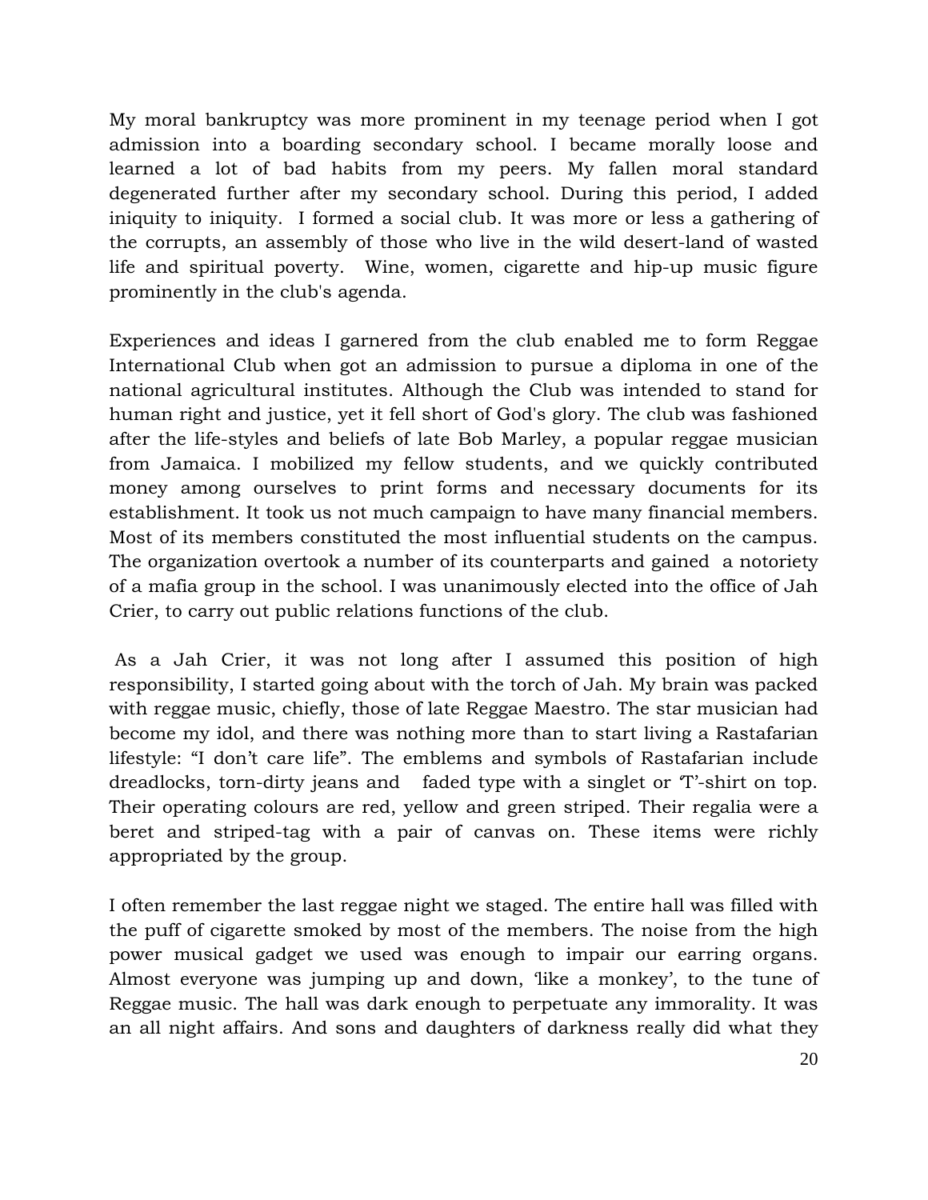My moral bankruptcy was more prominent in my teenage period when I got admission into a boarding secondary school. I became morally loose and learned a lot of bad habits from my peers. My fallen moral standard degenerated further after my secondary school. During this period, I added iniquity to iniquity.  I formed a social club. It was more or less a gathering of the corrupts, an assembly of those who live in the wild desert-land of wasted life and spiritual poverty.  Wine, women, cigarette and hip-up music figure prominently in the club's agenda.

Experiences and ideas I garnered from the club enabled me to form Reggae International Club when got an admission to pursue a diploma in one of the national agricultural institutes. Although the Club was intended to stand for human right and justice, yet it fell short of God's glory. The club was fashioned after the life-styles and beliefs of late Bob Marley, a popular reggae musician from Jamaica. I mobilized my fellow students, and we quickly contributed money among ourselves to print forms and necessary documents for its establishment. It took us not much campaign to have many financial members. Most of its members constituted the most influential students on the campus. The organization overtook a number of its counterparts and gained  a notoriety of a mafia group in the school. I was unanimously elected into the office of Jah Crier, to carry out public relations functions of the club.

As a Jah Crier, it was not long after I assumed this position of high responsibility, I started going about with the torch of Jah. My brain was packed with reggae music, chiefly, those of late Reggae Maestro. The star musician had become my idol, and there was nothing more than to start living a Rastafarian lifestyle: "I don't care life". The emblems and symbols of Rastafarian include dreadlocks, torn-dirty jeans and   faded type with a singlet or 'T'-shirt on top. Their operating colours are red, yellow and green striped. Their regalia were a beret and striped-tag with a pair of canvas on. These items were richly appropriated by the group.

I often remember the last reggae night we staged. The entire hall was filled with the puff of cigarette smoked by most of the members. The noise from the high power musical gadget we used was enough to impair our earring organs. Almost everyone was jumping up and down, 'like a monkey', to the tune of Reggae music. The hall was dark enough to perpetuate any immorality. It was an all night affairs. And sons and daughters of darkness really did what they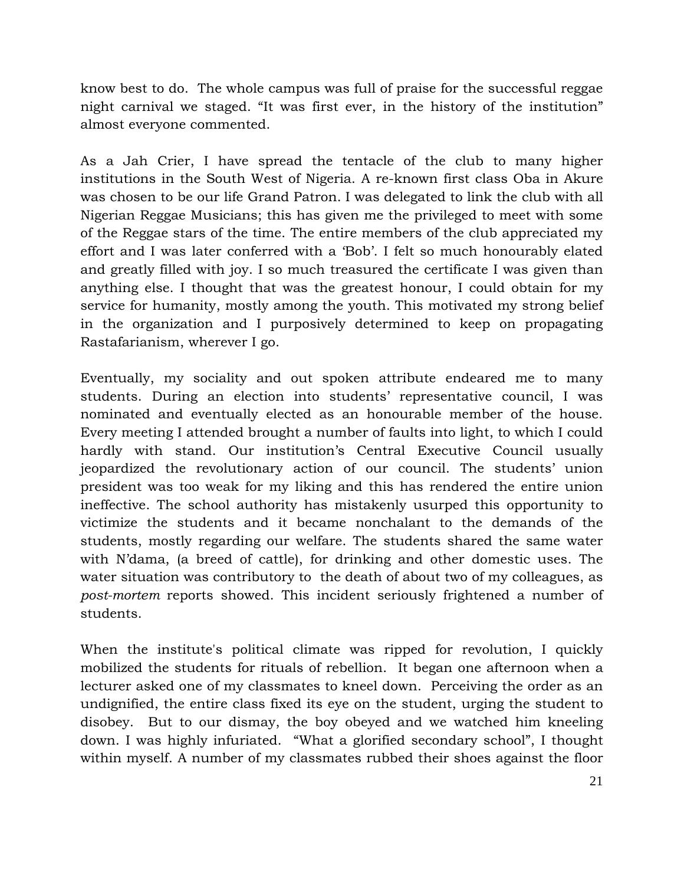know best to do. The whole campus was full of praise for the successful reggae night carnival we staged. "It was first ever, in the history of the institution" almost everyone commented.

As a Jah Crier, I have spread the tentacle of the club to many higher institutions in the South West of Nigeria. A re-known first class Oba in Akure was chosen to be our life Grand Patron. I was delegated to link the club with all Nigerian Reggae Musicians; this has given me the privileged to meet with some of the Reggae stars of the time. The entire members of the club appreciated my effort and I was later conferred with a 'Bob'. I felt so much honourably elated and greatly filled with joy. I so much treasured the certificate I was given than anything else. I thought that was the greatest honour, I could obtain for my service for humanity, mostly among the youth. This motivated my strong belief in the organization and I purposively determined to keep on propagating Rastafarianism, wherever I go.

Eventually, my sociality and out spoken attribute endeared me to many students. During an election into students' representative council, I was nominated and eventually elected as an honourable member of the house. Every meeting I attended brought a number of faults into light, to which I could hardly with stand. Our institution's Central Executive Council usually jeopardized the revolutionary action of our council. The students' union president was too weak for my liking and this has rendered the entire union ineffective. The school authority has mistakenly usurped this opportunity to victimize the students and it became nonchalant to the demands of the students, mostly regarding our welfare. The students shared the same water with N'dama, (a breed of cattle), for drinking and other domestic uses. The water situation was contributory to the death of about two of my colleagues, as *post-mortem* reports showed. This incident seriously frightened a number of students.

When the institute's political climate was ripped for revolution, I quickly mobilized the students for rituals of rebellion. It began one afternoon when a lecturer asked one of my classmates to kneel down. Perceiving the order as an undignified, the entire class fixed its eye on the student, urging the student to disobey. But to our dismay, the boy obeyed and we watched him kneeling down. I was highly infuriated. "What a glorified secondary school", I thought within myself. A number of my classmates rubbed their shoes against the floor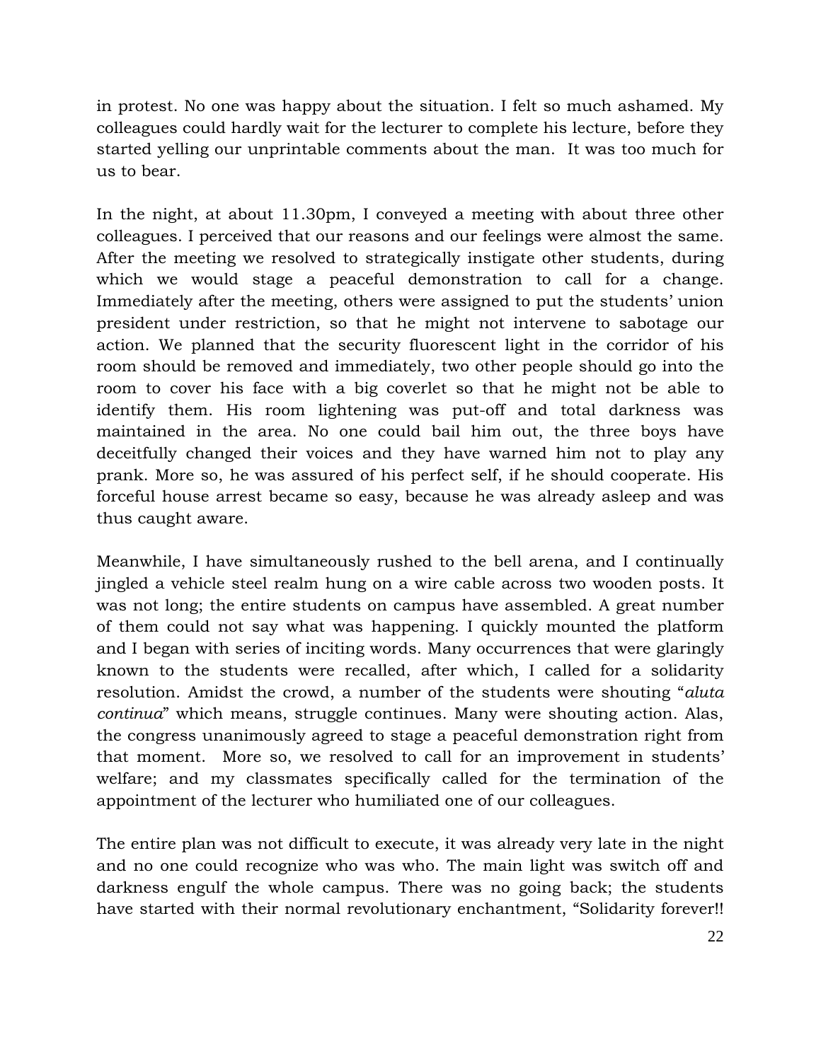in protest. No one was happy about the situation. I felt so much ashamed. My colleagues could hardly wait for the lecturer to complete his lecture, before they started yelling our unprintable comments about the man. It was too much for us to bear.

In the night, at about 11.30pm, I conveyed a meeting with about three other colleagues. I perceived that our reasons and our feelings were almost the same. After the meeting we resolved to strategically instigate other students, during which we would stage a peaceful demonstration to call for a change. Immediately after the meeting, others were assigned to put the students' union president under restriction, so that he might not intervene to sabotage our action. We planned that the security fluorescent light in the corridor of his room should be removed and immediately, two other people should go into the room to cover his face with a big coverlet so that he might not be able to identify them. His room lightening was put-off and total darkness was maintained in the area. No one could bail him out, the three boys have deceitfully changed their voices and they have warned him not to play any prank. More so, he was assured of his perfect self, if he should cooperate. His forceful house arrest became so easy, because he was already asleep and was thus caught aware.

Meanwhile, I have simultaneously rushed to the bell arena, and I continually jingled a vehicle steel realm hung on a wire cable across two wooden posts. It was not long; the entire students on campus have assembled. A great number of them could not say what was happening. I quickly mounted the platform and I began with series of inciting words. Many occurrences that were glaringly known to the students were recalled, after which, I called for a solidarity resolution. Amidst the crowd, a number of the students were shouting "*aluta continua*" which means, struggle continues. Many were shouting action. Alas, the congress unanimously agreed to stage a peaceful demonstration right from that moment. More so, we resolved to call for an improvement in students' welfare; and my classmates specifically called for the termination of the appointment of the lecturer who humiliated one of our colleagues.

The entire plan was not difficult to execute, it was already very late in the night and no one could recognize who was who. The main light was switch off and darkness engulf the whole campus. There was no going back; the students have started with their normal revolutionary enchantment, "Solidarity forever!!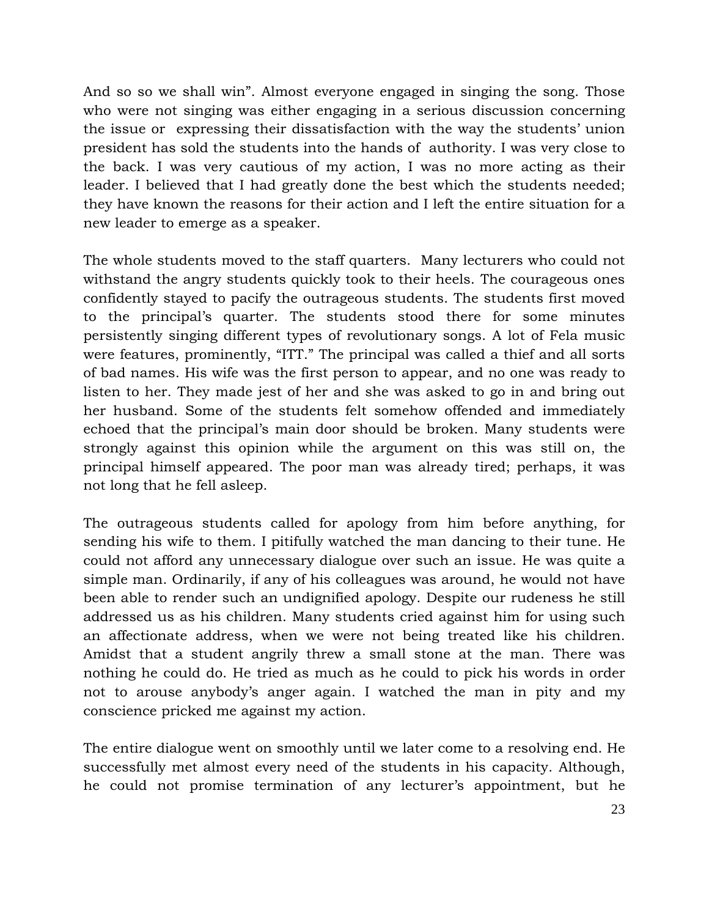And so so we shall win". Almost everyone engaged in singing the song. Those who were not singing was either engaging in a serious discussion concerning the issue or  expressing their dissatisfaction with the way the students' union president has sold the students into the hands of  authority. I was very close to the back. I was very cautious of my action, I was no more acting as their leader. I believed that I had greatly done the best which the students needed; they have known the reasons for their action and I left the entire situation for a new leader to emerge as a speaker.

The whole students moved to the staff quarters.  Many lecturers who could not withstand the angry students quickly took to their heels. The courageous ones confidently stayed to pacify the outrageous students. The students first moved to the principal's quarter. The students stood there for some minutes persistently singing different types of revolutionary songs. A lot of Fela music were features, prominently, "ITT." The principal was called a thief and all sorts of bad names. His wife was the first person to appear, and no one was ready to listen to her. They made jest of her and she was asked to go in and bring out her husband. Some of the students felt somehow offended and immediately echoed that the principal's main door should be broken. Many students were strongly against this opinion while the argument on this was still on, the principal himself appeared. The poor man was already tired; perhaps, it was not long that he fell asleep.

The outrageous students called for apology from him before anything, for sending his wife to them. I pitifully watched the man dancing to their tune. He could not afford any unnecessary dialogue over such an issue. He was quite a simple man. Ordinarily, if any of his colleagues was around, he would not have been able to render such an undignified apology. Despite our rudeness he still addressed us as his children. Many students cried against him for using such an affectionate address, when we were not being treated like his children. Amidst that a student angrily threw a small stone at the man. There was nothing he could do. He tried as much as he could to pick his words in order not to arouse anybody's anger again. I watched the man in pity and my conscience pricked me against my action.

The entire dialogue went on smoothly until we later come to a resolving end. He successfully met almost every need of the students in his capacity. Although, he could not promise termination of any lecturer's appointment, but he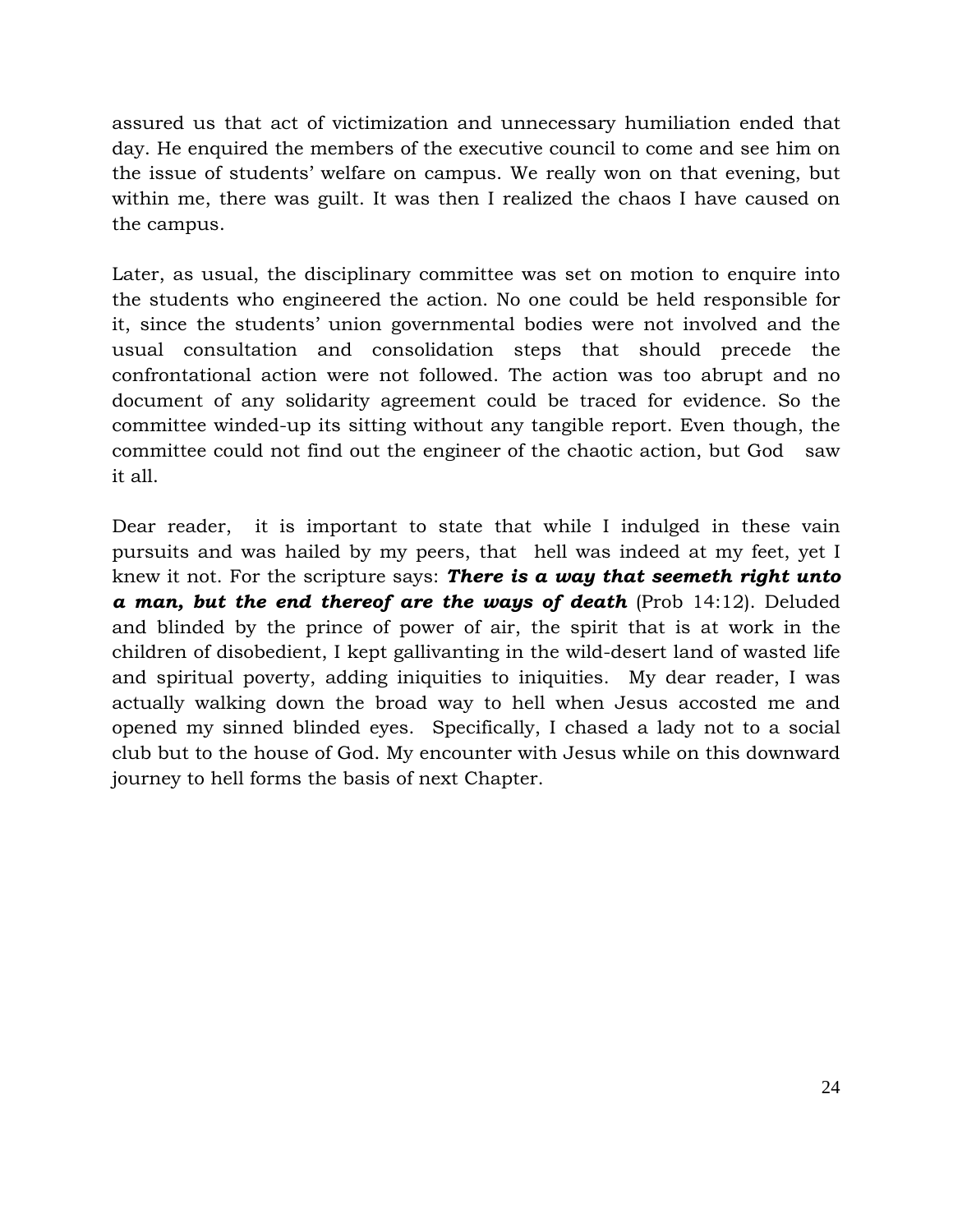assured us that act of victimization and unnecessary humiliation ended that day. He enquired the members of the executive council to come and see him on the issue of students' welfare on campus. We really won on that evening, but within me, there was guilt. It was then I realized the chaos I have caused on the campus.

Later, as usual, the disciplinary committee was set on motion to enquire into the students who engineered the action. No one could be held responsible for it, since the students' union governmental bodies were not involved and the usual consultation and consolidation steps that should precede the confrontational action were not followed. The action was too abrupt and no document of any solidarity agreement could be traced for evidence. So the committee winded-up its sitting without any tangible report. Even though, the committee could not find out the engineer of the chaotic action, but God saw it all.

Dear reader, it is important to state that while I indulged in these vain pursuits and was hailed by my peers, that hell was indeed at my feet, yet I knew it not. For the scripture says: ***There is a way that seemeth right unto a man, but the end thereof are the ways of death*** (Prob 14:12). Deluded and blinded by the prince of power of air, the spirit that is at work in the children of disobedient, I kept gallivanting in the wild-desert land of wasted life and spiritual poverty, adding iniquities to iniquities. My dear reader, I was actually walking down the broad way to hell when Jesus accosted me and opened my sinned blinded eyes. Specifically, I chased a lady not to a social club but to the house of God. My encounter with Jesus while on this downward journey to hell forms the basis of next Chapter.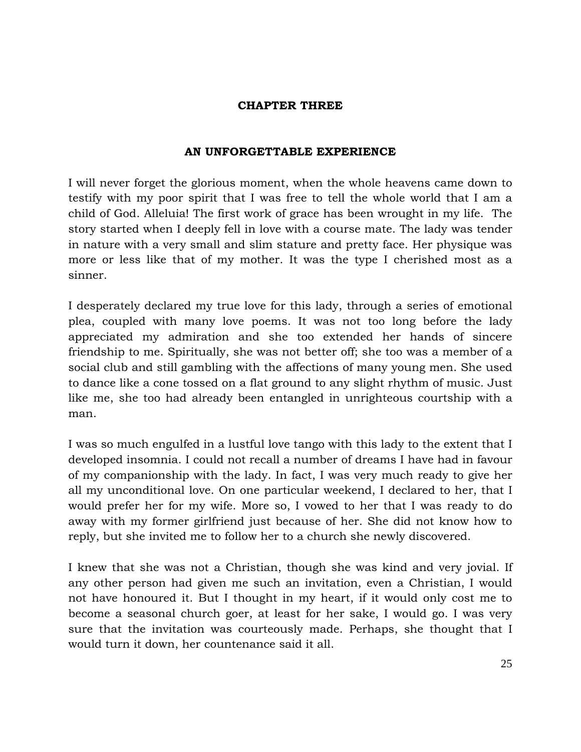# CHAPTER THREE

## AN UNFORGETTABLE EXPERIENCE

I will never forget the glorious moment, when the whole heavens came down to testify with my poor spirit that I was free to tell the whole world that I am a child of God. Alleluia! The first work of grace has been wrought in my life. The story started when I deeply fell in love with a course mate. The lady was tender in nature with a very small and slim stature and pretty face. Her physique was more or less like that of my mother. It was the type I cherished most as a sinner.

I desperately declared my true love for this lady, through a series of emotional plea, coupled with many love poems. It was not too long before the lady appreciated my admiration and she too extended her hands of sincere friendship to me. Spiritually, she was not better off; she too was a member of a social club and still gambling with the affections of many young men. She used to dance like a cone tossed on a flat ground to any slight rhythm of music. Just like me, she too had already been entangled in unrighteous courtship with a man.

I was so much engulfed in a lustful love tango with this lady to the extent that I developed insomnia. I could not recall a number of dreams I have had in favour of my companionship with the lady. In fact, I was very much ready to give her all my unconditional love. On one particular weekend, I declared to her, that I would prefer her for my wife. More so, I vowed to her that I was ready to do away with my former girlfriend just because of her. She did not know how to reply, but she invited me to follow her to a church she newly discovered.

I knew that she was not a Christian, though she was kind and very jovial. If any other person had given me such an invitation, even a Christian, I would not have honoured it. But I thought in my heart, if it would only cost me to become a seasonal church goer, at least for her sake, I would go. I was very sure that the invitation was courteously made. Perhaps, she thought that I would turn it down, her countenance said it all.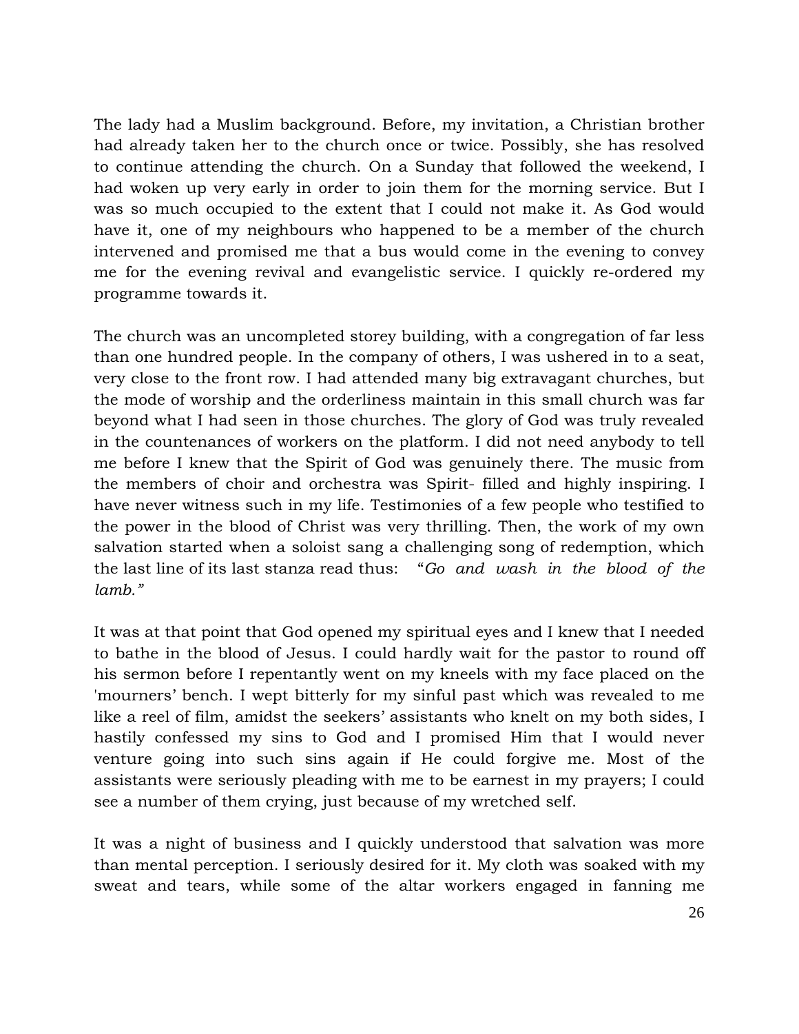The lady had a Muslim background. Before, my invitation, a Christian brother had already taken her to the church once or twice. Possibly, she has resolved to continue attending the church. On a Sunday that followed the weekend, I had woken up very early in order to join them for the morning service. But I was so much occupied to the extent that I could not make it. As God would have it, one of my neighbours who happened to be a member of the church intervened and promised me that a bus would come in the evening to convey me for the evening revival and evangelistic service. I quickly re-ordered my programme towards it.

The church was an uncompleted storey building, with a congregation of far less than one hundred people. In the company of others, I was ushered in to a seat, very close to the front row. I had attended many big extravagant churches, but the mode of worship and the orderliness maintain in this small church was far beyond what I had seen in those churches. The glory of God was truly revealed in the countenances of workers on the platform. I did not need anybody to tell me before I knew that the Spirit of God was genuinely there. The music from the members of choir and orchestra was Spirit- filled and highly inspiring. I have never witness such in my life. Testimonies of a few people who testified to the power in the blood of Christ was very thrilling. Then, the work of my own salvation started when a soloist sang a challenging song of redemption, which the last line of its last stanza read thus: *"Go and wash in the blood of the lamb."*

It was at that point that God opened my spiritual eyes and I knew that I needed to bathe in the blood of Jesus. I could hardly wait for the pastor to round off his sermon before I repentantly went on my kneels with my face placed on the 'mourners' bench. I wept bitterly for my sinful past which was revealed to me like a reel of film, amidst the seekers' assistants who knelt on my both sides, I hastily confessed my sins to God and I promised Him that I would never venture going into such sins again if He could forgive me. Most of the assistants were seriously pleading with me to be earnest in my prayers; I could see a number of them crying, just because of my wretched self.

It was a night of business and I quickly understood that salvation was more than mental perception. I seriously desired for it. My cloth was soaked with my sweat and tears, while some of the altar workers engaged in fanning me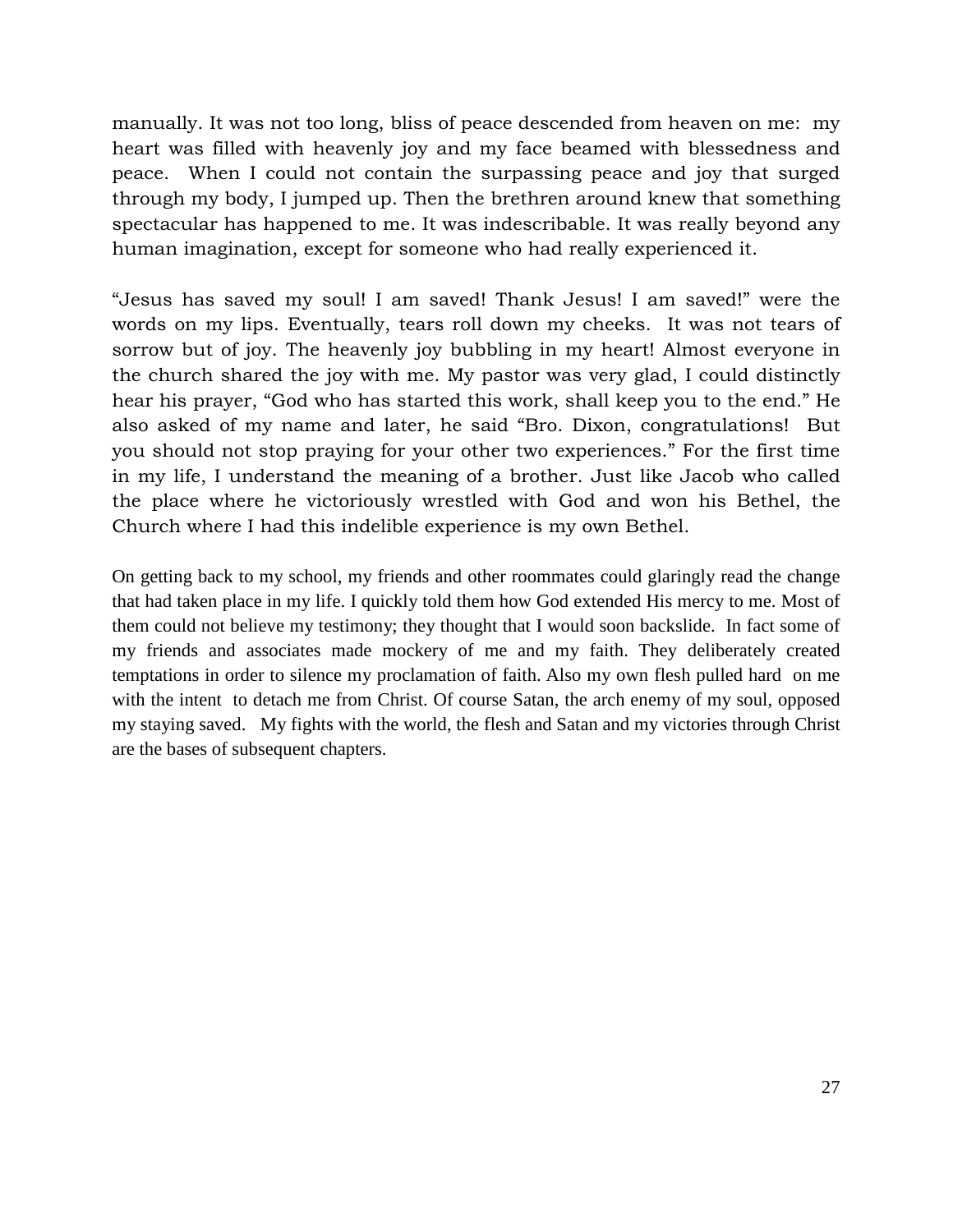manually. It was not too long, bliss of peace descended from heaven on me: my heart was filled with heavenly joy and my face beamed with blessedness and peace. When I could not contain the surpassing peace and joy that surged through my body, I jumped up. Then the brethren around knew that something spectacular has happened to me. It was indescribable. It was really beyond any human imagination, except for someone who had really experienced it.

"Jesus has saved my soul! I am saved! Thank Jesus! I am saved!" were the words on my lips. Eventually, tears roll down my cheeks. It was not tears of sorrow but of joy. The heavenly joy bubbling in my heart! Almost everyone in the church shared the joy with me. My pastor was very glad, I could distinctly hear his prayer, "God who has started this work, shall keep you to the end." He also asked of my name and later, he said "Bro. Dixon, congratulations! But you should not stop praying for your other two experiences." For the first time in my life, I understand the meaning of a brother. Just like Jacob who called the place where he victoriously wrestled with God and won his Bethel, the Church where I had this indelible experience is my own Bethel.

On getting back to my school, my friends and other roommates could glaringly read the change that had taken place in my life. I quickly told them how God extended His mercy to me. Most of them could not believe my testimony; they thought that I would soon backslide. In fact some of my friends and associates made mockery of me and my faith. They deliberately created temptations in order to silence my proclamation of faith. Also my own flesh pulled hard on me with the intent to detach me from Christ. Of course Satan, the arch enemy of my soul, opposed my staying saved. My fights with the world, the flesh and Satan and my victories through Christ are the bases of subsequent chapters.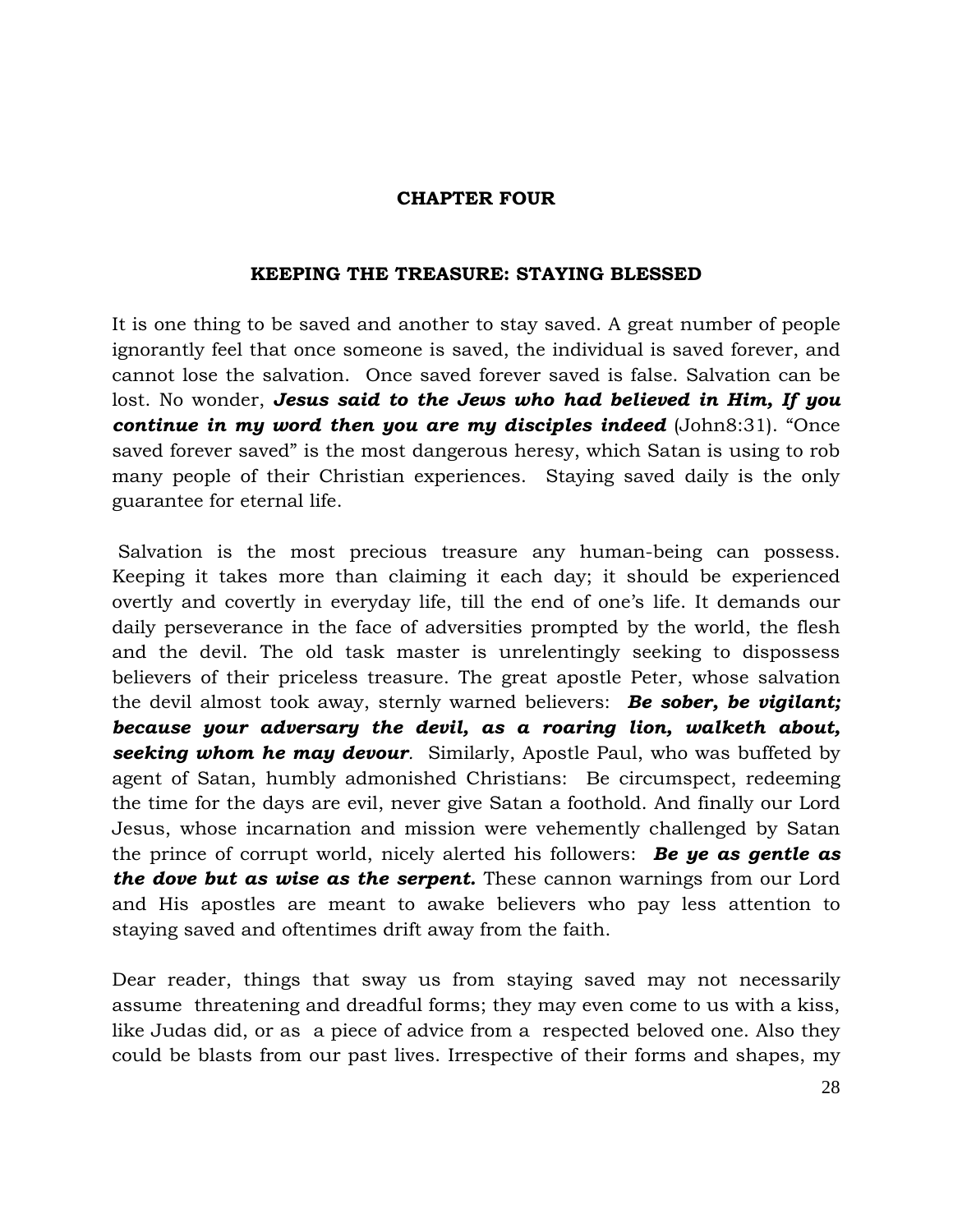# CHAPTER FOUR

## KEEPING THE TREASURE: STAYING BLESSED

It is one thing to be saved and another to stay saved. A great number of people ignorantly feel that once someone is saved, the individual is saved forever, and cannot lose the salvation. Once saved forever saved is false. Salvation can be lost. No wonder, ***Jesus said to the Jews who had believed in Him, If you continue in my word then you are my disciples indeed*** (John8:31). "Once saved forever saved" is the most dangerous heresy, which Satan is using to rob many people of their Christian experiences. Staying saved daily is the only guarantee for eternal life.

Salvation is the most precious treasure any human-being can possess. Keeping it takes more than claiming it each day; it should be experienced overtly and covertly in everyday life, till the end of one's life. It demands our daily perseverance in the face of adversities prompted by the world, the flesh and the devil. The old task master is unrelentingly seeking to dispossess believers of their priceless treasure. The great apostle Peter, whose salvation the devil almost took away, sternly warned believers: ***Be sober, be vigilant; because your adversary the devil, as a roaring lion, walketh about, seeking whom he may devour***. Similarly, Apostle Paul, who was buffeted by agent of Satan, humbly admonished Christians: Be circumspect, redeeming the time for the days are evil, never give Satan a foothold. And finally our Lord Jesus, whose incarnation and mission were vehemently challenged by Satan the prince of corrupt world, nicely alerted his followers: ***Be ye as gentle as the dove but as wise as the serpent.*** These cannon warnings from our Lord and His apostles are meant to awake believers who pay less attention to staying saved and oftentimes drift away from the faith.

Dear reader, things that sway us from staying saved may not necessarily assume threatening and dreadful forms; they may even come to us with a kiss, like Judas did, or as a piece of advice from a respected beloved one. Also they could be blasts from our past lives. Irrespective of their forms and shapes, my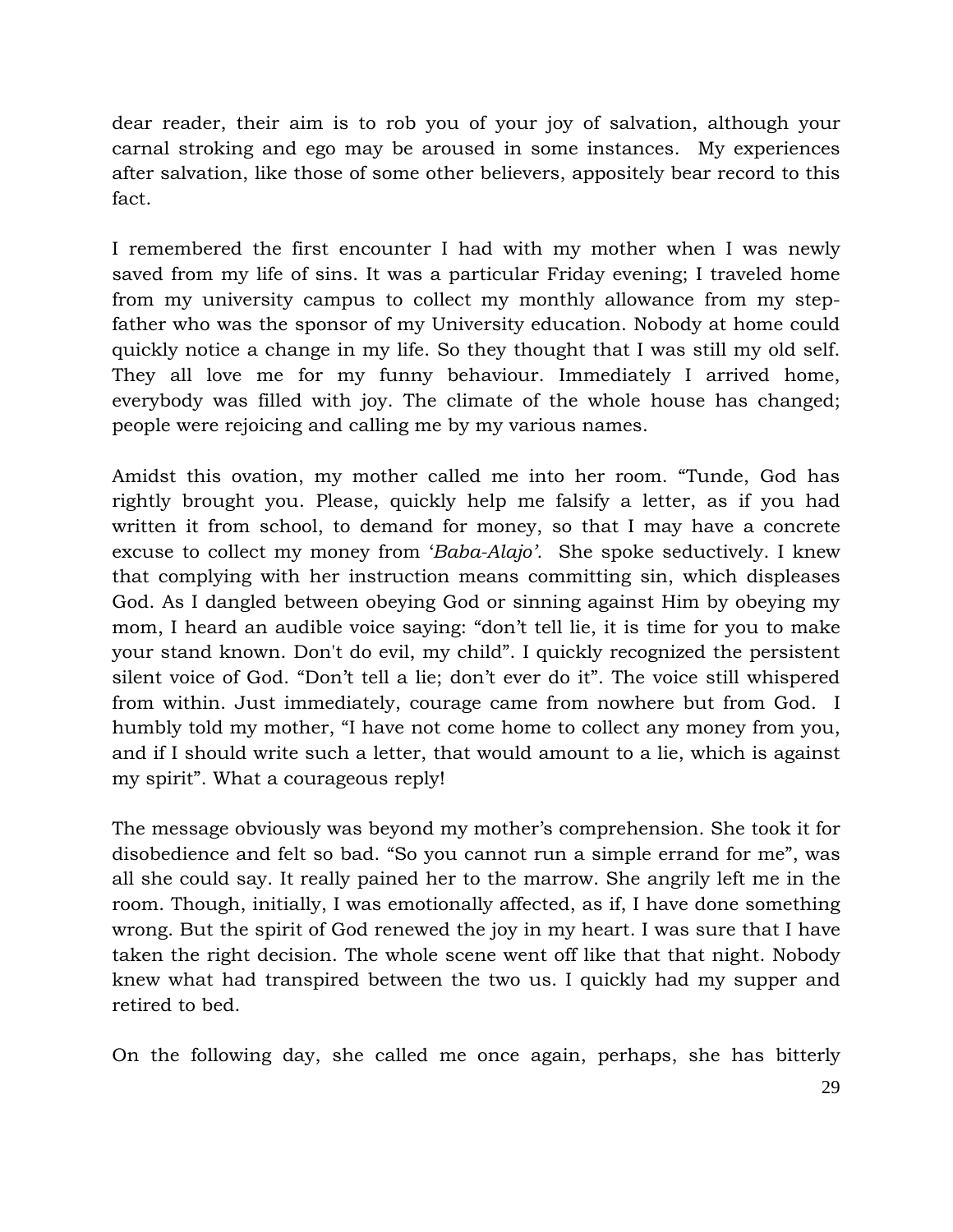dear reader, their aim is to rob you of your joy of salvation, although your carnal stroking and ego may be aroused in some instances. My experiences after salvation, like those of some other believers, appositely bear record to this fact.

I remembered the first encounter I had with my mother when I was newly saved from my life of sins. It was a particular Friday evening; I traveled home from my university campus to collect my monthly allowance from my step-father who was the sponsor of my University education. Nobody at home could quickly notice a change in my life. So they thought that I was still my old self. They all love me for my funny behaviour. Immediately I arrived home, everybody was filled with joy. The climate of the whole house has changed; people were rejoicing and calling me by my various names.

Amidst this ovation, my mother called me into her room. "Tunde, God has rightly brought you. Please, quickly help me falsify a letter, as if you had written it from school, to demand for money, so that I may have a concrete excuse to collect my money from '*Baba-Alajo'*. She spoke seductively. I knew that complying with her instruction means committing sin, which displeases God. As I dangled between obeying God or sinning against Him by obeying my mom, I heard an audible voice saying: "don't tell lie, it is time for you to make your stand known. Don't do evil, my child". I quickly recognized the persistent silent voice of God. "Don't tell a lie; don't ever do it". The voice still whispered from within. Just immediately, courage came from nowhere but from God. I humbly told my mother, "I have not come home to collect any money from you, and if I should write such a letter, that would amount to a lie, which is against my spirit". What a courageous reply!

The message obviously was beyond my mother's comprehension. She took it for disobedience and felt so bad. "So you cannot run a simple errand for me", was all she could say. It really pained her to the marrow. She angrily left me in the room. Though, initially, I was emotionally affected, as if, I have done something wrong. But the spirit of God renewed the joy in my heart. I was sure that I have taken the right decision. The whole scene went off like that that night. Nobody knew what had transpired between the two us. I quickly had my supper and retired to bed.

On the following day, she called me once again, perhaps, she has bitterly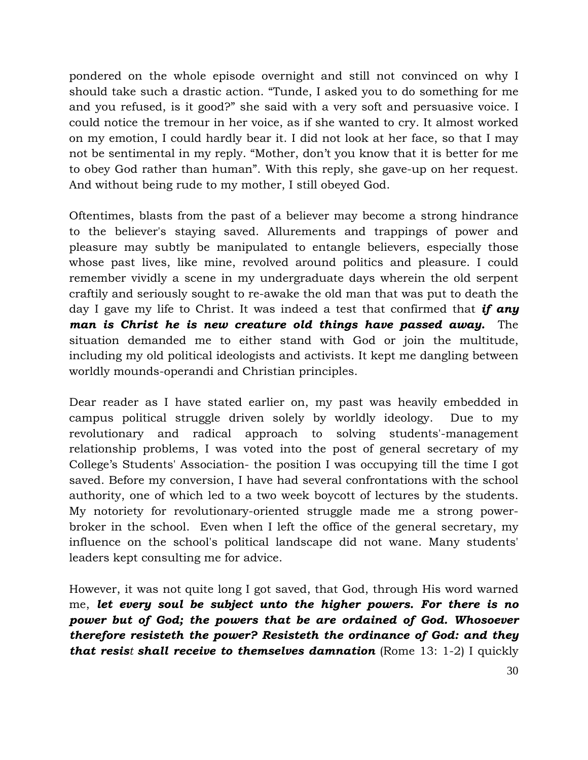pondered on the whole episode overnight and still not convinced on why I should take such a drastic action. "Tunde, I asked you to do something for me and you refused, is it good?" she said with a very soft and persuasive voice. I could notice the tremour in her voice, as if she wanted to cry. It almost worked on my emotion, I could hardly bear it. I did not look at her face, so that I may not be sentimental in my reply. "Mother, don't you know that it is better for me to obey God rather than human". With this reply, she gave-up on her request. And without being rude to my mother, I still obeyed God.

Oftentimes, blasts from the past of a believer may become a strong hindrance to the believer's staying saved. Allurements and trappings of power and pleasure may subtly be manipulated to entangle believers, especially those whose past lives, like mine, revolved around politics and pleasure. I could remember vividly a scene in my undergraduate days wherein the old serpent craftily and seriously sought to re-awake the old man that was put to death the day I gave my life to Christ. It was indeed a test that confirmed that ***if any man is Christ he is new creature old things have passed away.*** The situation demanded me to either stand with God or join the multitude, including my old political ideologists and activists. It kept me dangling between worldly mounds-operandi and Christian principles.

Dear reader as I have stated earlier on, my past was heavily embedded in campus political struggle driven solely by worldly ideology. Due to my revolutionary and radical approach to solving students'-management relationship problems, I was voted into the post of general secretary of my College's Students' Association- the position I was occupying till the time I got saved. Before my conversion, I have had several confrontations with the school authority, one of which led to a two week boycott of lectures by the students. My notoriety for revolutionary-oriented struggle made me a strong power-broker in the school. Even when I left the office of the general secretary, my influence on the school's political landscape did not wane. Many students' leaders kept consulting me for advice.

However, it was not quite long I got saved, that God, through His word warned me, ***let every soul be subject unto the higher powers. For there is no power but of God; the powers that be are ordained of God. Whosoever therefore resisteth the power? Resisteth the ordinance of God: and they that resist shall receive to themselves damnation*** (Rome 13: 1-2) I quickly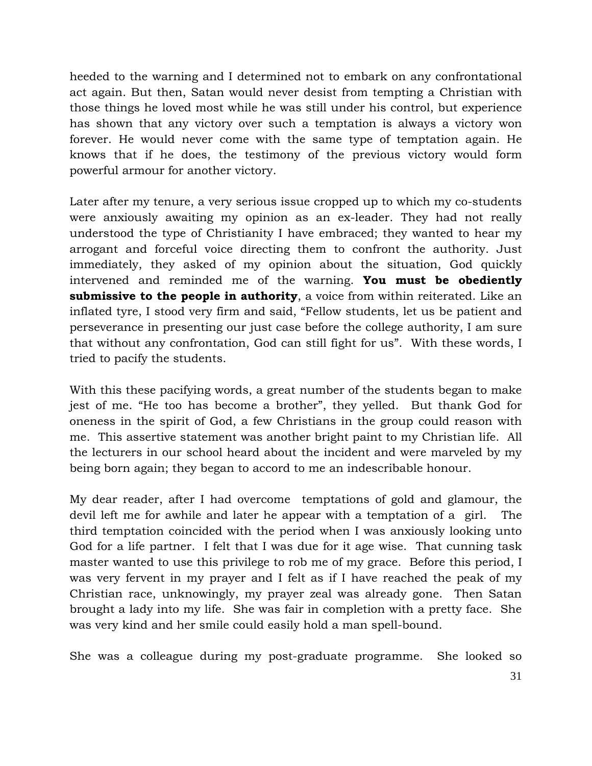heeded to the warning and I determined not to embark on any confrontational act again. But then, Satan would never desist from tempting a Christian with those things he loved most while he was still under his control, but experience has shown that any victory over such a temptation is always a victory won forever. He would never come with the same type of temptation again. He knows that if he does, the testimony of the previous victory would form powerful armour for another victory.

Later after my tenure, a very serious issue cropped up to which my co-students were anxiously awaiting my opinion as an ex-leader. They had not really understood the type of Christianity I have embraced; they wanted to hear my arrogant and forceful voice directing them to confront the authority. Just immediately, they asked of my opinion about the situation, God quickly intervened and reminded me of the warning. **You must be obediently submissive to the people in authority**, a voice from within reiterated. Like an inflated tyre, I stood very firm and said, "Fellow students, let us be patient and perseverance in presenting our just case before the college authority, I am sure that without any confrontation, God can still fight for us". With these words, I tried to pacify the students.

With this these pacifying words, a great number of the students began to make jest of me. "He too has become a brother", they yelled. But thank God for oneness in the spirit of God, a few Christians in the group could reason with me. This assertive statement was another bright paint to my Christian life. All the lecturers in our school heard about the incident and were marveled by my being born again; they began to accord to me an indescribable honour.

My dear reader, after I had overcome temptations of gold and glamour, the devil left me for awhile and later he appear with a temptation of a girl. The third temptation coincided with the period when I was anxiously looking unto God for a life partner. I felt that I was due for it age wise. That cunning task master wanted to use this privilege to rob me of my grace. Before this period, I was very fervent in my prayer and I felt as if I have reached the peak of my Christian race, unknowingly, my prayer zeal was already gone. Then Satan brought a lady into my life. She was fair in completion with a pretty face. She was very kind and her smile could easily hold a man spell-bound.

She was a colleague during my post-graduate programme. She looked so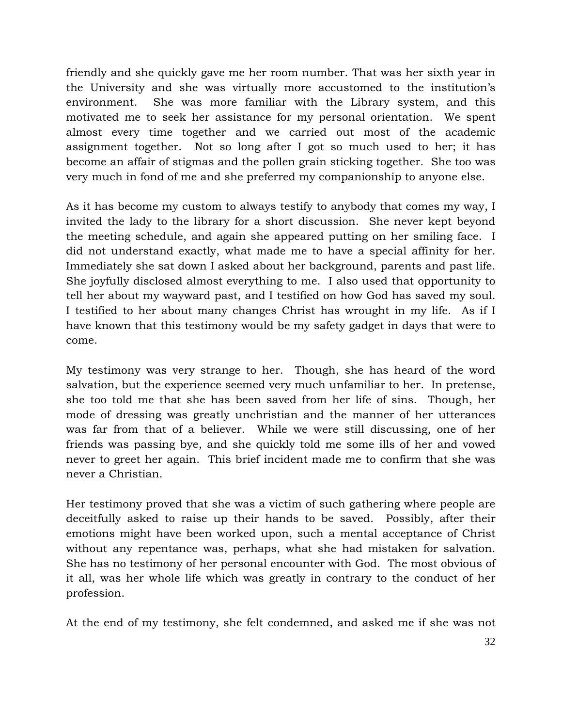friendly and she quickly gave me her room number. That was her sixth year in the University and she was virtually more accustomed to the institution's environment. She was more familiar with the Library system, and this motivated me to seek her assistance for my personal orientation. We spent almost every time together and we carried out most of the academic assignment together. Not so long after I got so much used to her; it has become an affair of stigmas and the pollen grain sticking together. She too was very much in fond of me and she preferred my companionship to anyone else.

As it has become my custom to always testify to anybody that comes my way, I invited the lady to the library for a short discussion. She never kept beyond the meeting schedule, and again she appeared putting on her smiling face. I did not understand exactly, what made me to have a special affinity for her. Immediately she sat down I asked about her background, parents and past life. She joyfully disclosed almost everything to me. I also used that opportunity to tell her about my wayward past, and I testified on how God has saved my soul. I testified to her about many changes Christ has wrought in my life. As if I have known that this testimony would be my safety gadget in days that were to come.

My testimony was very strange to her. Though, she has heard of the word salvation, but the experience seemed very much unfamiliar to her. In pretense, she too told me that she has been saved from her life of sins. Though, her mode of dressing was greatly unchristian and the manner of her utterances was far from that of a believer. While we were still discussing, one of her friends was passing bye, and she quickly told me some ills of her and vowed never to greet her again. This brief incident made me to confirm that she was never a Christian.

Her testimony proved that she was a victim of such gathering where people are deceitfully asked to raise up their hands to be saved. Possibly, after their emotions might have been worked upon, such a mental acceptance of Christ without any repentance was, perhaps, what she had mistaken for salvation. She has no testimony of her personal encounter with God. The most obvious of it all, was her whole life which was greatly in contrary to the conduct of her profession.

At the end of my testimony, she felt condemned, and asked me if she was not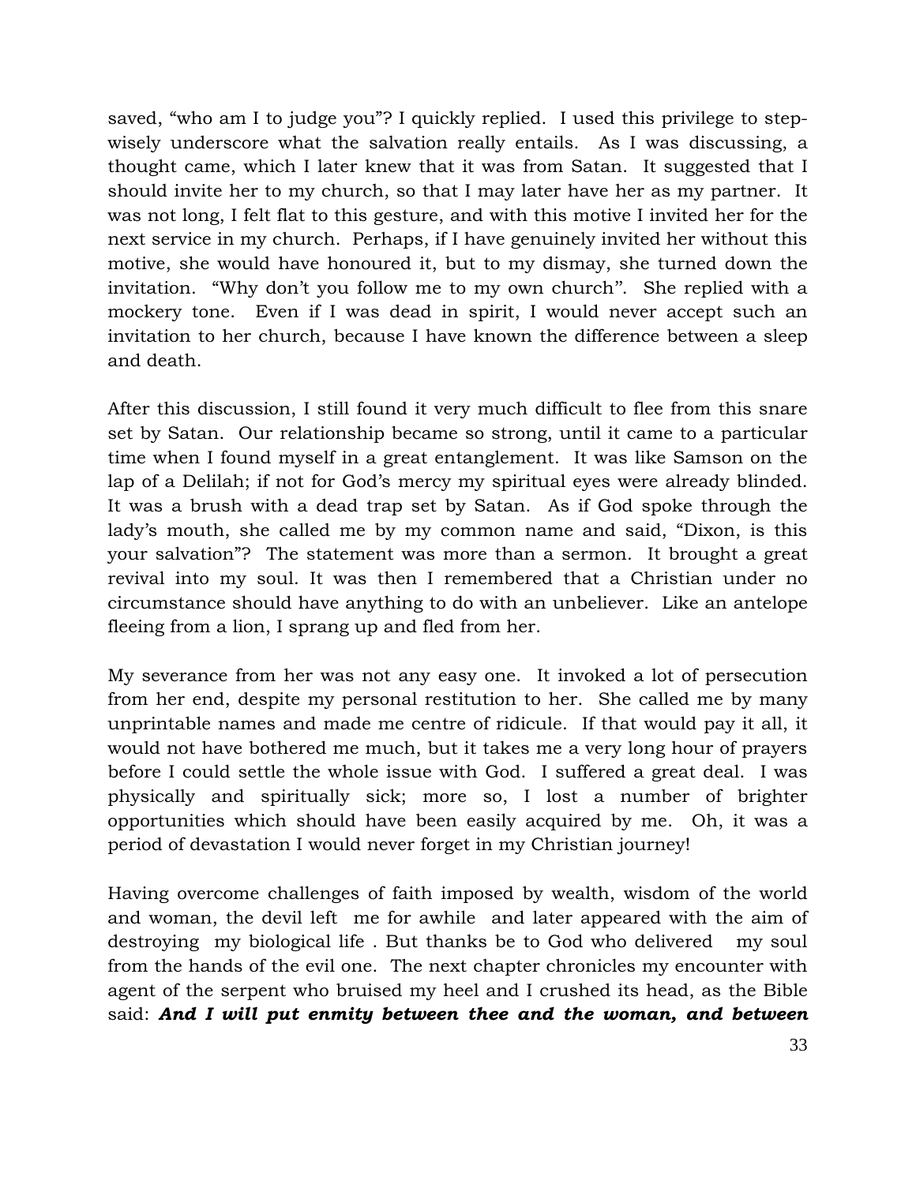saved, "who am I to judge you"? I quickly replied. I used this privilege to step-wisely underscore what the salvation really entails. As I was discussing, a thought came, which I later knew that it was from Satan. It suggested that I should invite her to my church, so that I may later have her as my partner. It was not long, I felt flat to this gesture, and with this motive I invited her for the next service in my church. Perhaps, if I have genuinely invited her without this motive, she would have honoured it, but to my dismay, she turned down the invitation. "Why don't you follow me to my own church". She replied with a mockery tone. Even if I was dead in spirit, I would never accept such an invitation to her church, because I have known the difference between a sleep and death.

After this discussion, I still found it very much difficult to flee from this snare set by Satan. Our relationship became so strong, until it came to a particular time when I found myself in a great entanglement. It was like Samson on the lap of a Delilah; if not for God's mercy my spiritual eyes were already blinded. It was a brush with a dead trap set by Satan. As if God spoke through the lady's mouth, she called me by my common name and said, "Dixon, is this your salvation"? The statement was more than a sermon. It brought a great revival into my soul. It was then I remembered that a Christian under no circumstance should have anything to do with an unbeliever. Like an antelope fleeing from a lion, I sprang up and fled from her.

My severance from her was not any easy one. It invoked a lot of persecution from her end, despite my personal restitution to her. She called me by many unprintable names and made me centre of ridicule. If that would pay it all, it would not have bothered me much, but it takes me a very long hour of prayers before I could settle the whole issue with God. I suffered a great deal. I was physically and spiritually sick; more so, I lost a number of brighter opportunities which should have been easily acquired by me. Oh, it was a period of devastation I would never forget in my Christian journey!

Having overcome challenges of faith imposed by wealth, wisdom of the world and woman, the devil left me for awhile and later appeared with the aim of destroying my biological life . But thanks be to God who delivered my soul from the hands of the evil one. The next chapter chronicles my encounter with agent of the serpent who bruised my heel and I crushed its head, as the Bible said: ***And I will put enmity between thee and the woman, and between***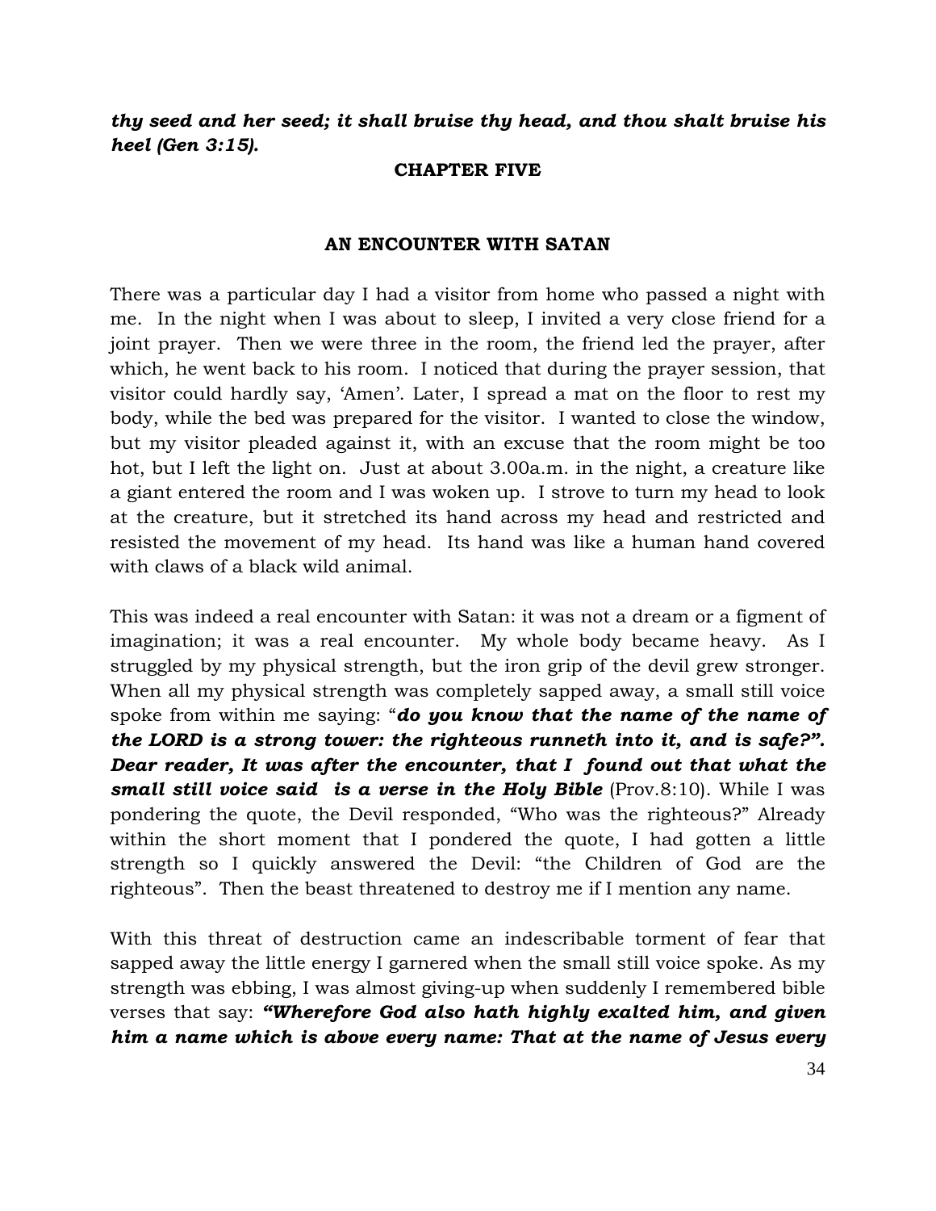***thy seed and her seed; it shall bruise thy head, and thou shalt bruise his heel (Gen 3:15).***

**CHAPTER FIVE**

## AN ENCOUNTER WITH SATAN

There was a particular day I had a visitor from home who passed a night with me. In the night when I was about to sleep, I invited a very close friend for a joint prayer. Then we were three in the room, the friend led the prayer, after which, he went back to his room. I noticed that during the prayer session, that visitor could hardly say, 'Amen'. Later, I spread a mat on the floor to rest my body, while the bed was prepared for the visitor. I wanted to close the window, but my visitor pleaded against it, with an excuse that the room might be too hot, but I left the light on. Just at about 3.00a.m. in the night, a creature like a giant entered the room and I was woken up. I strove to turn my head to look at the creature, but it stretched its hand across my head and restricted and resisted the movement of my head. Its hand was like a human hand covered with claws of a black wild animal.

This was indeed a real encounter with Satan: it was not a dream or a figment of imagination; it was a real encounter. My whole body became heavy. As I struggled by my physical strength, but the iron grip of the devil grew stronger. When all my physical strength was completely sapped away, a small still voice spoke from within me saying: "***do you know that the name of the name of the LORD is a strong tower: the righteous runneth into it, and is safe?". Dear reader, It was after the encounter, that I found out that what the small still voice said is a verse in the Holy Bible*** (Prov.8:10). While I was pondering the quote, the Devil responded, "Who was the righteous?" Already within the short moment that I pondered the quote, I had gotten a little strength so I quickly answered the Devil: "the Children of God are the righteous". Then the beast threatened to destroy me if I mention any name.

With this threat of destruction came an indescribable torment of fear that sapped away the little energy I garnered when the small still voice spoke. As my strength was ebbing, I was almost giving-up when suddenly I remembered bible verses that say: ***"Wherefore God also hath highly exalted him, and given him a name which is above every name: That at the name of Jesus every***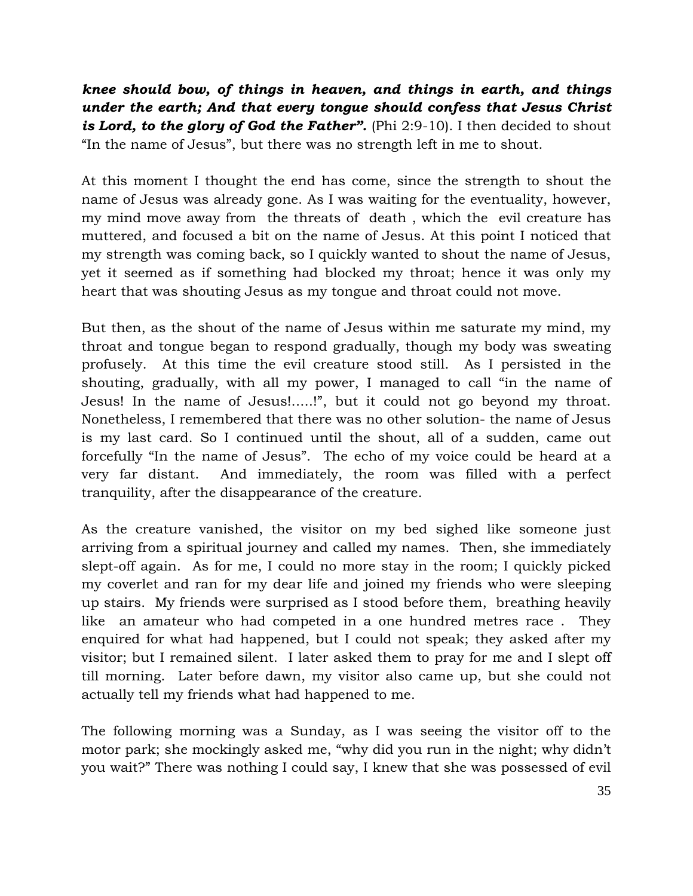***knee should bow, of things in heaven, and things in earth, and things under the earth; And that every tongue should confess that Jesus Christ is Lord, to the glory of God the Father".*** (Phi 2:9-10). I then decided to shout "In the name of Jesus", but there was no strength left in me to shout.

At this moment I thought the end has come, since the strength to shout the name of Jesus was already gone. As I was waiting for the eventuality, however, my mind move away from the threats of death , which the evil creature has muttered, and focused a bit on the name of Jesus. At this point I noticed that my strength was coming back, so I quickly wanted to shout the name of Jesus, yet it seemed as if something had blocked my throat; hence it was only my heart that was shouting Jesus as my tongue and throat could not move.

But then, as the shout of the name of Jesus within me saturate my mind, my throat and tongue began to respond gradually, though my body was sweating profusely. At this time the evil creature stood still. As I persisted in the shouting, gradually, with all my power, I managed to call "in the name of Jesus! In the name of Jesus!.....!", but it could not go beyond my throat. Nonetheless, I remembered that there was no other solution- the name of Jesus is my last card. So I continued until the shout, all of a sudden, came out forcefully "In the name of Jesus". The echo of my voice could be heard at a very far distant. And immediately, the room was filled with a perfect tranquility, after the disappearance of the creature.

As the creature vanished, the visitor on my bed sighed like someone just arriving from a spiritual journey and called my names. Then, she immediately slept-off again. As for me, I could no more stay in the room; I quickly picked my coverlet and ran for my dear life and joined my friends who were sleeping up stairs. My friends were surprised as I stood before them, breathing heavily like an amateur who had competed in a one hundred metres race . They enquired for what had happened, but I could not speak; they asked after my visitor; but I remained silent. I later asked them to pray for me and I slept off till morning. Later before dawn, my visitor also came up, but she could not actually tell my friends what had happened to me.

The following morning was a Sunday, as I was seeing the visitor off to the motor park; she mockingly asked me, "why did you run in the night; why didn't you wait?" There was nothing I could say, I knew that she was possessed of evil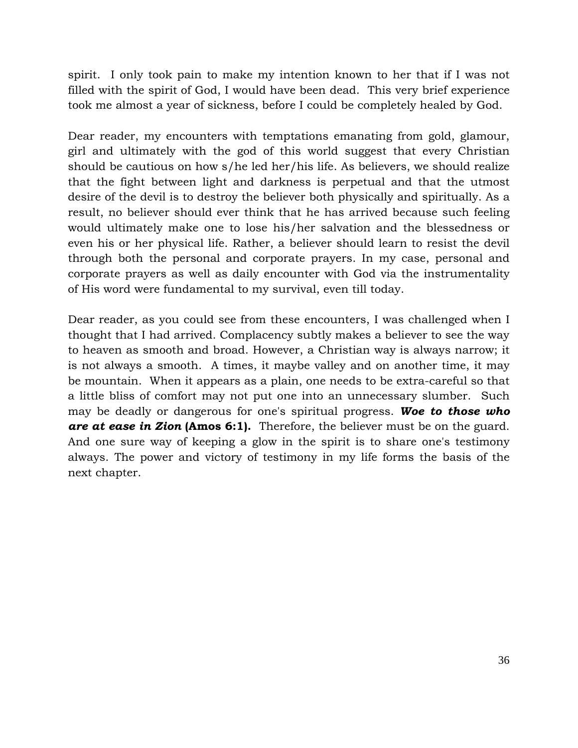spirit. I only took pain to make my intention known to her that if I was not filled with the spirit of God, I would have been dead. This very brief experience took me almost a year of sickness, before I could be completely healed by God.

Dear reader, my encounters with temptations emanating from gold, glamour, girl and ultimately with the god of this world suggest that every Christian should be cautious on how s/he led her/his life. As believers, we should realize that the fight between light and darkness is perpetual and that the utmost desire of the devil is to destroy the believer both physically and spiritually. As a result, no believer should ever think that he has arrived because such feeling would ultimately make one to lose his/her salvation and the blessedness or even his or her physical life. Rather, a believer should learn to resist the devil through both the personal and corporate prayers. In my case, personal and corporate prayers as well as daily encounter with God via the instrumentality of His word were fundamental to my survival, even till today.

Dear reader, as you could see from these encounters, I was challenged when I thought that I had arrived. Complacency subtly makes a believer to see the way to heaven as smooth and broad. However, a Christian way is always narrow; it is not always a smooth. A times, it maybe valley and on another time, it may be mountain. When it appears as a plain, one needs to be extra-careful so that a little bliss of comfort may not put one into an unnecessary slumber. Such may be deadly or dangerous for one's spiritual progress. ***Woe to those who are at ease in Zion*** **(Amos 6:1).** Therefore, the believer must be on the guard. And one sure way of keeping a glow in the spirit is to share one's testimony always. The power and victory of testimony in my life forms the basis of the next chapter.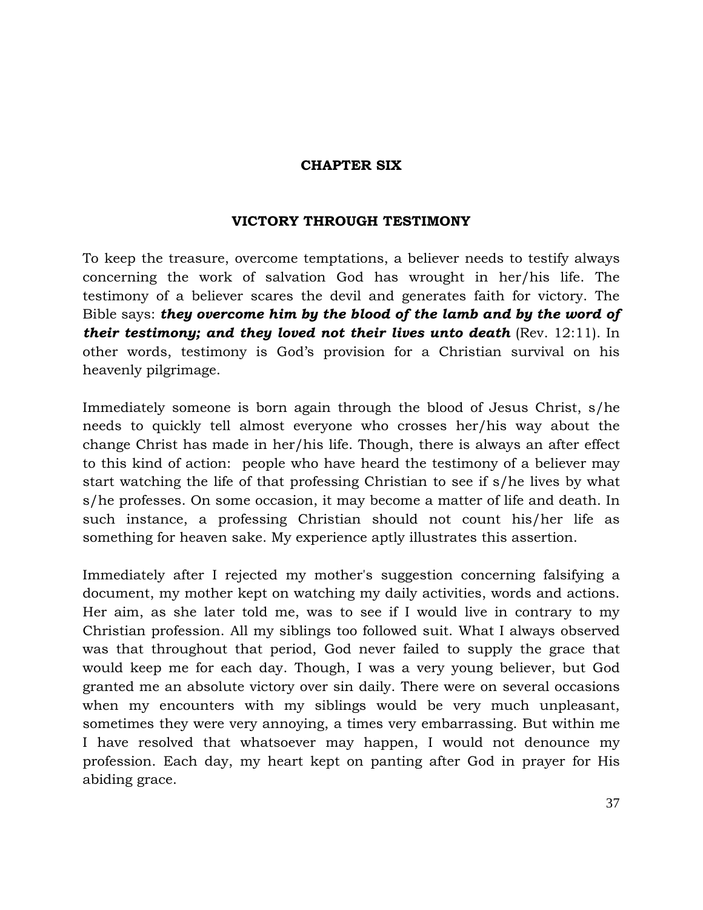# CHAPTER SIX

## VICTORY THROUGH TESTIMONY

To keep the treasure, overcome temptations, a believer needs to testify always concerning the work of salvation God has wrought in her/his life. The testimony of a believer scares the devil and generates faith for victory. The Bible says: ***they overcome him by the blood of the lamb and by the word of their testimony; and they loved not their lives unto death*** (Rev. 12:11). In other words, testimony is God's provision for a Christian survival on his heavenly pilgrimage.

Immediately someone is born again through the blood of Jesus Christ, s/he needs to quickly tell almost everyone who crosses her/his way about the change Christ has made in her/his life. Though, there is always an after effect to this kind of action: people who have heard the testimony of a believer may start watching the life of that professing Christian to see if s/he lives by what s/he professes. On some occasion, it may become a matter of life and death. In such instance, a professing Christian should not count his/her life as something for heaven sake. My experience aptly illustrates this assertion.

Immediately after I rejected my mother's suggestion concerning falsifying a document, my mother kept on watching my daily activities, words and actions. Her aim, as she later told me, was to see if I would live in contrary to my Christian profession. All my siblings too followed suit. What I always observed was that throughout that period, God never failed to supply the grace that would keep me for each day. Though, I was a very young believer, but God granted me an absolute victory over sin daily. There were on several occasions when my encounters with my siblings would be very much unpleasant, sometimes they were very annoying, a times very embarrassing. But within me I have resolved that whatsoever may happen, I would not denounce my profession. Each day, my heart kept on panting after God in prayer for His abiding grace.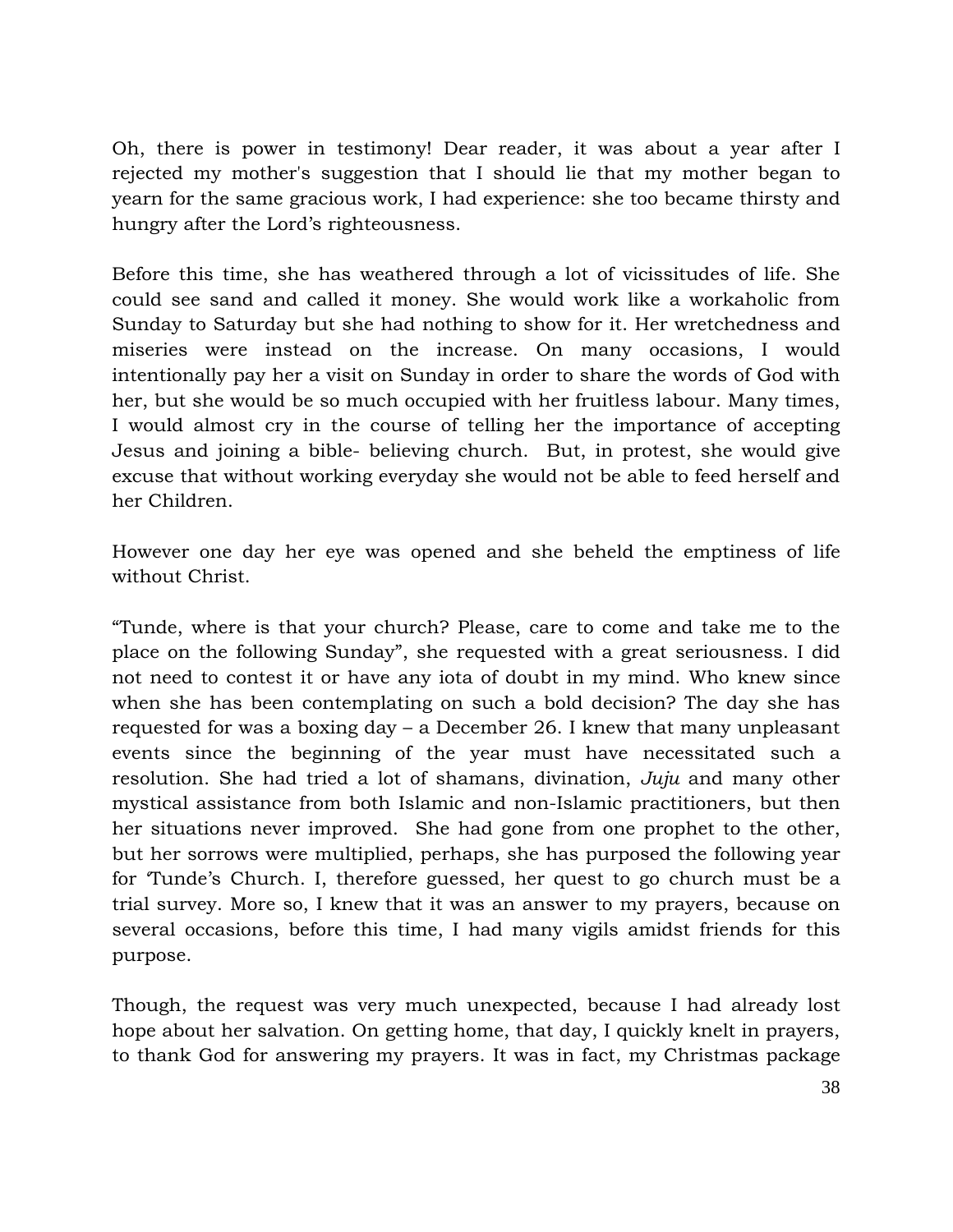Oh, there is power in testimony! Dear reader, it was about a year after I rejected my mother's suggestion that I should lie that my mother began to yearn for the same gracious work, I had experience: she too became thirsty and hungry after the Lord's righteousness.

Before this time, she has weathered through a lot of vicissitudes of life. She could see sand and called it money. She would work like a workaholic from Sunday to Saturday but she had nothing to show for it. Her wretchedness and miseries were instead on the increase. On many occasions, I would intentionally pay her a visit on Sunday in order to share the words of God with her, but she would be so much occupied with her fruitless labour. Many times, I would almost cry in the course of telling her the importance of accepting Jesus and joining a bible- believing church. But, in protest, she would give excuse that without working everyday she would not be able to feed herself and her Children.

However one day her eye was opened and she beheld the emptiness of life without Christ.

"Tunde, where is that your church? Please, care to come and take me to the place on the following Sunday", she requested with a great seriousness. I did not need to contest it or have any iota of doubt in my mind. Who knew since when she has been contemplating on such a bold decision? The day she has requested for was a boxing day – a December 26. I knew that many unpleasant events since the beginning of the year must have necessitated such a resolution. She had tried a lot of shamans, divination, *Juju* and many other mystical assistance from both Islamic and non-Islamic practitioners, but then her situations never improved. She had gone from one prophet to the other, but her sorrows were multiplied, perhaps, she has purposed the following year for 'Tunde's Church. I, therefore guessed, her quest to go church must be a trial survey. More so, I knew that it was an answer to my prayers, because on several occasions, before this time, I had many vigils amidst friends for this purpose.

Though, the request was very much unexpected, because I had already lost hope about her salvation. On getting home, that day, I quickly knelt in prayers, to thank God for answering my prayers. It was in fact, my Christmas package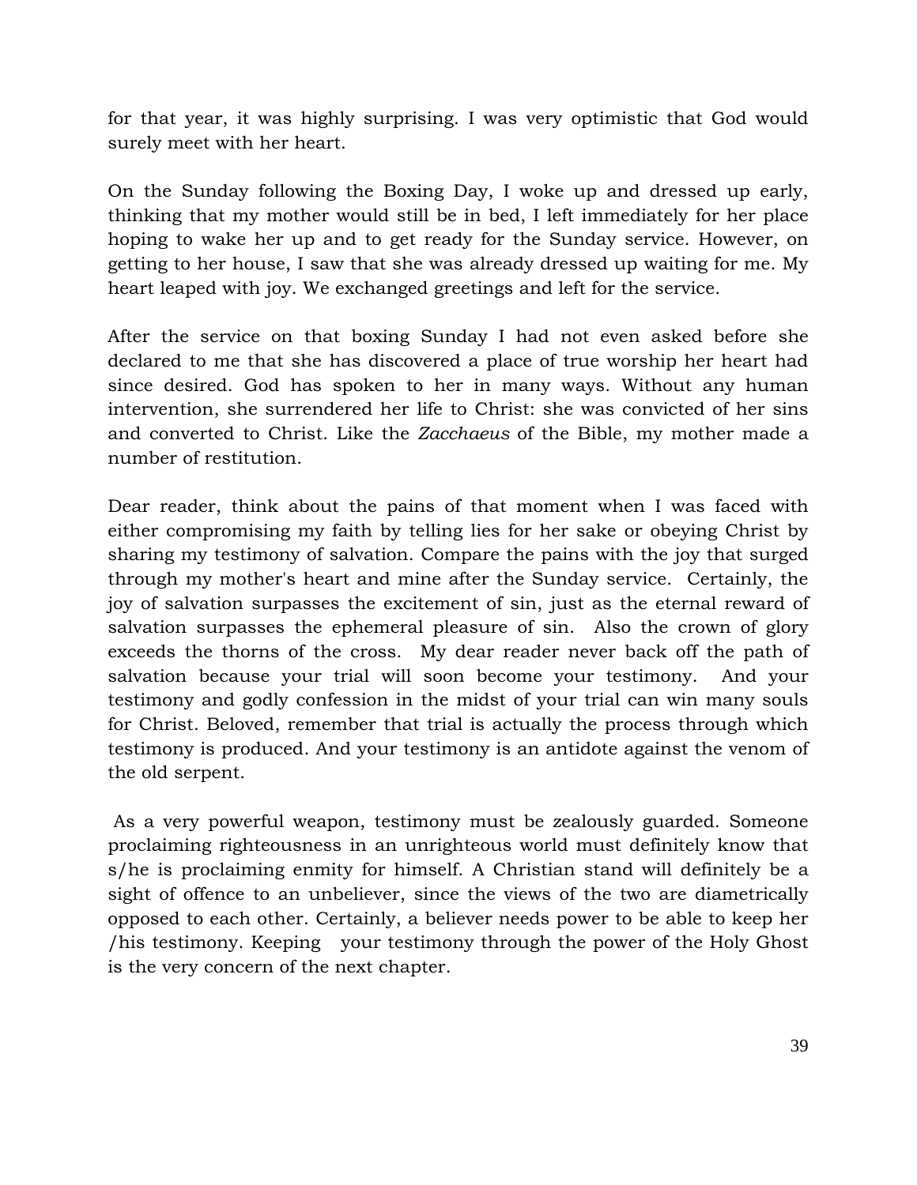for that year, it was highly surprising. I was very optimistic that God would surely meet with her heart.

On the Sunday following the Boxing Day, I woke up and dressed up early, thinking that my mother would still be in bed, I left immediately for her place hoping to wake her up and to get ready for the Sunday service. However, on getting to her house, I saw that she was already dressed up waiting for me. My heart leaped with joy. We exchanged greetings and left for the service.

After the service on that boxing Sunday I had not even asked before she declared to me that she has discovered a place of true worship her heart had since desired. God has spoken to her in many ways. Without any human intervention, she surrendered her life to Christ: she was convicted of her sins and converted to Christ. Like the *Zacchaeus* of the Bible, my mother made a number of restitution.

Dear reader, think about the pains of that moment when I was faced with either compromising my faith by telling lies for her sake or obeying Christ by sharing my testimony of salvation. Compare the pains with the joy that surged through my mother's heart and mine after the Sunday service. Certainly, the joy of salvation surpasses the excitement of sin, just as the eternal reward of salvation surpasses the ephemeral pleasure of sin. Also the crown of glory exceeds the thorns of the cross. My dear reader never back off the path of salvation because your trial will soon become your testimony. And your testimony and godly confession in the midst of your trial can win many souls for Christ. Beloved, remember that trial is actually the process through which testimony is produced. And your testimony is an antidote against the venom of the old serpent.

As a very powerful weapon, testimony must be zealously guarded. Someone proclaiming righteousness in an unrighteous world must definitely know that s/he is proclaiming enmity for himself. A Christian stand will definitely be a sight of offence to an unbeliever, since the views of the two are diametrically opposed to each other. Certainly, a believer needs power to be able to keep her /his testimony. Keeping your testimony through the power of the Holy Ghost is the very concern of the next chapter.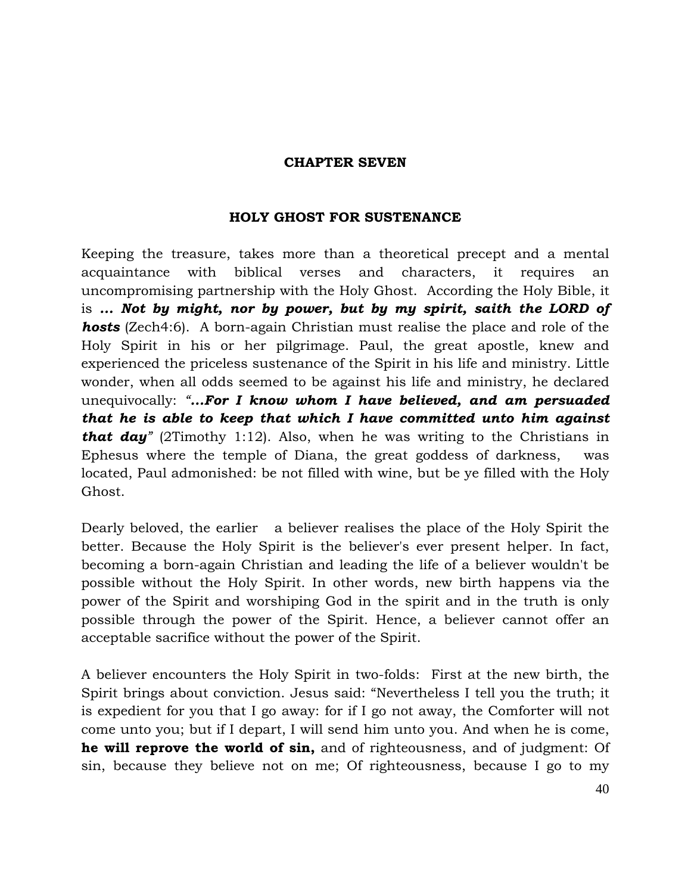# CHAPTER SEVEN

## HOLY GHOST FOR SUSTENANCE

Keeping the treasure, takes more than a theoretical precept and a mental acquaintance with biblical verses and characters, it requires an uncompromising partnership with the Holy Ghost. According the Holy Bible, it is ***... Not by might, nor by power, but by my spirit, saith the LORD of hosts*** (Zech4:6). A born-again Christian must realise the place and role of the Holy Spirit in his or her pilgrimage. Paul, the great apostle, knew and experienced the priceless sustenance of the Spirit in his life and ministry. Little wonder, when all odds seemed to be against his life and ministry, he declared unequivocally: *"...**For I know whom I have believed, and am persuaded that he is able to keep that which I have committed unto him against that day**"* (2Timothy 1:12). Also, when he was writing to the Christians in Ephesus where the temple of Diana, the great goddess of darkness, was located, Paul admonished: be not filled with wine, but be ye filled with the Holy Ghost.

Dearly beloved, the earlier a believer realises the place of the Holy Spirit the better. Because the Holy Spirit is the believer's ever present helper. In fact, becoming a born-again Christian and leading the life of a believer wouldn't be possible without the Holy Spirit. In other words, new birth happens via the power of the Spirit and worshiping God in the spirit and in the truth is only possible through the power of the Spirit. Hence, a believer cannot offer an acceptable sacrifice without the power of the Spirit.

A believer encounters the Holy Spirit in two-folds: First at the new birth, the Spirit brings about conviction. Jesus said: "Nevertheless I tell you the truth; it is expedient for you that I go away: for if I go not away, the Comforter will not come unto you; but if I depart, I will send him unto you. And when he is come, **he will reprove the world of sin,** and of righteousness, and of judgment: Of sin, because they believe not on me; Of righteousness, because I go to my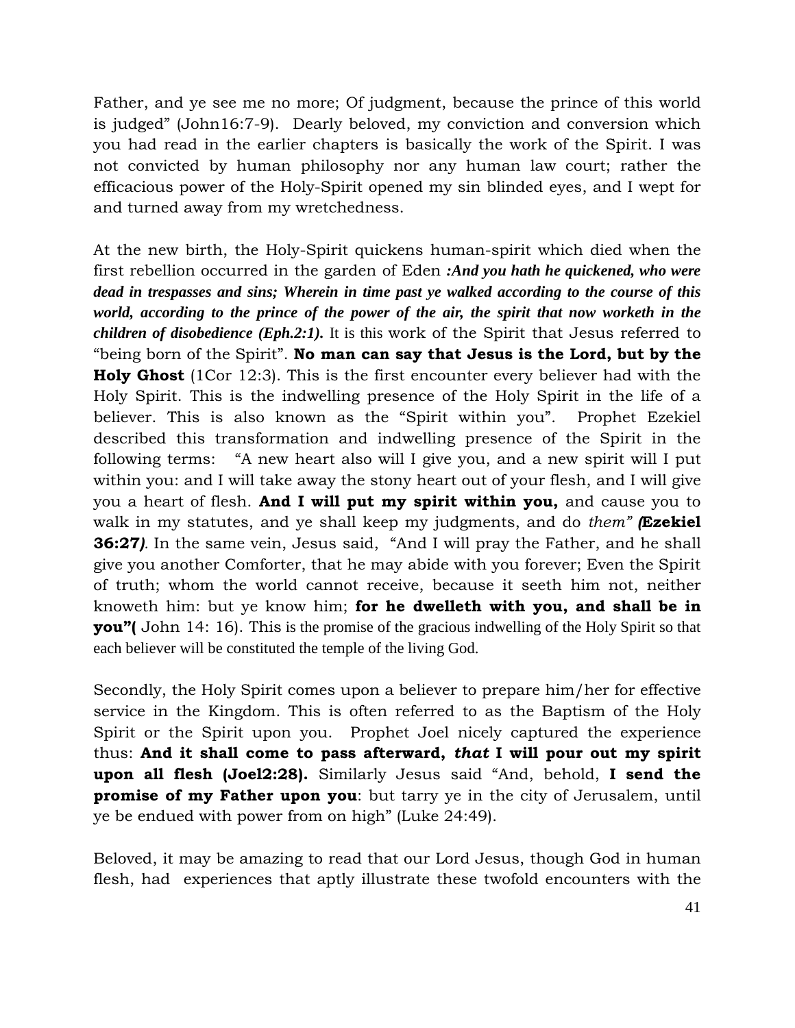Father, and ye see me no more; Of judgment, because the prince of this world is judged" (John16:7-9). Dearly beloved, my conviction and conversion which you had read in the earlier chapters is basically the work of the Spirit. I was not convicted by human philosophy nor any human law court; rather the efficacious power of the Holy-Spirit opened my sin blinded eyes, and I wept for and turned away from my wretchedness.

At the new birth, the Holy-Spirit quickens human-spirit which died when the first rebellion occurred in the garden of Eden ***:And you hath he quickened, who were dead in trespasses and sins; Wherein in time past ye walked according to the course of this world, according to the prince of the power of the air, the spirit that now worketh in the children of disobedience (Eph.2:1).*** It is this work of the Spirit that Jesus referred to "being born of the Spirit". **No man can say that Jesus is the Lord, but by the Holy Ghost** (1Cor 12:3). This is the first encounter every believer had with the Holy Spirit. This is the indwelling presence of the Holy Spirit in the life of a believer. This is also known as the "Spirit within you". Prophet Ezekiel described this transformation and indwelling presence of the Spirit in the following terms: "A new heart also will I give you, and a new spirit will I put within you: and I will take away the stony heart out of your flesh, and I will give you a heart of flesh. **And I will put my spirit within you,** and cause you to walk in my statutes, and ye shall keep my judgments, and do *them" (***Ezekiel 36:27***)*. In the same vein, Jesus said, "And I will pray the Father, and he shall give you another Comforter, that he may abide with you forever; Even the Spirit of truth; whom the world cannot receive, because it seeth him not, neither knoweth him: but ye know him; **for he dwelleth with you, and shall be in you"(** John 14: 16). This is the promise of the gracious indwelling of the Holy Spirit so that each believer will be constituted the temple of the living God.

Secondly, the Holy Spirit comes upon a believer to prepare him/her for effective service in the Kingdom. This is often referred to as the Baptism of the Holy Spirit or the Spirit upon you. Prophet Joel nicely captured the experience thus: **And it shall come to pass afterward, *that* I will pour out my spirit upon all flesh (Joel2:28).** Similarly Jesus said "And, behold, **I send the promise of my Father upon you**: but tarry ye in the city of Jerusalem, until ye be endued with power from on high" (Luke 24:49).

Beloved, it may be amazing to read that our Lord Jesus, though God in human flesh, had experiences that aptly illustrate these twofold encounters with the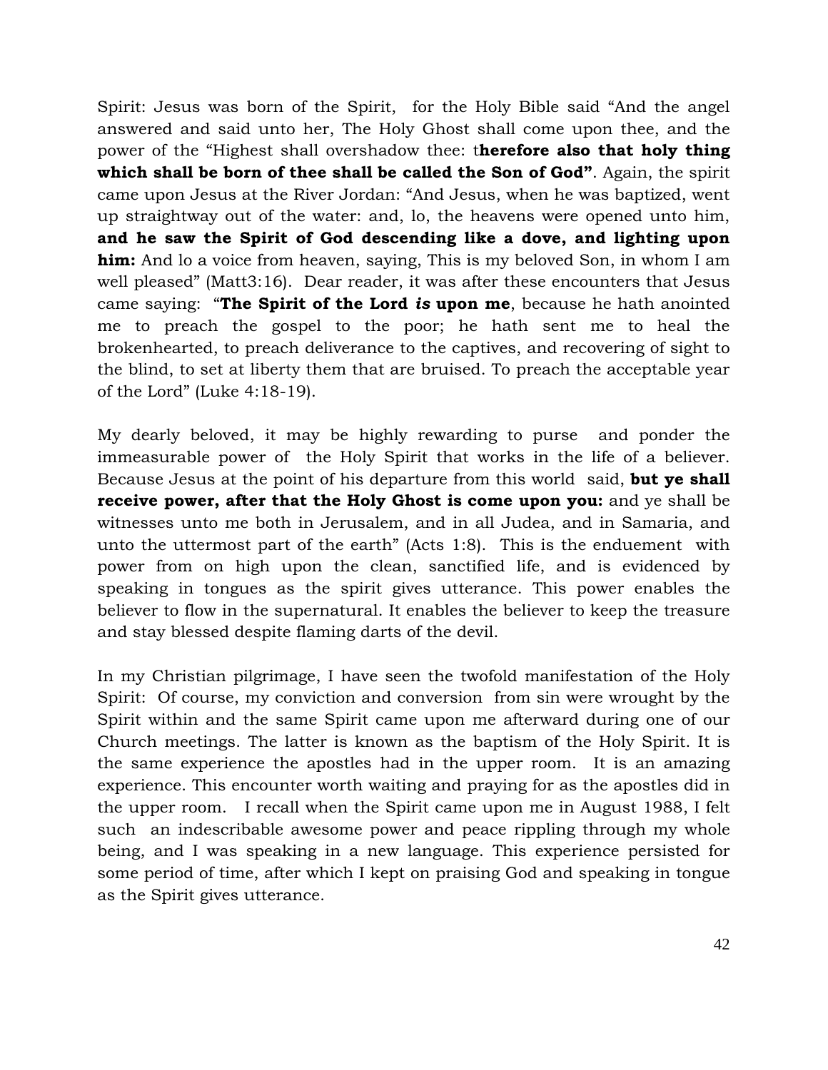Spirit: Jesus was born of the Spirit, for the Holy Bible said "And the angel answered and said unto her, The Holy Ghost shall come upon thee, and the power of the "Highest shall overshadow thee: t**herefore also that holy thing which shall be born of thee shall be called the Son of God"**. Again, the spirit came upon Jesus at the River Jordan: "And Jesus, when he was baptized, went up straightway out of the water: and, lo, the heavens were opened unto him, **and he saw the Spirit of God descending like a dove, and lighting upon him:** And lo a voice from heaven, saying, This is my beloved Son, in whom I am well pleased" (Matt3:16). Dear reader, it was after these encounters that Jesus came saying: "**The Spirit of the Lord *is* upon me**, because he hath anointed me to preach the gospel to the poor; he hath sent me to heal the brokenhearted, to preach deliverance to the captives, and recovering of sight to the blind, to set at liberty them that are bruised. To preach the acceptable year of the Lord" (Luke 4:18-19).

My dearly beloved, it may be highly rewarding to purse and ponder the immeasurable power of the Holy Spirit that works in the life of a believer. Because Jesus at the point of his departure from this world said, **but ye shall receive power, after that the Holy Ghost is come upon you:** and ye shall be witnesses unto me both in Jerusalem, and in all Judea, and in Samaria, and unto the uttermost part of the earth" (Acts 1:8). This is the enduement with power from on high upon the clean, sanctified life, and is evidenced by speaking in tongues as the spirit gives utterance. This power enables the believer to flow in the supernatural. It enables the believer to keep the treasure and stay blessed despite flaming darts of the devil.

In my Christian pilgrimage, I have seen the twofold manifestation of the Holy Spirit: Of course, my conviction and conversion from sin were wrought by the Spirit within and the same Spirit came upon me afterward during one of our Church meetings. The latter is known as the baptism of the Holy Spirit. It is the same experience the apostles had in the upper room. It is an amazing experience. This encounter worth waiting and praying for as the apostles did in the upper room. I recall when the Spirit came upon me in August 1988, I felt such an indescribable awesome power and peace rippling through my whole being, and I was speaking in a new language. This experience persisted for some period of time, after which I kept on praising God and speaking in tongue as the Spirit gives utterance.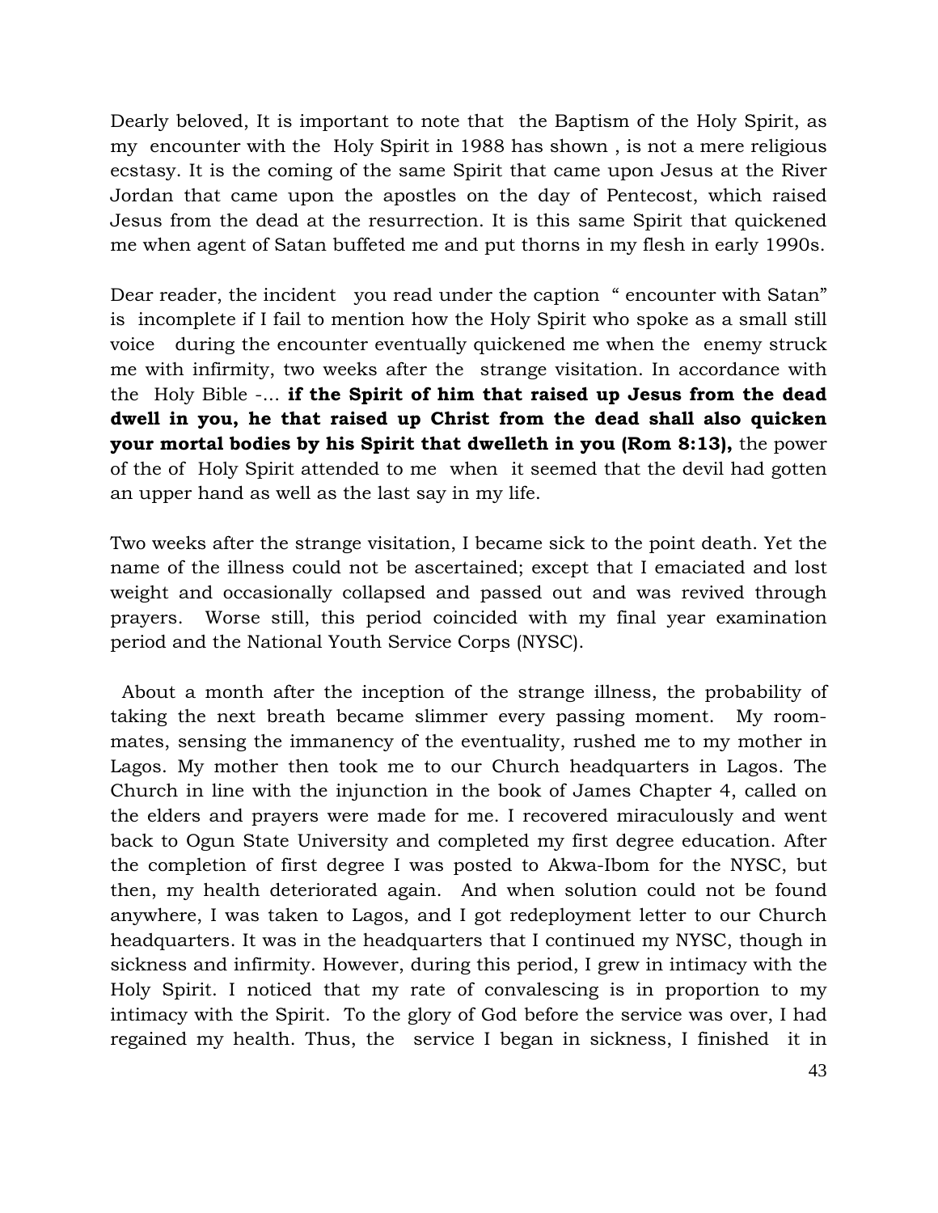Dearly beloved, It is important to note that the Baptism of the Holy Spirit, as my encounter with the Holy Spirit in 1988 has shown , is not a mere religious ecstasy. It is the coming of the same Spirit that came upon Jesus at the River Jordan that came upon the apostles on the day of Pentecost, which raised Jesus from the dead at the resurrection. It is this same Spirit that quickened me when agent of Satan buffeted me and put thorns in my flesh in early 1990s.

Dear reader, the incident you read under the caption " encounter with Satan" is incomplete if I fail to mention how the Holy Spirit who spoke as a small still voice during the encounter eventually quickened me when the enemy struck me with infirmity, two weeks after the strange visitation. In accordance with the Holy Bible -... **if the Spirit of him that raised up Jesus from the dead dwell in you, he that raised up Christ from the dead shall also quicken your mortal bodies by his Spirit that dwelleth in you (Rom 8:13),** the power of the of Holy Spirit attended to me when it seemed that the devil had gotten an upper hand as well as the last say in my life.

Two weeks after the strange visitation, I became sick to the point death. Yet the name of the illness could not be ascertained; except that I emaciated and lost weight and occasionally collapsed and passed out and was revived through prayers. Worse still, this period coincided with my final year examination period and the National Youth Service Corps (NYSC).

About a month after the inception of the strange illness, the probability of taking the next breath became slimmer every passing moment. My room-mates, sensing the immanency of the eventuality, rushed me to my mother in Lagos. My mother then took me to our Church headquarters in Lagos. The Church in line with the injunction in the book of James Chapter 4, called on the elders and prayers were made for me. I recovered miraculously and went back to Ogun State University and completed my first degree education. After the completion of first degree I was posted to Akwa-Ibom for the NYSC, but then, my health deteriorated again. And when solution could not be found anywhere, I was taken to Lagos, and I got redeployment letter to our Church headquarters. It was in the headquarters that I continued my NYSC, though in sickness and infirmity. However, during this period, I grew in intimacy with the Holy Spirit. I noticed that my rate of convalescing is in proportion to my intimacy with the Spirit. To the glory of God before the service was over, I had regained my health. Thus, the service I began in sickness, I finished it in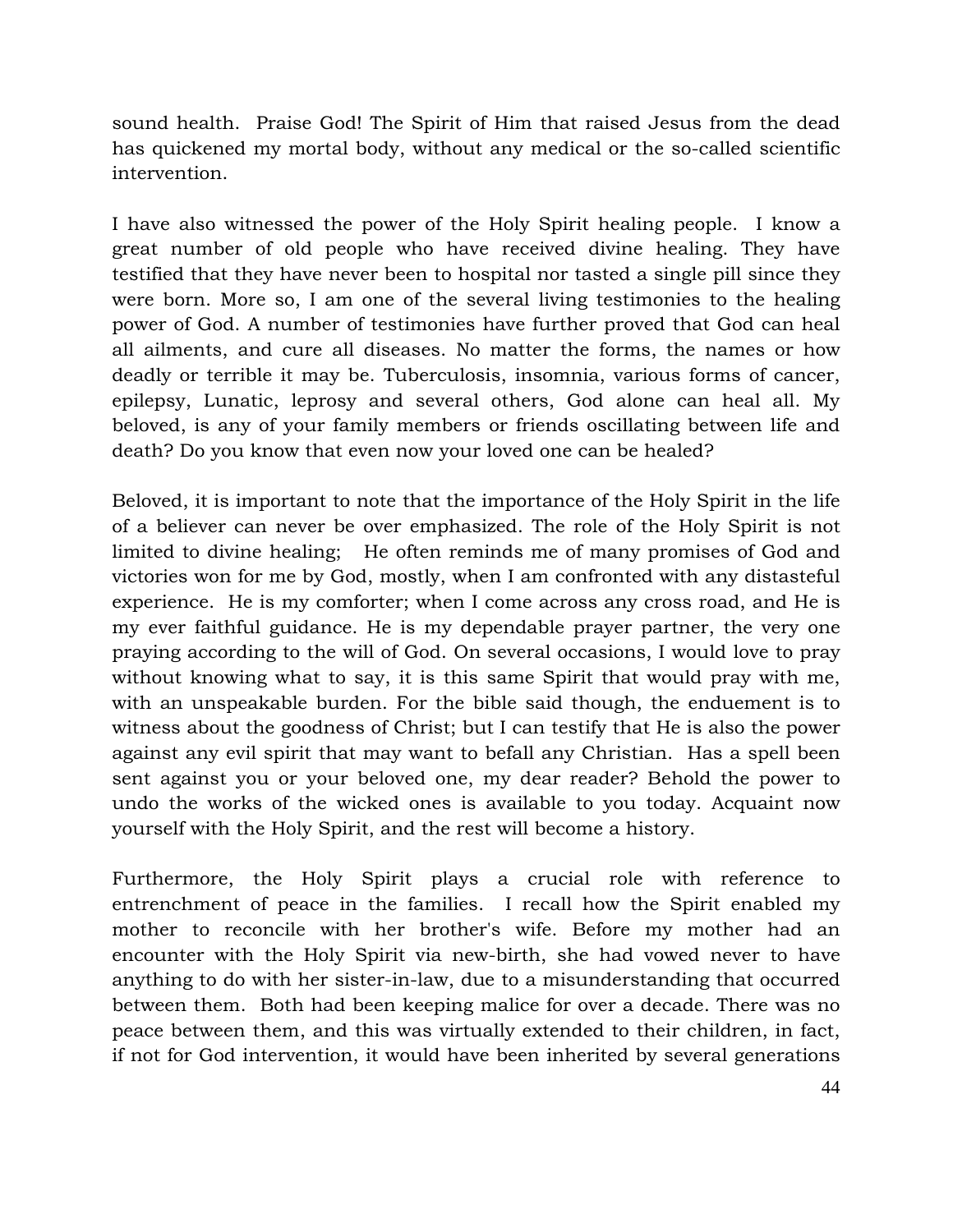sound health. Praise God! The Spirit of Him that raised Jesus from the dead has quickened my mortal body, without any medical or the so-called scientific intervention.

I have also witnessed the power of the Holy Spirit healing people. I know a great number of old people who have received divine healing. They have testified that they have never been to hospital nor tasted a single pill since they were born. More so, I am one of the several living testimonies to the healing power of God. A number of testimonies have further proved that God can heal all ailments, and cure all diseases. No matter the forms, the names or how deadly or terrible it may be. Tuberculosis, insomnia, various forms of cancer, epilepsy, Lunatic, leprosy and several others, God alone can heal all. My beloved, is any of your family members or friends oscillating between life and death? Do you know that even now your loved one can be healed?

Beloved, it is important to note that the importance of the Holy Spirit in the life of a believer can never be over emphasized. The role of the Holy Spirit is not limited to divine healing; He often reminds me of many promises of God and victories won for me by God, mostly, when I am confronted with any distasteful experience. He is my comforter; when I come across any cross road, and He is my ever faithful guidance. He is my dependable prayer partner, the very one praying according to the will of God. On several occasions, I would love to pray without knowing what to say, it is this same Spirit that would pray with me, with an unspeakable burden. For the bible said though, the enduement is to witness about the goodness of Christ; but I can testify that He is also the power against any evil spirit that may want to befall any Christian. Has a spell been sent against you or your beloved one, my dear reader? Behold the power to undo the works of the wicked ones is available to you today. Acquaint now yourself with the Holy Spirit, and the rest will become a history.

Furthermore, the Holy Spirit plays a crucial role with reference to entrenchment of peace in the families. I recall how the Spirit enabled my mother to reconcile with her brother's wife. Before my mother had an encounter with the Holy Spirit via new-birth, she had vowed never to have anything to do with her sister-in-law, due to a misunderstanding that occurred between them. Both had been keeping malice for over a decade. There was no peace between them, and this was virtually extended to their children, in fact, if not for God intervention, it would have been inherited by several generations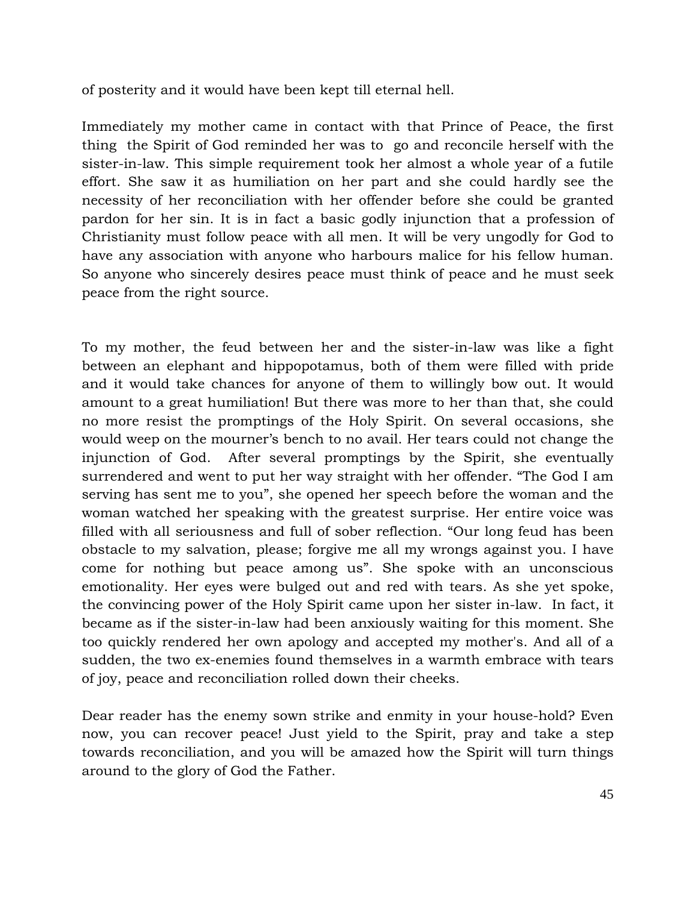of posterity and it would have been kept till eternal hell.

Immediately my mother came in contact with that Prince of Peace, the first thing the Spirit of God reminded her was to go and reconcile herself with the sister-in-law. This simple requirement took her almost a whole year of a futile effort. She saw it as humiliation on her part and she could hardly see the necessity of her reconciliation with her offender before she could be granted pardon for her sin. It is in fact a basic godly injunction that a profession of Christianity must follow peace with all men. It will be very ungodly for God to have any association with anyone who harbours malice for his fellow human. So anyone who sincerely desires peace must think of peace and he must seek peace from the right source.

To my mother, the feud between her and the sister-in-law was like a fight between an elephant and hippopotamus, both of them were filled with pride and it would take chances for anyone of them to willingly bow out. It would amount to a great humiliation! But there was more to her than that, she could no more resist the promptings of the Holy Spirit. On several occasions, she would weep on the mourner's bench to no avail. Her tears could not change the injunction of God. After several promptings by the Spirit, she eventually surrendered and went to put her way straight with her offender. "The God I am serving has sent me to you", she opened her speech before the woman and the woman watched her speaking with the greatest surprise. Her entire voice was filled with all seriousness and full of sober reflection. "Our long feud has been obstacle to my salvation, please; forgive me all my wrongs against you. I have come for nothing but peace among us". She spoke with an unconscious emotionality. Her eyes were bulged out and red with tears. As she yet spoke, the convincing power of the Holy Spirit came upon her sister in-law. In fact, it became as if the sister-in-law had been anxiously waiting for this moment. She too quickly rendered her own apology and accepted my mother's. And all of a sudden, the two ex-enemies found themselves in a warmth embrace with tears of joy, peace and reconciliation rolled down their cheeks.

Dear reader has the enemy sown strike and enmity in your house-hold? Even now, you can recover peace! Just yield to the Spirit, pray and take a step towards reconciliation, and you will be amazed how the Spirit will turn things around to the glory of God the Father.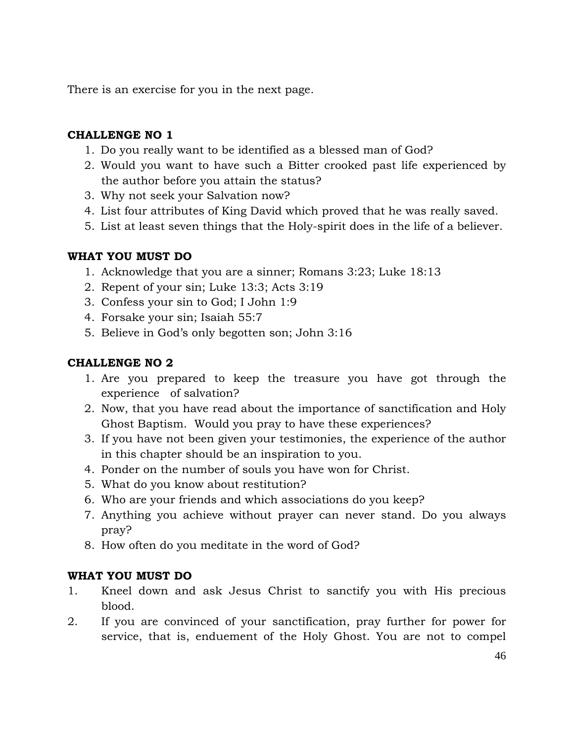There is an exercise for you in the next page.

**CHALLENGE NO 1**

1. Do you really want to be identified as a blessed man of God?
2. Would you want to have such a Bitter crooked past life experienced by the author before you attain the status?
3. Why not seek your Salvation now?
4. List four attributes of King David which proved that he was really saved.
5. List at least seven things that the Holy-spirit does in the life of a believer.

**WHAT YOU MUST DO**

1. Acknowledge that you are a sinner; Romans 3:23; Luke 18:13
2. Repent of your sin; Luke 13:3; Acts 3:19
3. Confess your sin to God; I John 1:9
4. Forsake your sin; Isaiah 55:7
5. Believe in God's only begotten son; John 3:16

**CHALLENGE NO 2**

1. Are you prepared to keep the treasure you have got through the experience of salvation?
2. Now, that you have read about the importance of sanctification and Holy Ghost Baptism. Would you pray to have these experiences?
3. If you have not been given your testimonies, the experience of the author in this chapter should be an inspiration to you.
4. Ponder on the number of souls you have won for Christ.
5. What do you know about restitution?
6. Who are your friends and which associations do you keep?
7. Anything you achieve without prayer can never stand. Do you always pray?
8. How often do you meditate in the word of God?

**WHAT YOU MUST DO**

1. Kneel down and ask Jesus Christ to sanctify you with His precious blood.
2. If you are convinced of your sanctification, pray further for power for service, that is, enduement of the Holy Ghost. You are not to compel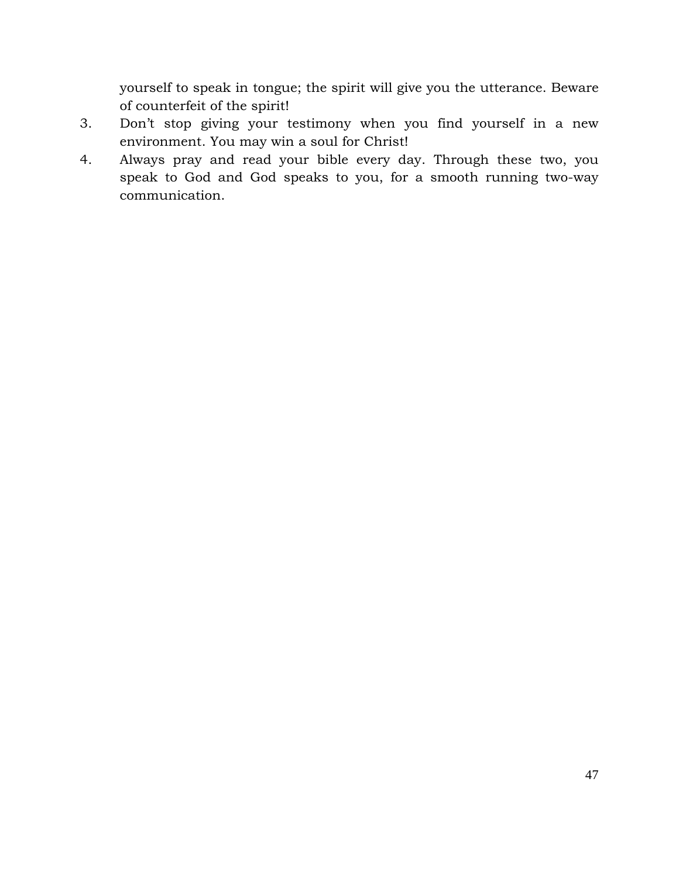yourself to speak in tongue; the spirit will give you the utterance. Beware of counterfeit of the spirit!

3. Don't stop giving your testimony when you find yourself in a new environment. You may win a soul for Christ!
4. Always pray and read your bible every day. Through these two, you speak to God and God speaks to you, for a smooth running two-way communication.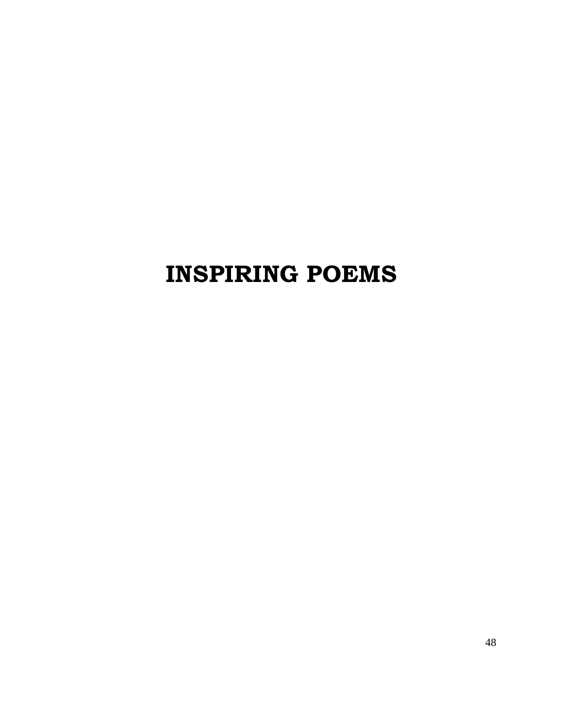# INSPIRING POEMS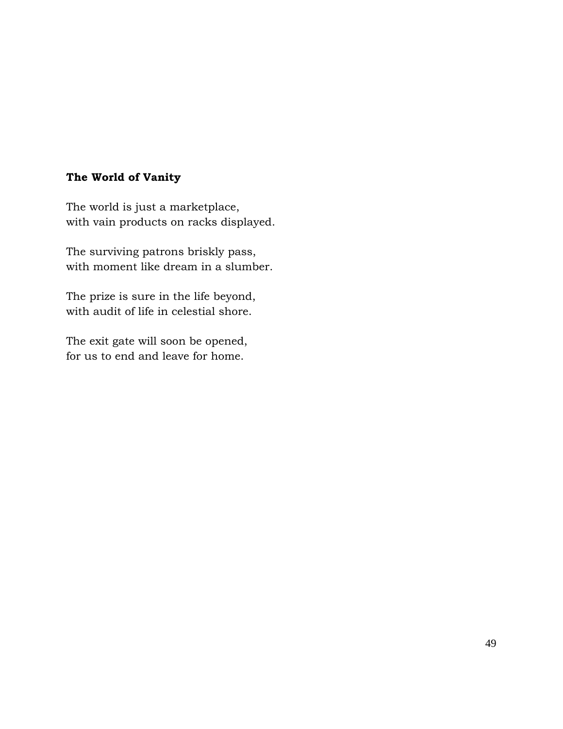**The World of Vanity**

The world is just a marketplace,  
with vain products on racks displayed.

The surviving patrons briskly pass,  
with moment like dream in a slumber.

The prize is sure in the life beyond,  
with audit of life in celestial shore.

The exit gate will soon be opened,  
for us to end and leave for home.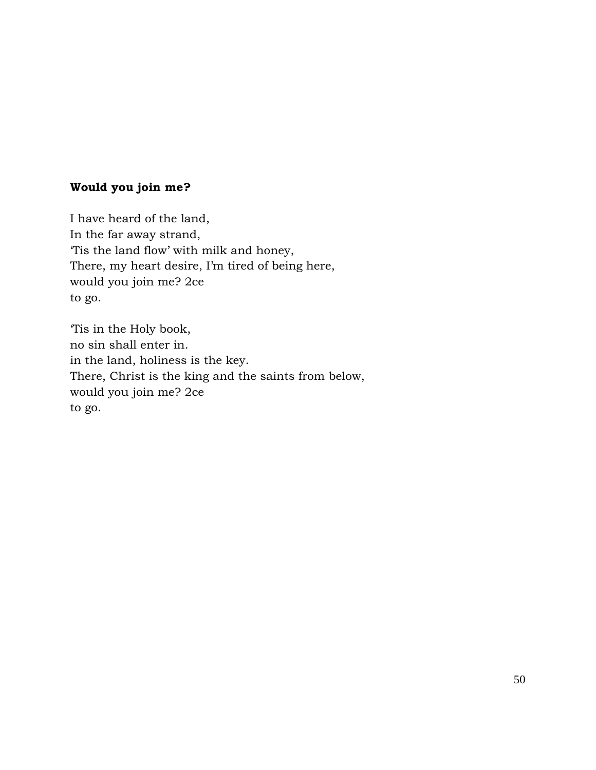**Would you join me?**

I have heard of the land,  
In the far away strand,  
‘Tis the land flow’ with milk and honey,  
There, my heart desire, I’m tired of being here,  
would you join me? 2ce  
to go.

‘Tis in the Holy book,  
no sin shall enter in.  
in the land, holiness is the key.  
There, Christ is the king and the saints from below,  
would you join me? 2ce  
to go.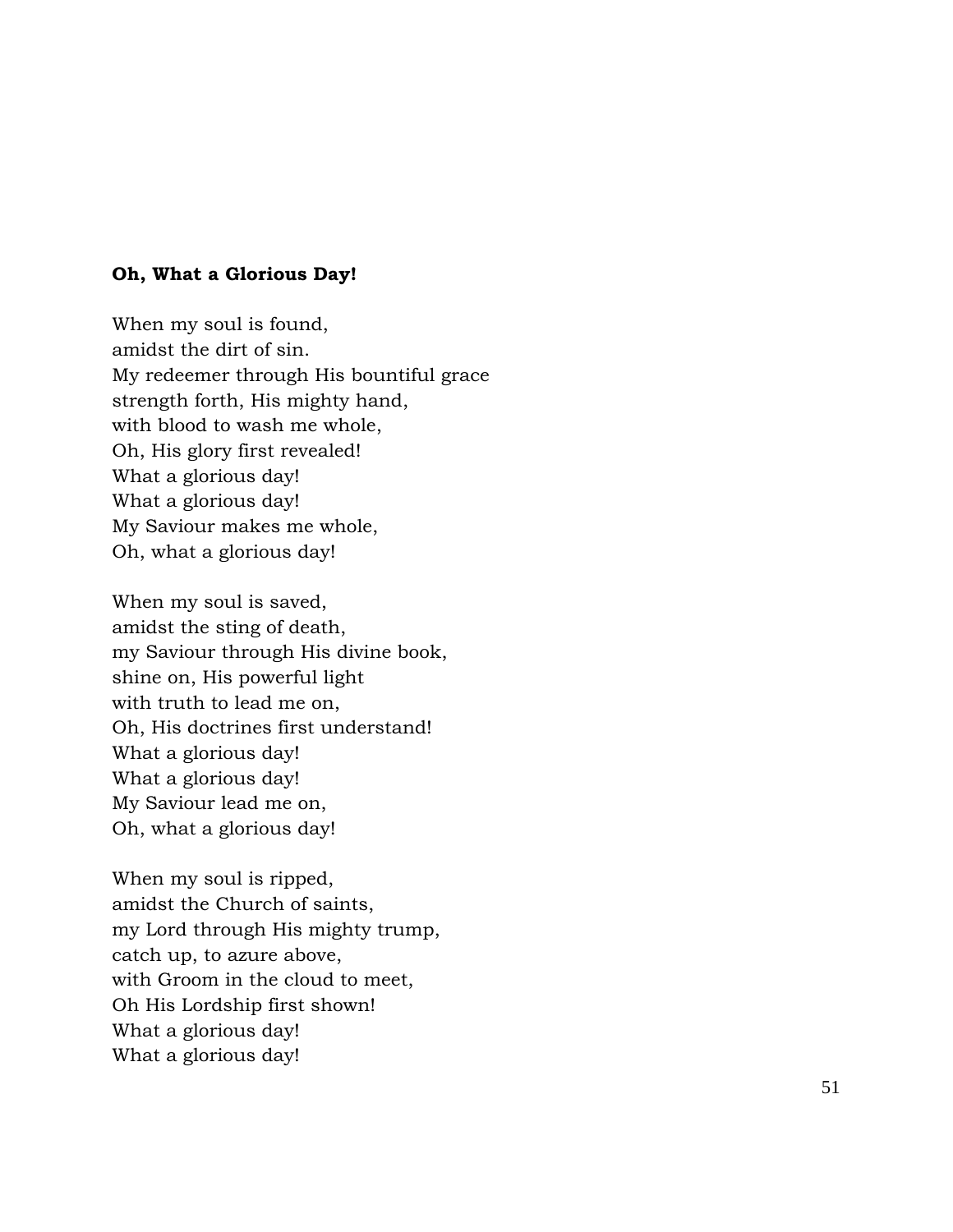**Oh, What a Glorious Day!**

When my soul is found,  
amidst the dirt of sin.  
My redeemer through His bountiful grace  
strength forth, His mighty hand,  
with blood to wash me whole,  
Oh, His glory first revealed!  
What a glorious day!  
What a glorious day!  
My Saviour makes me whole,  
Oh, what a glorious day!

When my soul is saved,  
amidst the sting of death,  
my Saviour through His divine book,  
shine on, His powerful light  
with truth to lead me on,  
Oh, His doctrines first understand!  
What a glorious day!  
What a glorious day!  
My Saviour lead me on,  
Oh, what a glorious day!

When my soul is ripped,  
amidst the Church of saints,  
my Lord through His mighty trump,  
catch up, to azure above,  
with Groom in the cloud to meet,  
Oh His Lordship first shown!  
What a glorious day!  
What a glorious day!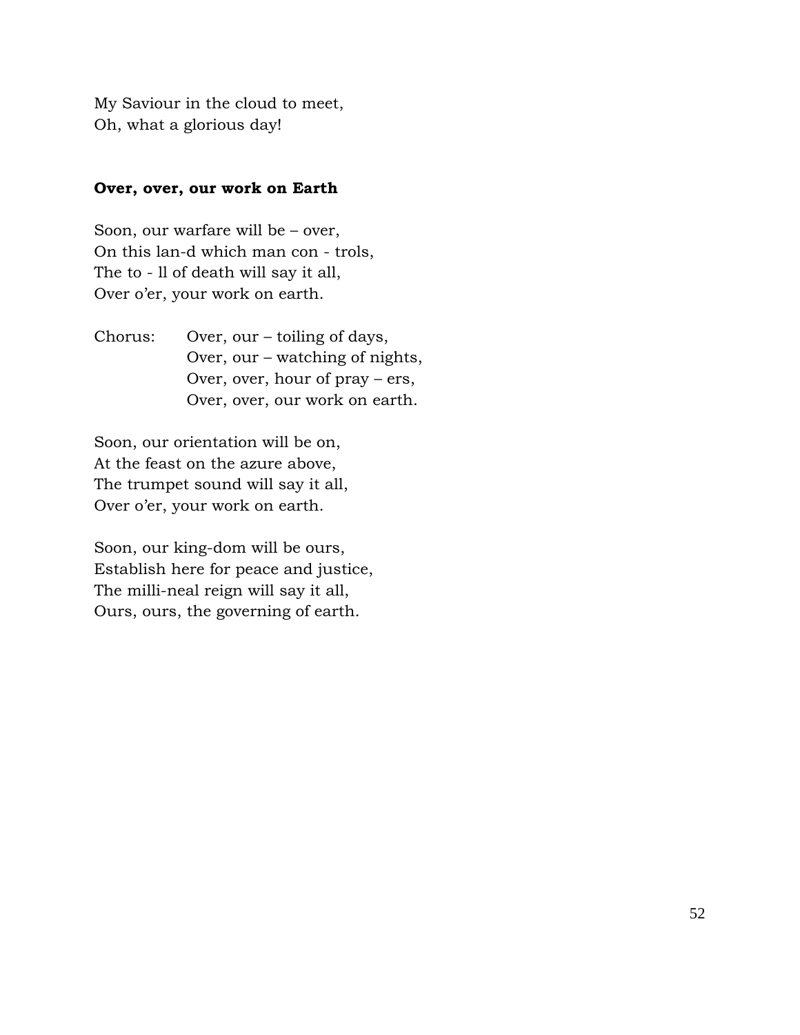My Saviour in the cloud to meet,
Oh, what a glorious day!

**Over, over, our work on Earth**

Soon, our warfare will be – over,
On this lan-d which man con - trols,
The to - ll of death will say it all,
Over o'er, your work on earth.

Chorus: Over, our – toiling of days,
Over, our – watching of nights,
Over, over, hour of pray – ers,
Over, over, our work on earth.

Soon, our orientation will be on,
At the feast on the azure above,
The trumpet sound will say it all,
Over o'er, your work on earth.

Soon, our king-dom will be ours,
Establish here for peace and justice,
The milli-neal reign will say it all,
Ours, ours, the governing of earth.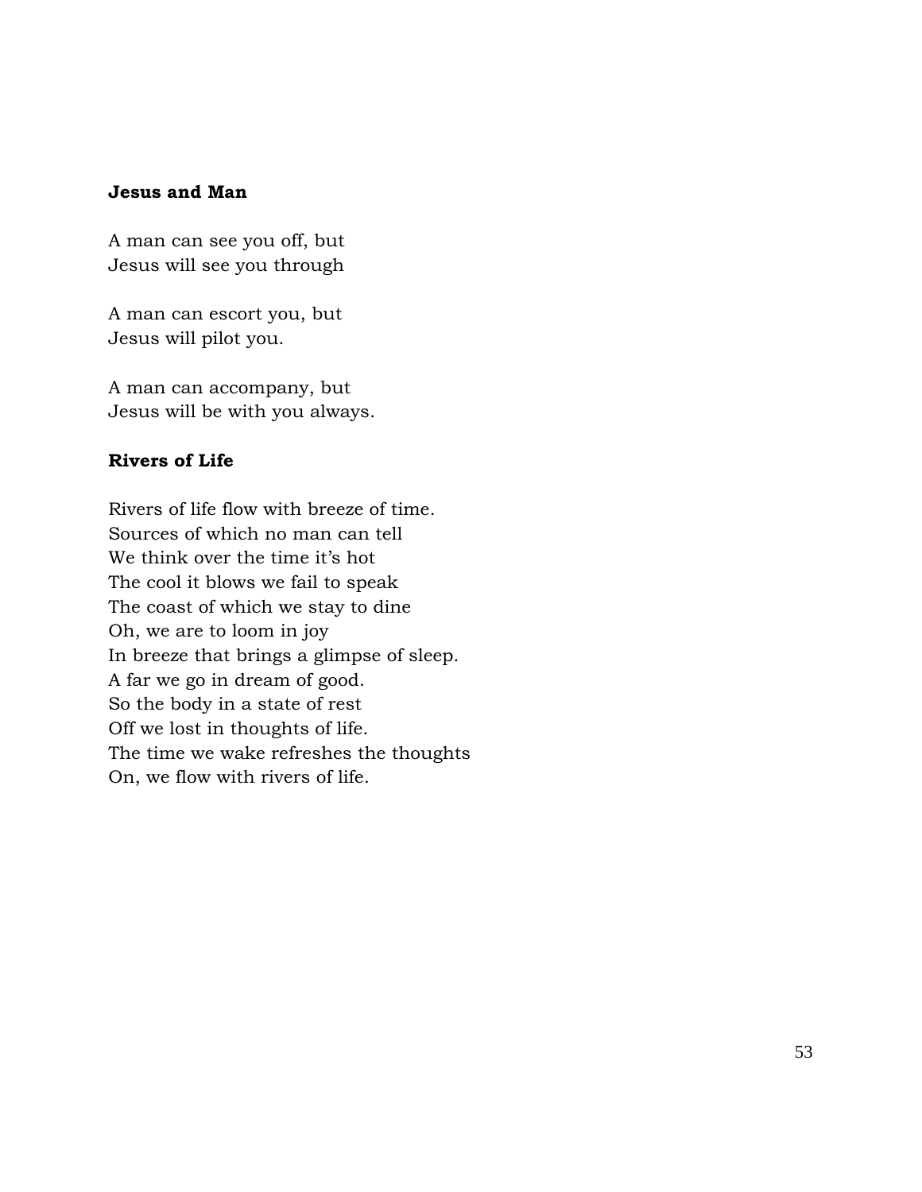**Jesus and Man**

A man can see you off, but  
Jesus will see you through

A man can escort you, but  
Jesus will pilot you.

A man can accompany, but  
Jesus will be with you always.

**Rivers of Life**

Rivers of life flow with breeze of time.  
Sources of which no man can tell  
We think over the time it's hot  
The cool it blows we fail to speak  
The coast of which we stay to dine  
Oh, we are to loom in joy  
In breeze that brings a glimpse of sleep.  
A far we go in dream of good.  
So the body in a state of rest  
Off we lost in thoughts of life.  
The time we wake refreshes the thoughts  
On, we flow with rivers of life.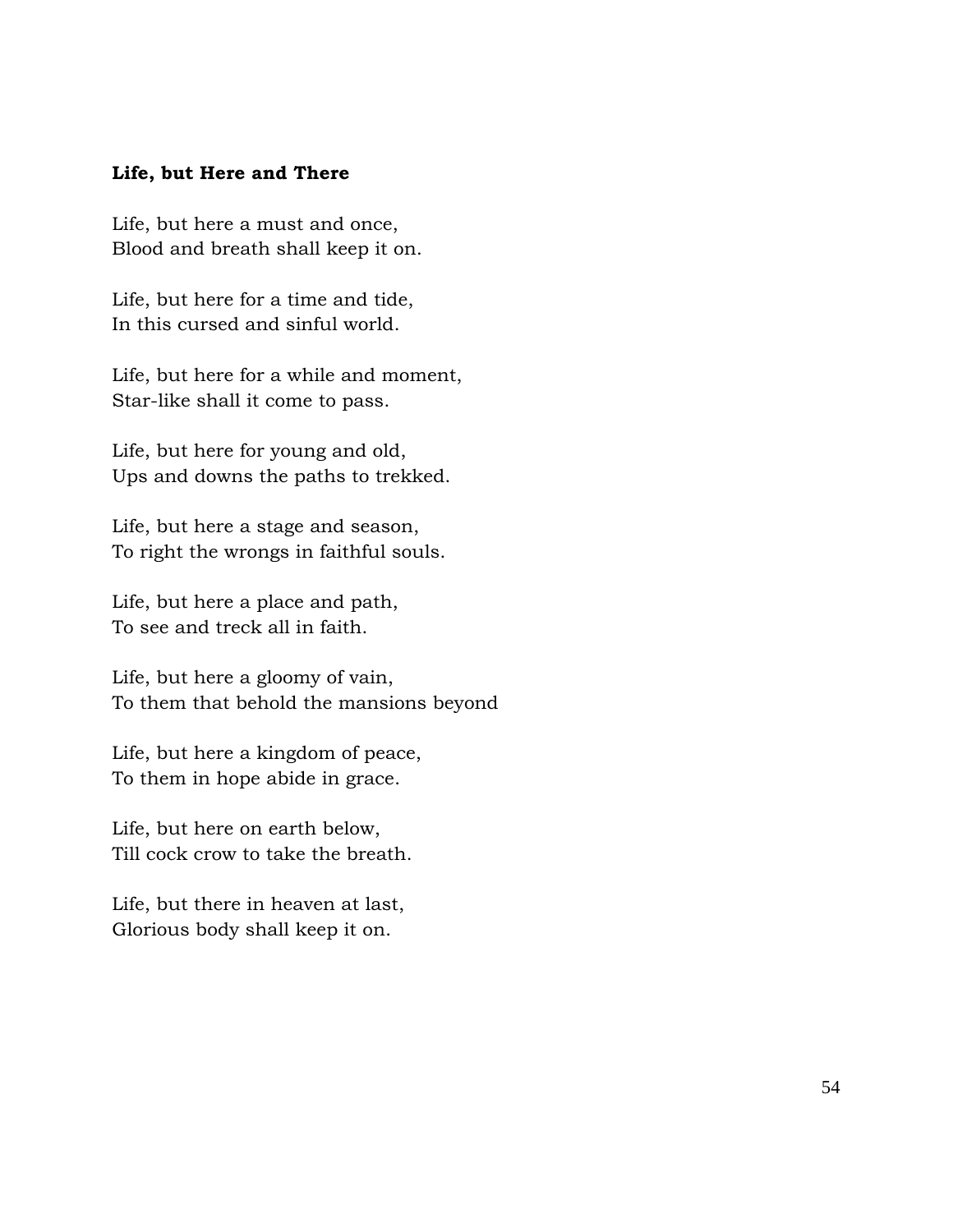**Life, but Here and There**

Life, but here a must and once,
Blood and breath shall keep it on.

Life, but here for a time and tide,
In this cursed and sinful world.

Life, but here for a while and moment,
Star-like shall it come to pass.

Life, but here for young and old,
Ups and downs the paths to trekked.

Life, but here a stage and season,
To right the wrongs in faithful souls.

Life, but here a place and path,
To see and treck all in faith.

Life, but here a gloomy of vain,
To them that behold the mansions beyond

Life, but here a kingdom of peace,
To them in hope abide in grace.

Life, but here on earth below,
Till cock crow to take the breath.

Life, but there in heaven at last,
Glorious body shall keep it on.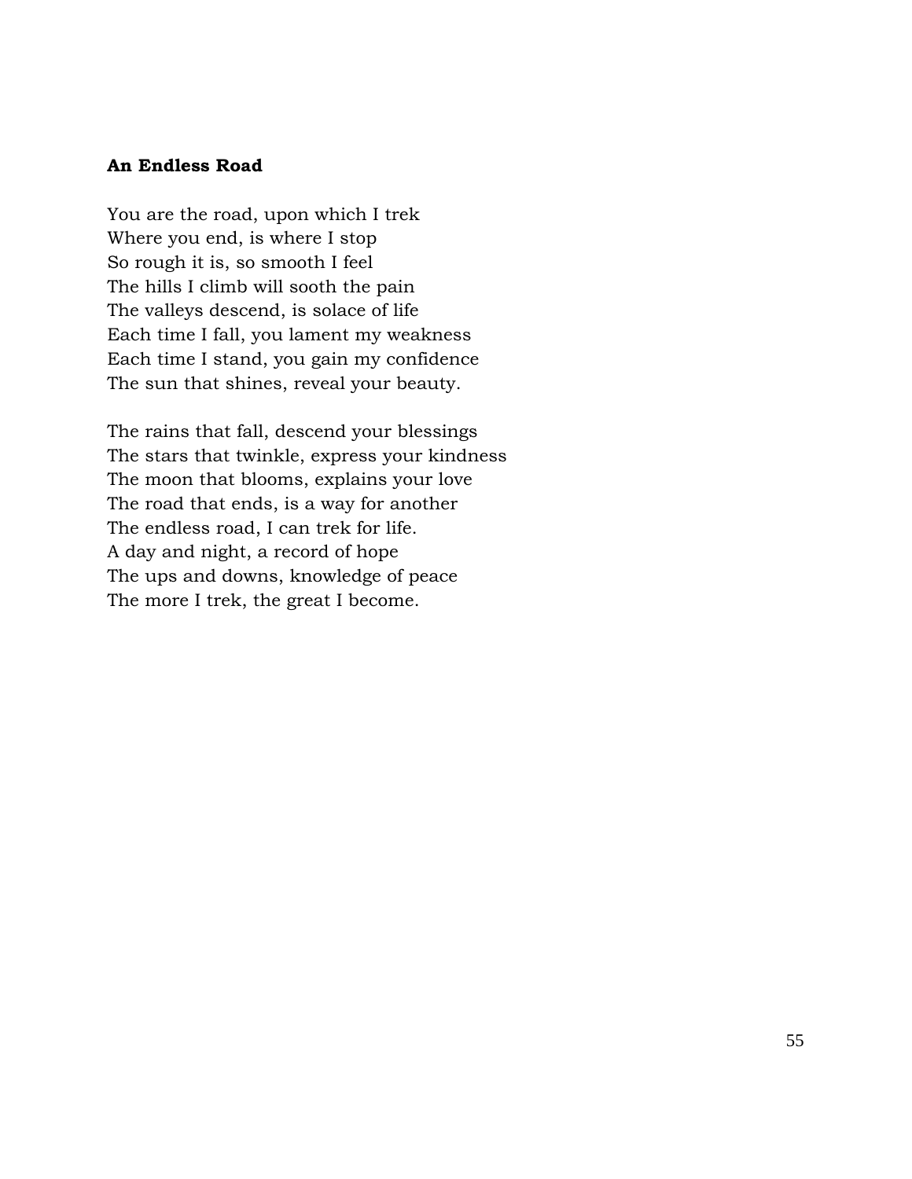**An Endless Road**

You are the road, upon which I trek
Where you end, is where I stop
So rough it is, so smooth I feel
The hills I climb will sooth the pain
The valleys descend, is solace of life
Each time I fall, you lament my weakness
Each time I stand, you gain my confidence
The sun that shines, reveal your beauty.

The rains that fall, descend your blessings
The stars that twinkle, express your kindness
The moon that blooms, explains your love
The road that ends, is a way for another
The endless road, I can trek for life.
A day and night, a record of hope
The ups and downs, knowledge of peace
The more I trek, the great I become.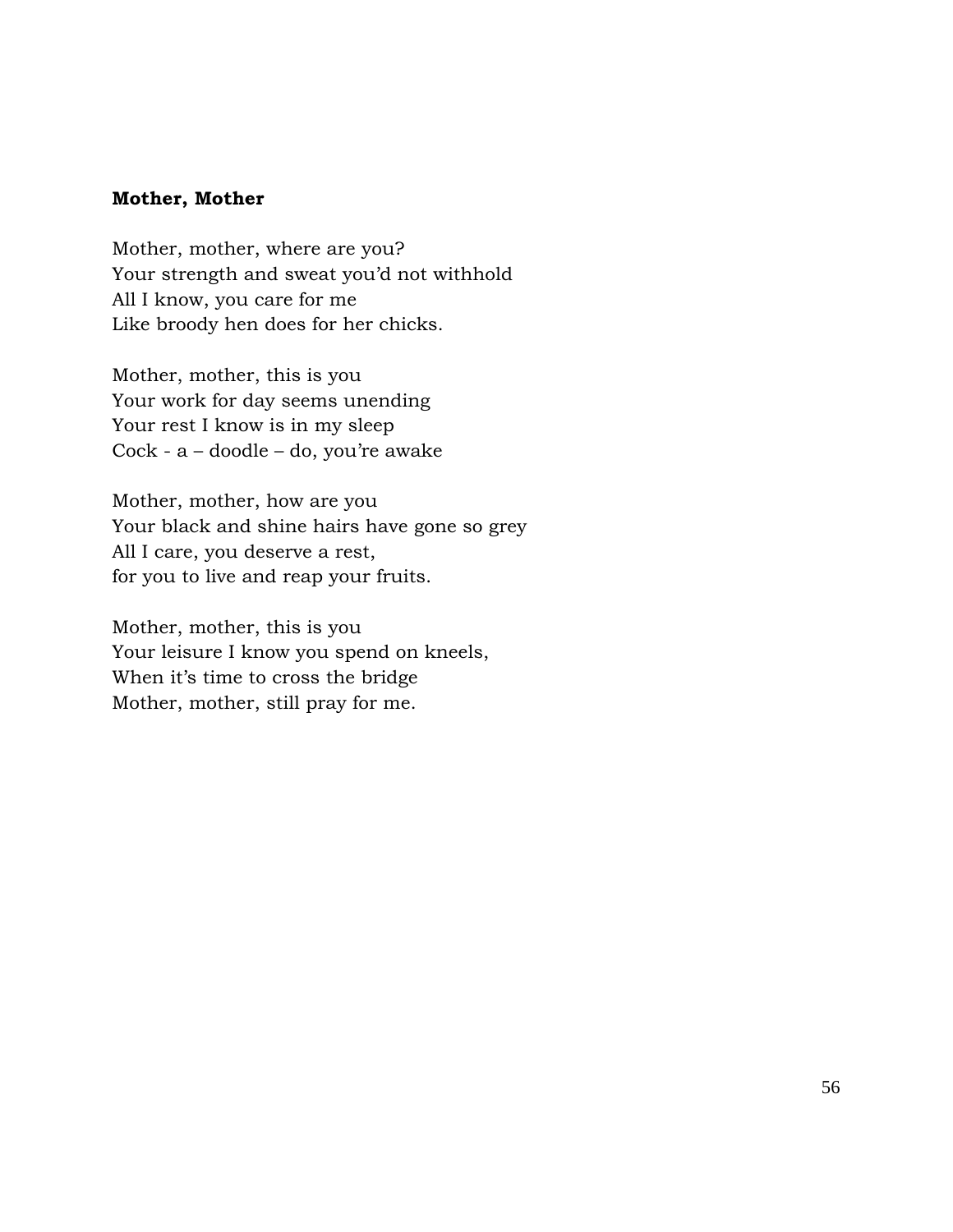**Mother, Mother**

Mother, mother, where are you?  
Your strength and sweat you'd not withhold  
All I know, you care for me  
Like broody hen does for her chicks.

Mother, mother, this is you  
Your work for day seems unending  
Your rest I know is in my sleep  
Cock - a – doodle – do, you're awake

Mother, mother, how are you  
Your black and shine hairs have gone so grey  
All I care, you deserve a rest,  
for you to live and reap your fruits.

Mother, mother, this is you  
Your leisure I know you spend on kneels,  
When it's time to cross the bridge  
Mother, mother, still pray for me.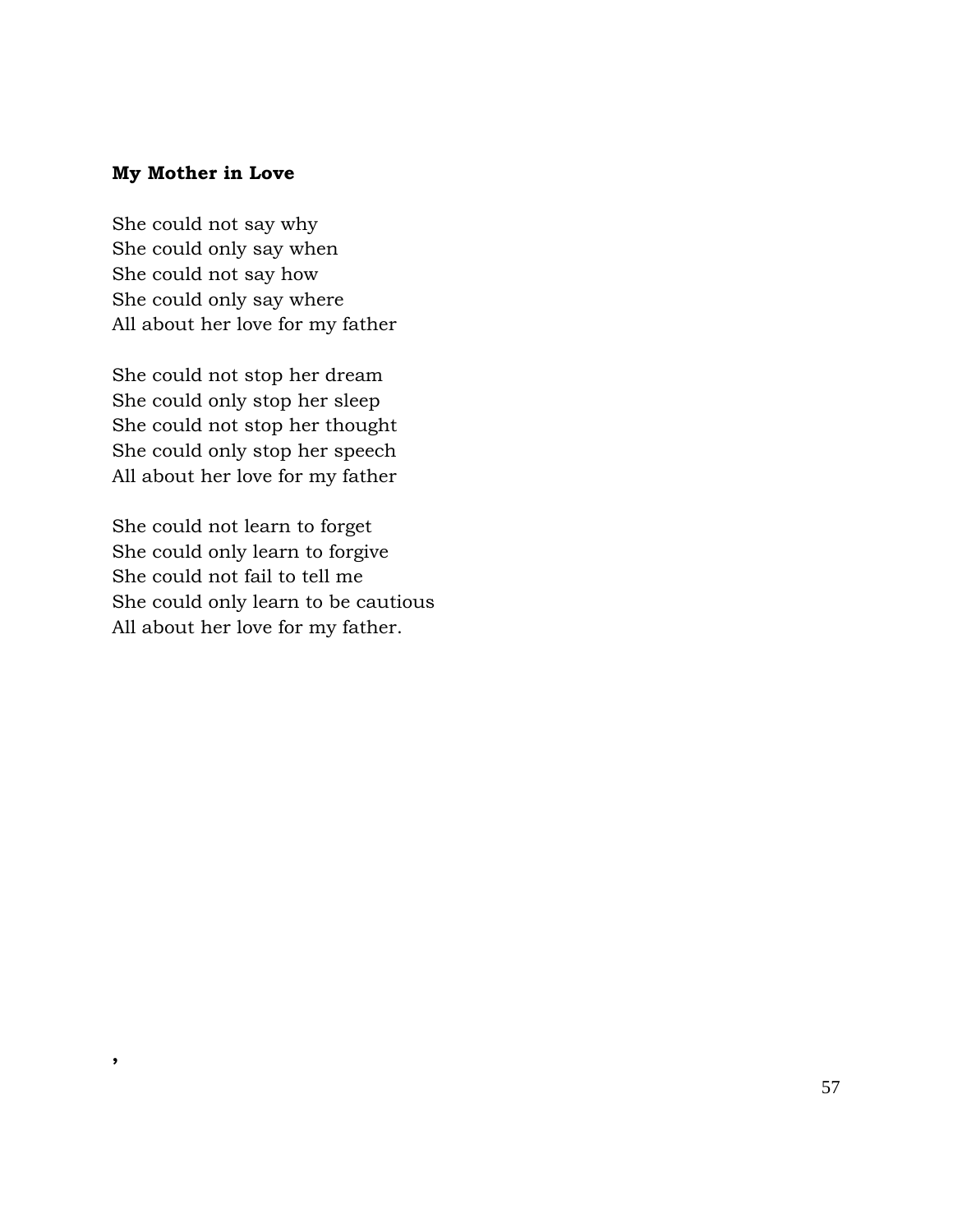**My Mother in Love**

She could not say why  
She could only say when  
She could not say how  
She could only say where  
All about her love for my father

She could not stop her dream  
She could only stop her sleep  
She could not stop her thought  
She could only stop her speech  
All about her love for my father

She could not learn to forget  
She could only learn to forgive  
She could not fail to tell me  
She could only learn to be cautious  
All about her love for my father.

,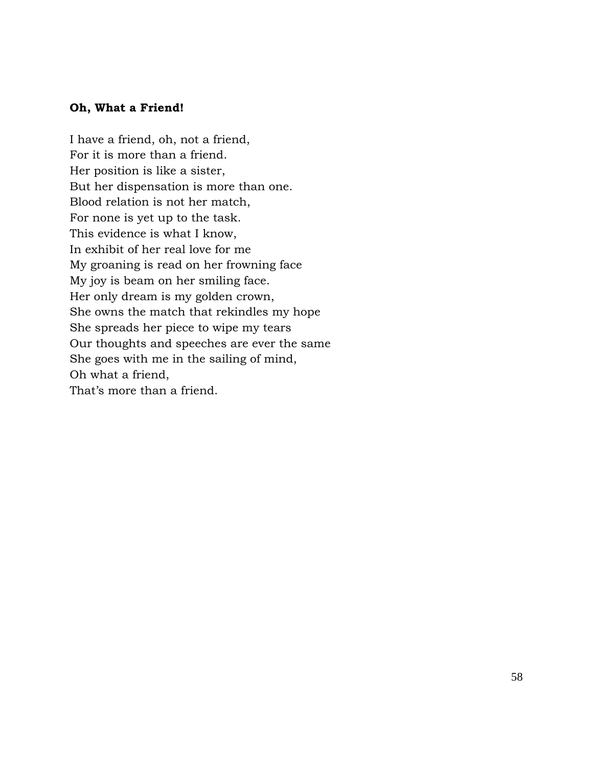**Oh, What a Friend!**

I have a friend, oh, not a friend,  
For it is more than a friend.  
Her position is like a sister,  
But her dispensation is more than one.  
Blood relation is not her match,  
For none is yet up to the task.  
This evidence is what I know,  
In exhibit of her real love for me  
My groaning is read on her frowning face  
My joy is beam on her smiling face.  
Her only dream is my golden crown,  
She owns the match that rekindles my hope  
She spreads her piece to wipe my tears  
Our thoughts and speeches are ever the same  
She goes with me in the sailing of mind,  
Oh what a friend,  
That's more than a friend.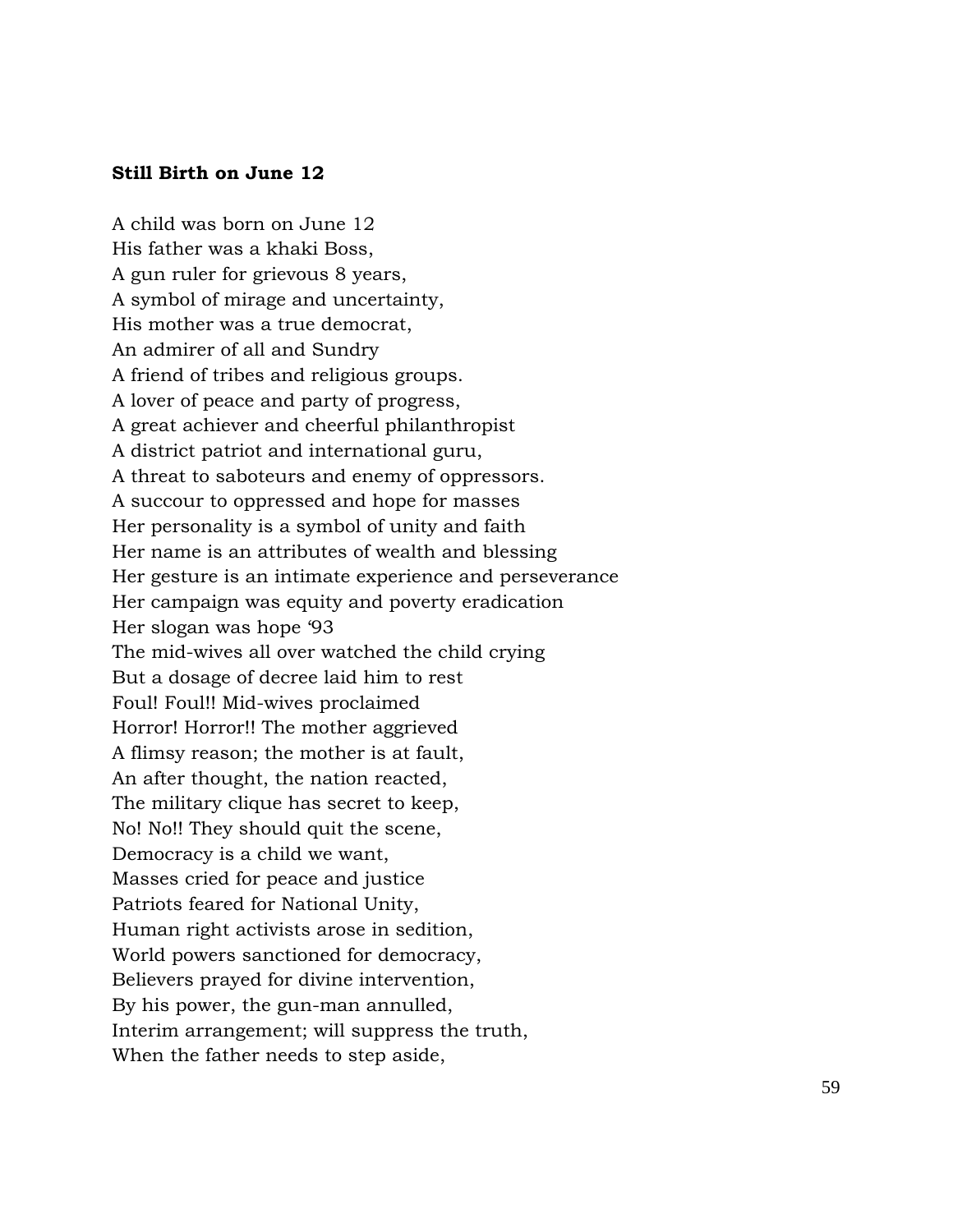**Still Birth on June 12**

A child was born on June 12  
His father was a khaki Boss,  
A gun ruler for grievous 8 years,  
A symbol of mirage and uncertainty,  
His mother was a true democrat,  
An admirer of all and Sundry  
A friend of tribes and religious groups.  
A lover of peace and party of progress,  
A great achiever and cheerful philanthropist  
A district patriot and international guru,  
A threat to saboteurs and enemy of oppressors.  
A succour to oppressed and hope for masses  
Her personality is a symbol of unity and faith  
Her name is an attributes of wealth and blessing  
Her gesture is an intimate experience and perseverance  
Her campaign was equity and poverty eradication  
Her slogan was hope '93  
The mid-wives all over watched the child crying  
But a dosage of decree laid him to rest  
Foul! Foul!! Mid-wives proclaimed  
Horror! Horror!! The mother aggrieved  
A flimsy reason; the mother is at fault,  
An after thought, the nation reacted,  
The military clique has secret to keep,  
No! No!! They should quit the scene,  
Democracy is a child we want,  
Masses cried for peace and justice  
Patriots feared for National Unity,  
Human right activists arose in sedition,  
World powers sanctioned for democracy,  
Believers prayed for divine intervention,  
By his power, the gun-man annulled,  
Interim arrangement; will suppress the truth,  
When the father needs to step aside,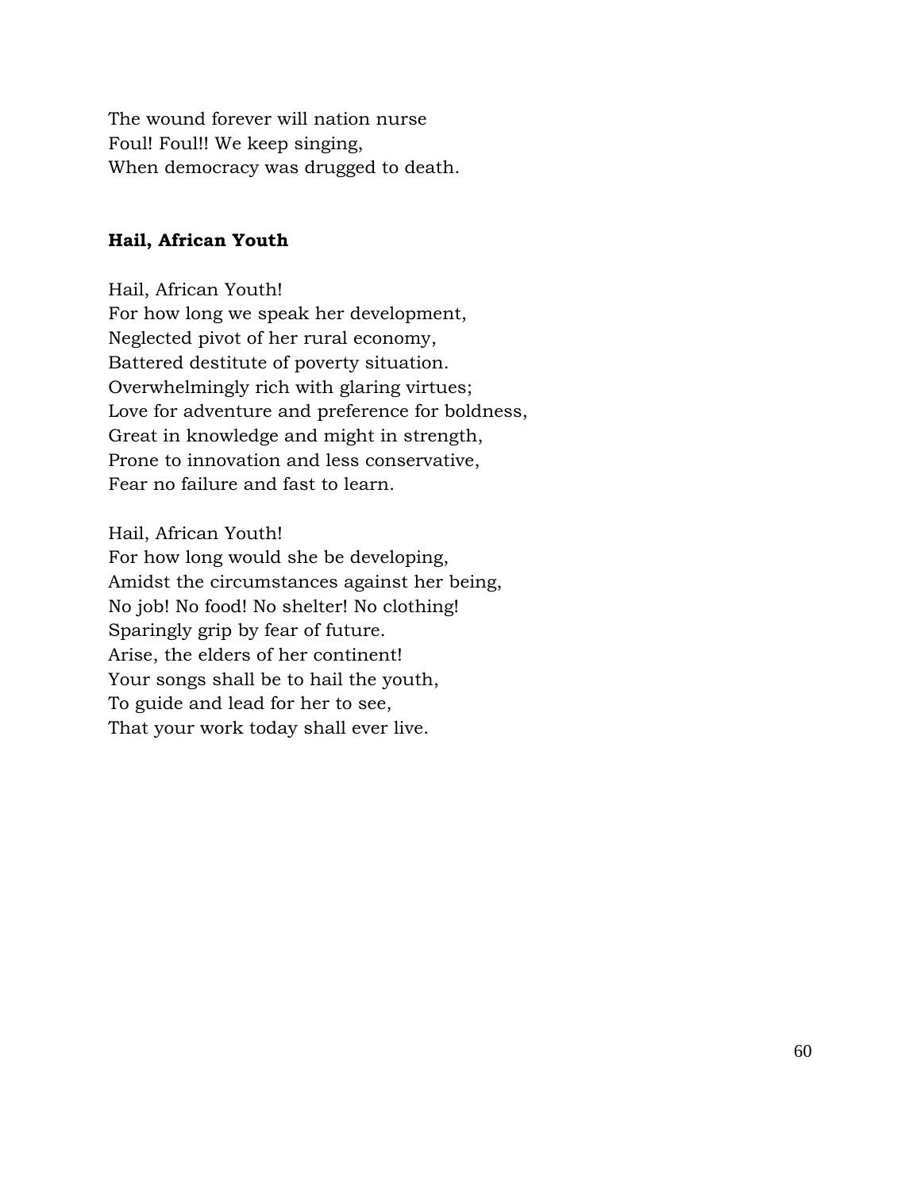The wound forever will nation nurse
Foul! Foul!! We keep singing,
When democracy was drugged to death.

**Hail, African Youth**

Hail, African Youth!
For how long we speak her development,
Neglected pivot of her rural economy,
Battered destitute of poverty situation.
Overwhelmingly rich with glaring virtues;
Love for adventure and preference for boldness,
Great in knowledge and might in strength,
Prone to innovation and less conservative,
Fear no failure and fast to learn.

Hail, African Youth!
For how long would she be developing,
Amidst the circumstances against her being,
No job! No food! No shelter! No clothing!
Sparingly grip by fear of future.
Arise, the elders of her continent!
Your songs shall be to hail the youth,
To guide and lead for her to see,
That your work today shall ever live.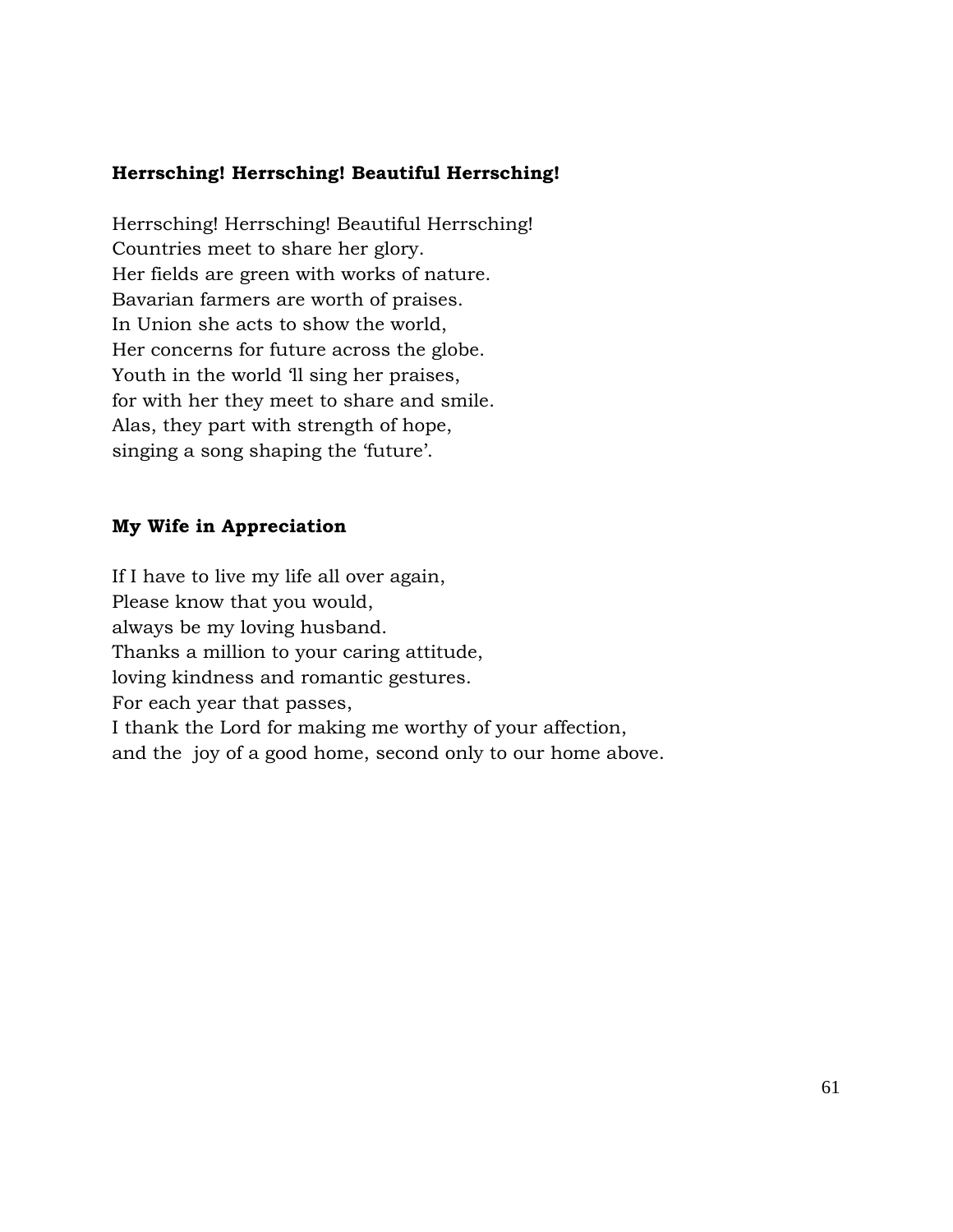**Herrsching! Herrsching! Beautiful Herrsching!**

Herrsching! Herrsching! Beautiful Herrsching!  
Countries meet to share her glory.  
Her fields are green with works of nature.  
Bavarian farmers are worth of praises.  
In Union she acts to show the world,  
Her concerns for future across the globe.  
Youth in the world 'll sing her praises,  
for with her they meet to share and smile.  
Alas, they part with strength of hope,  
singing a song shaping the 'future'.

**My Wife in Appreciation**

If I have to live my life all over again,  
Please know that you would,  
always be my loving husband.  
Thanks a million to your caring attitude,  
loving kindness and romantic gestures.  
For each year that passes,  
I thank the Lord for making me worthy of your affection,  
and the  joy of a good home, second only to our home above.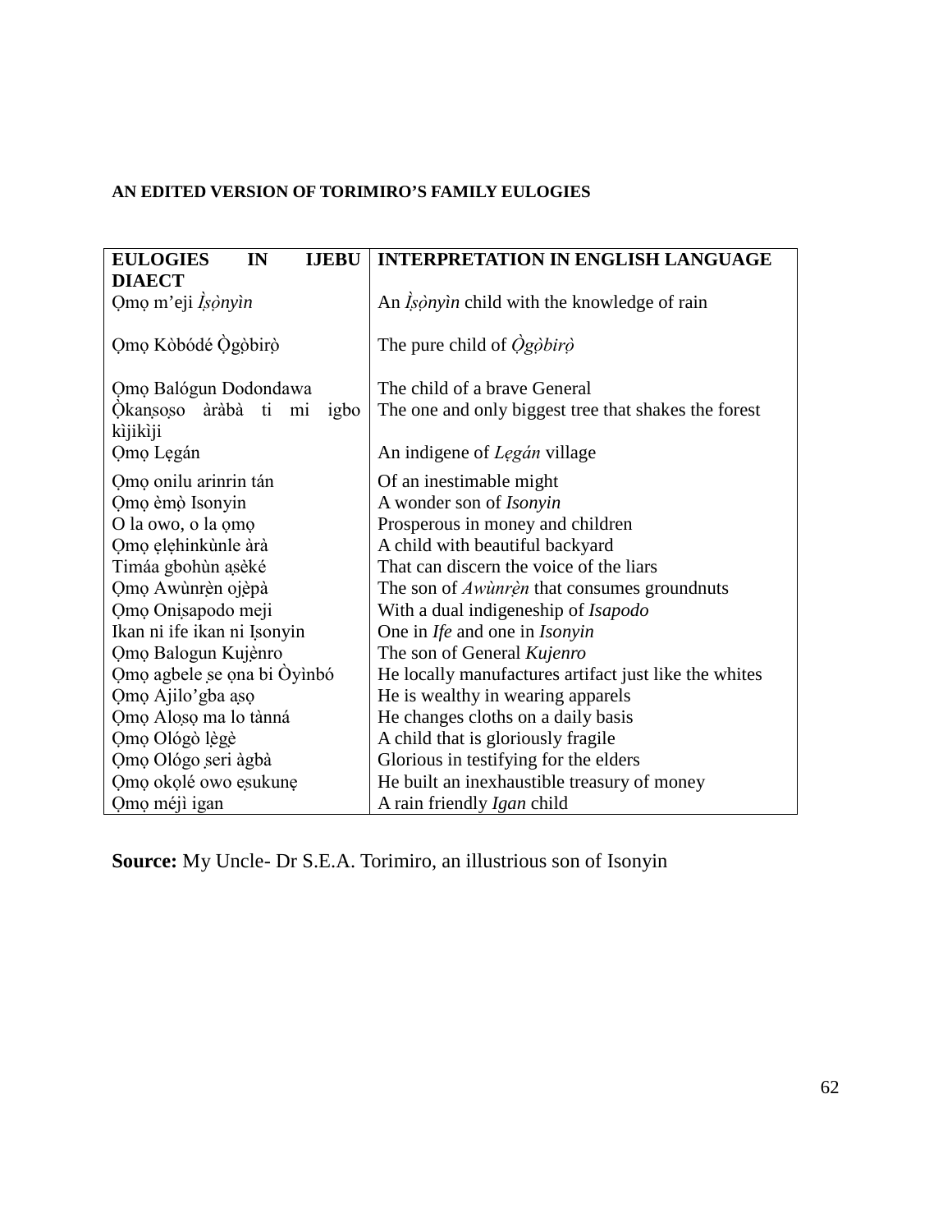**AN EDITED VERSION OF TORIMIRO'S FAMILY EULOGIES**

| EULOGIES IN IJEBU DIAECT | INTERPRETATION IN ENGLISH LANGUAGE |
|---|---|
| Ọmọ m'eji *Ìṣọ̀nyìn* | An *Ìṣọ̀nyìn* child with the knowledge of rain |
| Ọmọ Kòbódé Ọ̀gọ̀birọ̀ | The pure child of *Ọ̀gọ̀birọ̀* |
| Ọmọ Balógun Dodondawa | The child of a brave General |
| Ọ̀kanṣọṣo àràbà ti mi igbo kìjikìji | The one and only biggest tree that shakes the forest |
| Ọmọ Lẹgán | An indigene of *Lẹgán* village |
| Ọmọ onilu arinrin tán | Of an inestimable might |
| Ọmọ èmọ̀ Isonyin | A wonder son of *Isonyin* |
| O la owo, o la ọmọ | Prosperous in money and children |
| Ọmọ ẹlẹhinkùnle àrà | A child with beautiful backyard |
| Timáa gbohùn aṣèké | That can discern the voice of the liars |
| Ọmọ Awùnrẹ̀n ojẹ̀pà | The son of *Awùnrẹ̀n* that consumes groundnuts |
| Ọmọ Oniṣapodo meji | With a dual indigeneship of *Isapodo* |
| Ikan ni ife ikan ni Iṣonyin | One in *Ife* and one in *Isonyin* |
| Ọmọ Balogun Kujènro | The son of General *Kujenro* |
| Ọmọ agbele ṣe ọna bi Òyìnbó | He locally manufactures artifact just like the whites |
| Ọmọ Ajilo'gba aṣọ | He is wealthy in wearing apparels |
| Ọmọ Aloṣọ ma lo tànná | He changes cloths on a daily basis |
| Ọmọ Olôgò lẹ̀gẹ̀ | A child that is gloriously fragile |
| Ọmọ Ológo ṣeri àgbà | Glorious in testifying for the elders |
| Ọmọ okọlé owo eṣukunẹ | He built an inexhaustible treasury of money |
| Ọmọ méjì igan | A rain friendly *Igan* child |

**Source:** My Uncle- Dr S.E.A. Torimiro, an illustrious son of Isonyin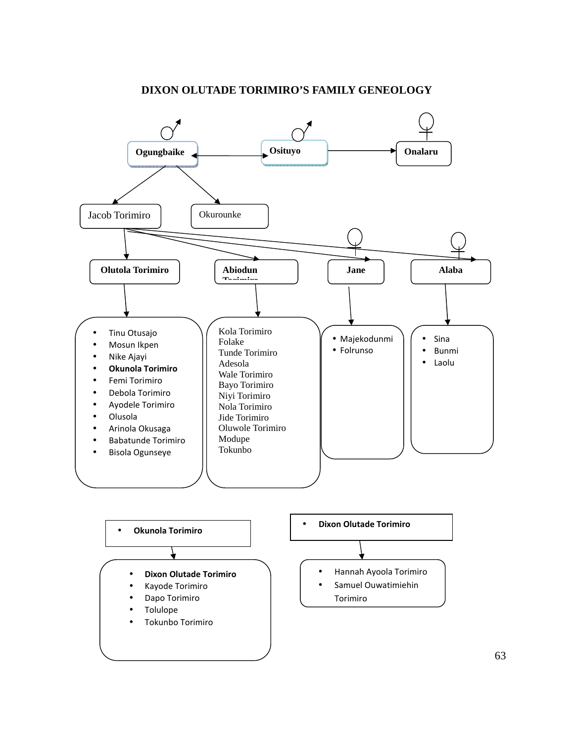# DIXON OLUTADE TORIMIRO'S FAMILY GENEOLOGY

**Ogungbaike** ↔ **Osituyo** → **Onalaru**

Ogungbaike → Jacob Torimiro, Okurounke

Jacob Torimiro → **Olutola Torimiro**, **Abiodun Torimiro**, **Jane**, **Alaba**

**Olutola Torimiro**

- Tinu Otusajo
- Mosun Ikpen
- Nike Ajayi
- **Okunola Torimiro**
- Femi Torimiro
- Debola Torimiro
- Ayodele Torimiro
- Olusola
- Arinola Okusaga
- Babatunde Torimiro
- Bisola Ogunseye

**Abiodun Torimiro**

Kola Torimiro
Folake
Tunde Torimiro
Adesola
Wale Torimiro
Bayo Torimiro
Niyi Torimiro
Nola Torimiro
Jide Torimiro
Oluwole Torimiro
Modupe
Tokunbo

**Jane**

- Majekodunmi
- Folrunso

**Alaba**

- Sina
- Bunmi
- Laolu

---

- **Okunola Torimiro**

  - **Dixon Olutade Torimiro**
  - Kayode Torimiro
  - Dapo Torimiro
  - Tolulope
  - Tokunbo Torimiro

- **Dixon Olutade Torimiro**

  - Hannah Ayoola Torimiro
  - Samuel Ouwatimiehin Torimiro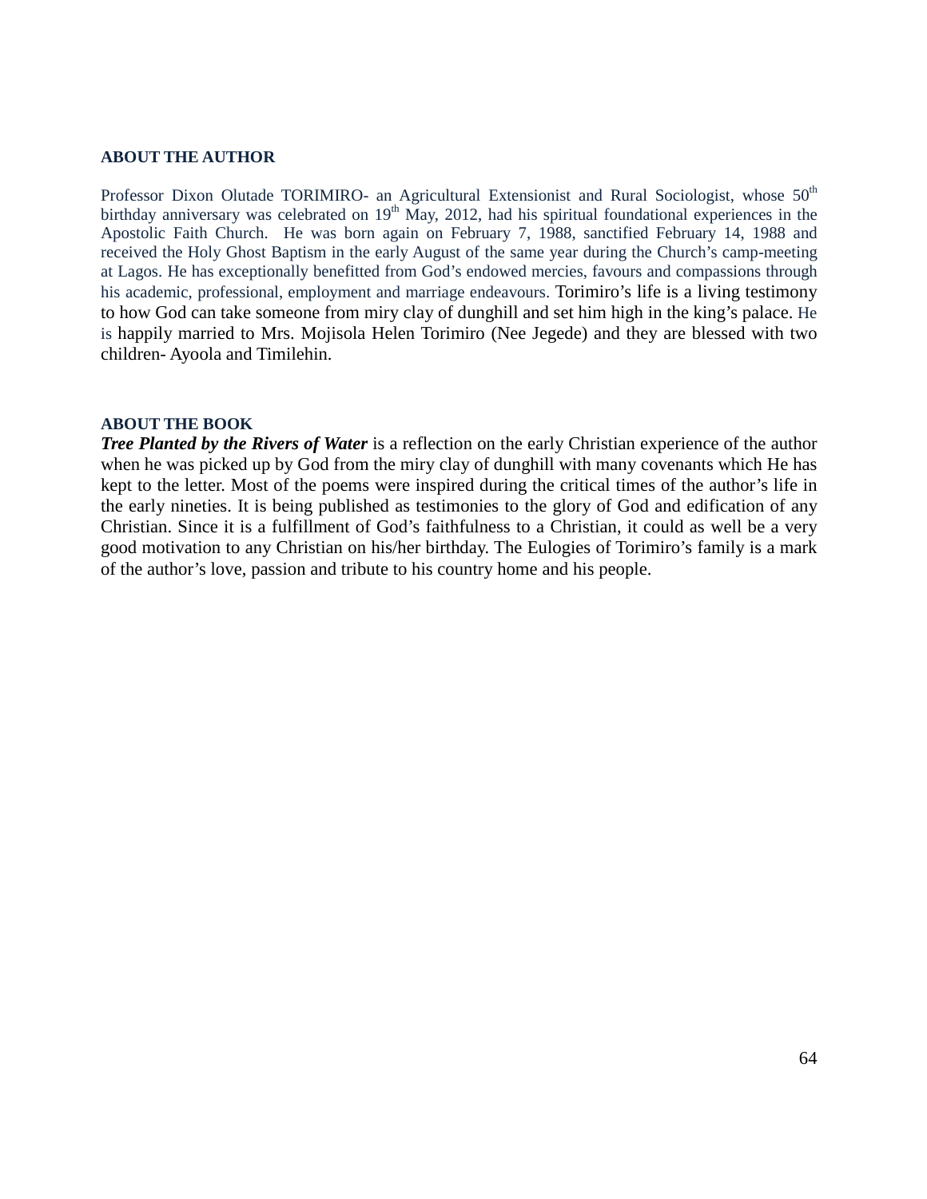## ABOUT THE AUTHOR

Professor Dixon Olutade TORIMIRO- an Agricultural Extensionist and Rural Sociologist, whose 50th birthday anniversary was celebrated on 19th May, 2012, had his spiritual foundational experiences in the Apostolic Faith Church. He was born again on February 7, 1988, sanctified February 14, 1988 and received the Holy Ghost Baptism in the early August of the same year during the Church's camp-meeting at Lagos. He has exceptionally benefitted from God's endowed mercies, favours and compassions through his academic, professional, employment and marriage endeavours. Torimiro's life is a living testimony to how God can take someone from miry clay of dunghill and set him high in the king's palace. He is happily married to Mrs. Mojisola Helen Torimiro (Nee Jegede) and they are blessed with two children- Ayoola and Timilehin.

## ABOUT THE BOOK

***Tree Planted by the Rivers of Water*** is a reflection on the early Christian experience of the author when he was picked up by God from the miry clay of dunghill with many covenants which He has kept to the letter. Most of the poems were inspired during the critical times of the author's life in the early nineties. It is being published as testimonies to the glory of God and edification of any Christian. Since it is a fulfillment of God's faithfulness to a Christian, it could as well be a very good motivation to any Christian on his/her birthday. The Eulogies of Torimiro's family is a mark of the author's love, passion and tribute to his country home and his people.